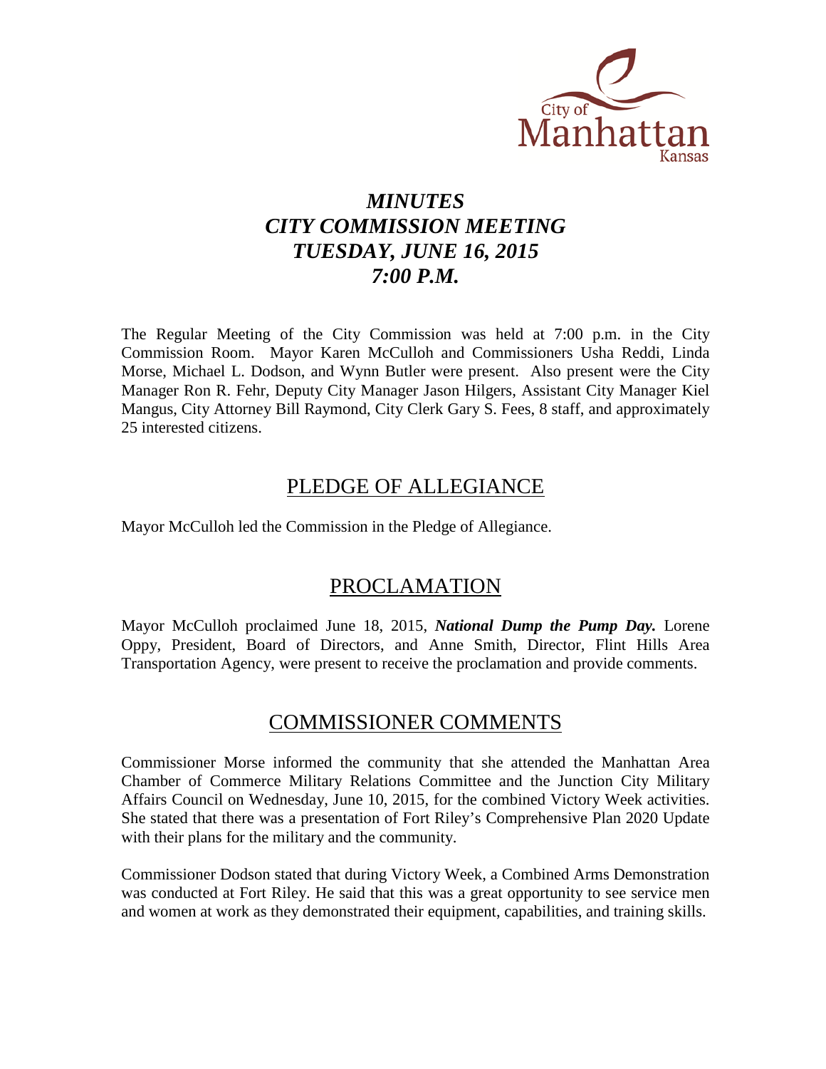City of Manhattan Kansas

# *MINUTES*
# *CITY COMMISSION MEETING*
# *TUESDAY, JUNE 16, 2015*
# *7:00 P.M.*

The Regular Meeting of the City Commission was held at 7:00 p.m. in the City Commission Room. Mayor Karen McCulloh and Commissioners Usha Reddi, Linda Morse, Michael L. Dodson, and Wynn Butler were present. Also present were the City Manager Ron R. Fehr, Deputy City Manager Jason Hilgers, Assistant City Manager Kiel Mangus, City Attorney Bill Raymond, City Clerk Gary S. Fees, 8 staff, and approximately 25 interested citizens.

## PLEDGE OF ALLEGIANCE

Mayor McCulloh led the Commission in the Pledge of Allegiance.

## PROCLAMATION

Mayor McCulloh proclaimed June 18, 2015, ***National Dump the Pump Day.*** Lorene Oppy, President, Board of Directors, and Anne Smith, Director, Flint Hills Area Transportation Agency, were present to receive the proclamation and provide comments.

## COMMISSIONER COMMENTS

Commissioner Morse informed the community that she attended the Manhattan Area Chamber of Commerce Military Relations Committee and the Junction City Military Affairs Council on Wednesday, June 10, 2015, for the combined Victory Week activities. She stated that there was a presentation of Fort Riley's Comprehensive Plan 2020 Update with their plans for the military and the community.

Commissioner Dodson stated that during Victory Week, a Combined Arms Demonstration was conducted at Fort Riley. He said that this was a great opportunity to see service men and women at work as they demonstrated their equipment, capabilities, and training skills.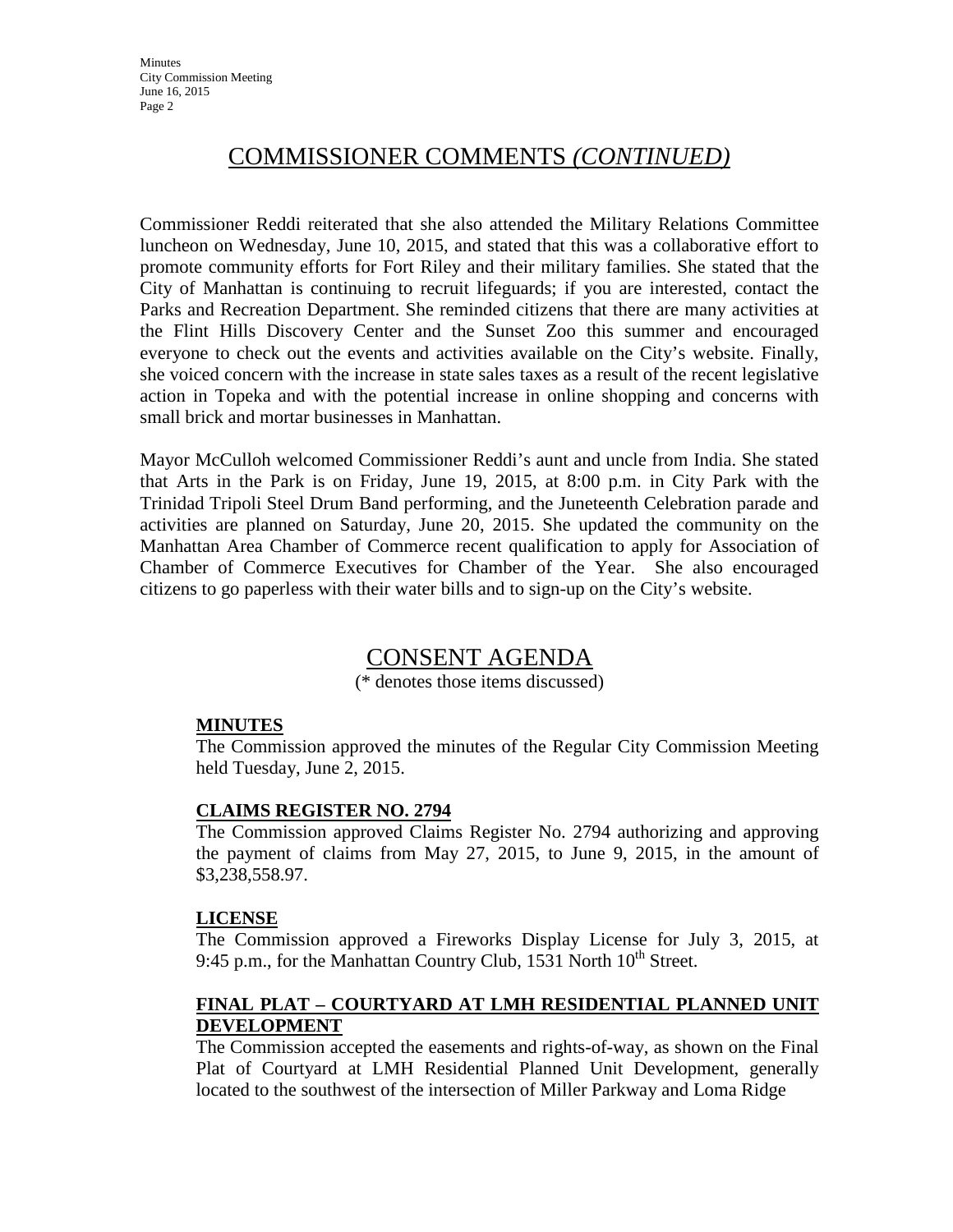# COMMISSIONER COMMENTS *(CONTINUED)*

Commissioner Reddi reiterated that she also attended the Military Relations Committee luncheon on Wednesday, June 10, 2015, and stated that this was a collaborative effort to promote community efforts for Fort Riley and their military families. She stated that the City of Manhattan is continuing to recruit lifeguards; if you are interested, contact the Parks and Recreation Department. She reminded citizens that there are many activities at the Flint Hills Discovery Center and the Sunset Zoo this summer and encouraged everyone to check out the events and activities available on the City's website. Finally, she voiced concern with the increase in state sales taxes as a result of the recent legislative action in Topeka and with the potential increase in online shopping and concerns with small brick and mortar businesses in Manhattan.

Mayor McCulloh welcomed Commissioner Reddi's aunt and uncle from India. She stated that Arts in the Park is on Friday, June 19, 2015, at 8:00 p.m. in City Park with the Trinidad Tripoli Steel Drum Band performing, and the Juneteenth Celebration parade and activities are planned on Saturday, June 20, 2015. She updated the community on the Manhattan Area Chamber of Commerce recent qualification to apply for Association of Chamber of Commerce Executives for Chamber of the Year. She also encouraged citizens to go paperless with their water bills and to sign-up on the City's website.

# CONSENT AGENDA

(* denotes those items discussed)

**MINUTES**

The Commission approved the minutes of the Regular City Commission Meeting held Tuesday, June 2, 2015.

**CLAIMS REGISTER NO. 2794**

The Commission approved Claims Register No. 2794 authorizing and approving the payment of claims from May 27, 2015, to June 9, 2015, in the amount of $3,238,558.97.

**LICENSE**

The Commission approved a Fireworks Display License for July 3, 2015, at 9:45 p.m., for the Manhattan Country Club, 1531 North 10th Street.

**FINAL PLAT – COURTYARD AT LMH RESIDENTIAL PLANNED UNIT DEVELOPMENT**

The Commission accepted the easements and rights-of-way, as shown on the Final Plat of Courtyard at LMH Residential Planned Unit Development, generally located to the southwest of the intersection of Miller Parkway and Loma Ridge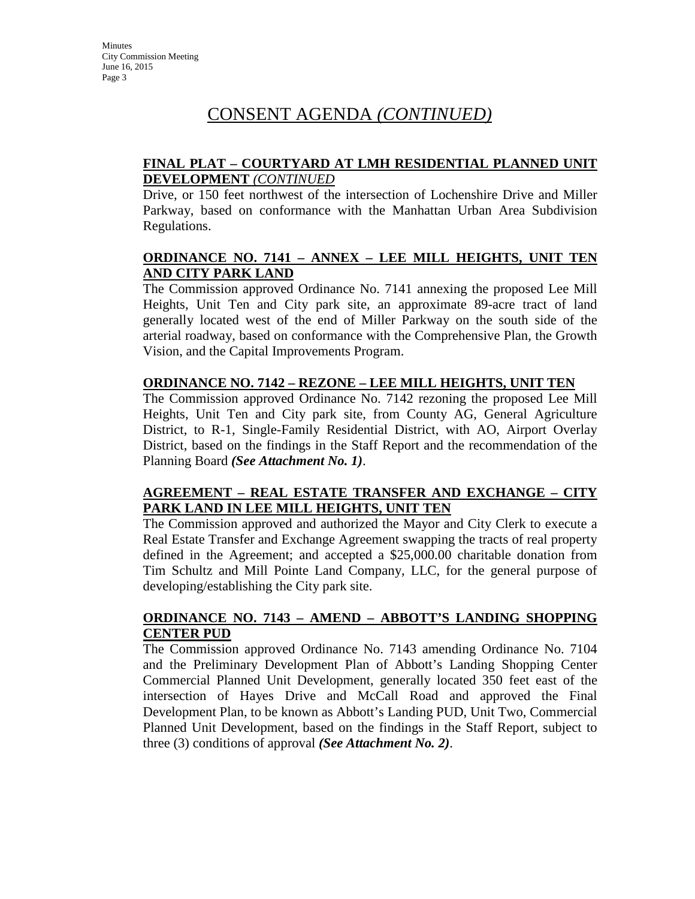# CONSENT AGENDA *(CONTINUED)*

**FINAL PLAT – COURTYARD AT LMH RESIDENTIAL PLANNED UNIT DEVELOPMENT** *(CONTINUED*

Drive, or 150 feet northwest of the intersection of Lochenshire Drive and Miller Parkway, based on conformance with the Manhattan Urban Area Subdivision Regulations.

**ORDINANCE NO. 7141 – ANNEX – LEE MILL HEIGHTS, UNIT TEN AND CITY PARK LAND**

The Commission approved Ordinance No. 7141 annexing the proposed Lee Mill Heights, Unit Ten and City park site, an approximate 89-acre tract of land generally located west of the end of Miller Parkway on the south side of the arterial roadway, based on conformance with the Comprehensive Plan, the Growth Vision, and the Capital Improvements Program.

**ORDINANCE NO. 7142 – REZONE – LEE MILL HEIGHTS, UNIT TEN**

The Commission approved Ordinance No. 7142 rezoning the proposed Lee Mill Heights, Unit Ten and City park site, from County AG, General Agriculture District, to R-1, Single-Family Residential District, with AO, Airport Overlay District, based on the findings in the Staff Report and the recommendation of the Planning Board ***(See Attachment No. 1)***.

**AGREEMENT – REAL ESTATE TRANSFER AND EXCHANGE – CITY PARK LAND IN LEE MILL HEIGHTS, UNIT TEN**

The Commission approved and authorized the Mayor and City Clerk to execute a Real Estate Transfer and Exchange Agreement swapping the tracts of real property defined in the Agreement; and accepted a $25,000.00 charitable donation from Tim Schultz and Mill Pointe Land Company, LLC, for the general purpose of developing/establishing the City park site.

**ORDINANCE NO. 7143 – AMEND – ABBOTT'S LANDING SHOPPING CENTER PUD**

The Commission approved Ordinance No. 7143 amending Ordinance No. 7104 and the Preliminary Development Plan of Abbott's Landing Shopping Center Commercial Planned Unit Development, generally located 350 feet east of the intersection of Hayes Drive and McCall Road and approved the Final Development Plan, to be known as Abbott's Landing PUD, Unit Two, Commercial Planned Unit Development, based on the findings in the Staff Report, subject to three (3) conditions of approval ***(See Attachment No. 2)***.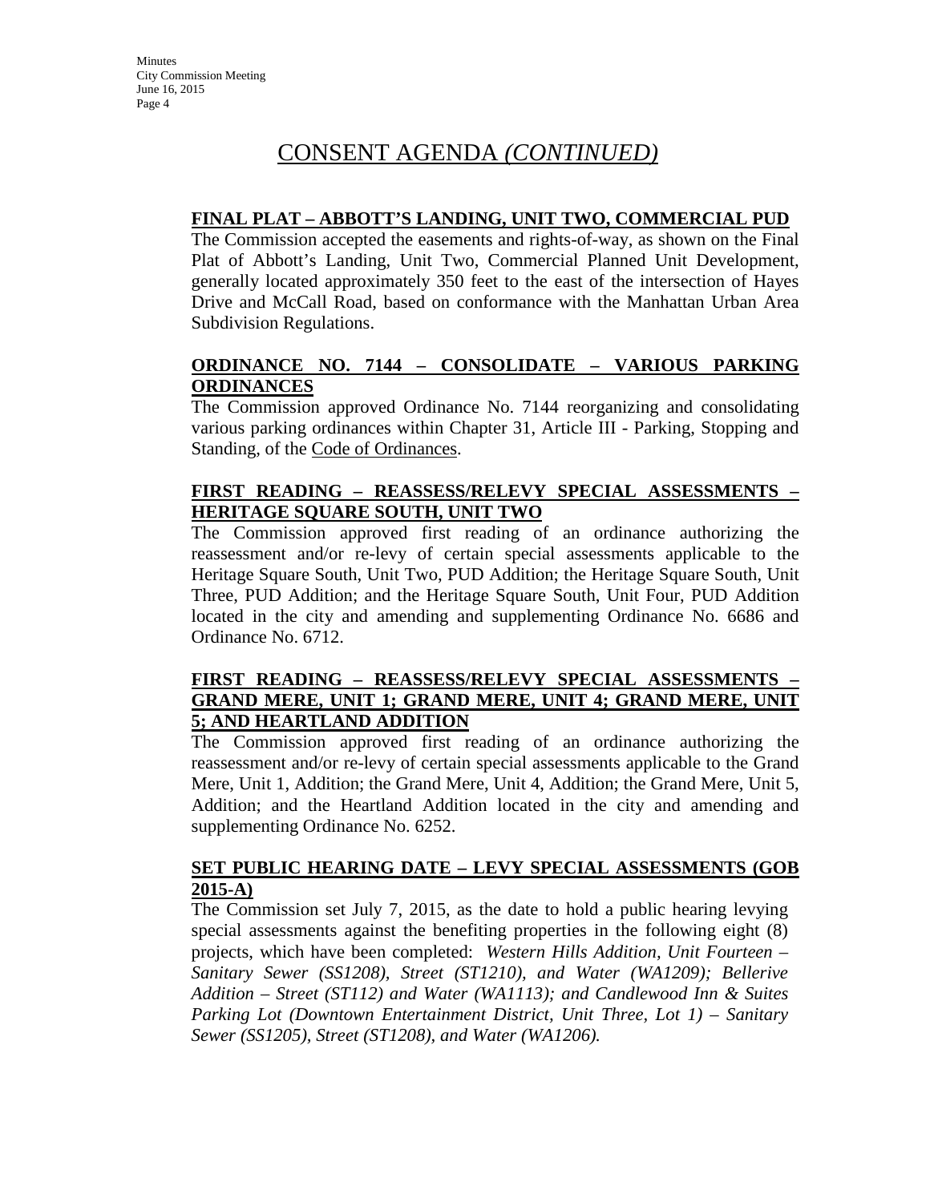# CONSENT AGENDA *(CONTINUED)*

**FINAL PLAT – ABBOTT'S LANDING, UNIT TWO, COMMERCIAL PUD**

The Commission accepted the easements and rights-of-way, as shown on the Final Plat of Abbott's Landing, Unit Two, Commercial Planned Unit Development, generally located approximately 350 feet to the east of the intersection of Hayes Drive and McCall Road, based on conformance with the Manhattan Urban Area Subdivision Regulations.

**ORDINANCE NO. 7144 – CONSOLIDATE – VARIOUS PARKING ORDINANCES**

The Commission approved Ordinance No. 7144 reorganizing and consolidating various parking ordinances within Chapter 31, Article III - Parking, Stopping and Standing, of the Code of Ordinances.

**FIRST READING – REASSESS/RELEVY SPECIAL ASSESSMENTS – HERITAGE SQUARE SOUTH, UNIT TWO**

The Commission approved first reading of an ordinance authorizing the reassessment and/or re-levy of certain special assessments applicable to the Heritage Square South, Unit Two, PUD Addition; the Heritage Square South, Unit Three, PUD Addition; and the Heritage Square South, Unit Four, PUD Addition located in the city and amending and supplementing Ordinance No. 6686 and Ordinance No. 6712.

**FIRST READING – REASSESS/RELEVY SPECIAL ASSESSMENTS – GRAND MERE, UNIT 1; GRAND MERE, UNIT 4; GRAND MERE, UNIT 5; AND HEARTLAND ADDITION**

The Commission approved first reading of an ordinance authorizing the reassessment and/or re-levy of certain special assessments applicable to the Grand Mere, Unit 1, Addition; the Grand Mere, Unit 4, Addition; the Grand Mere, Unit 5, Addition; and the Heartland Addition located in the city and amending and supplementing Ordinance No. 6252.

**SET PUBLIC HEARING DATE – LEVY SPECIAL ASSESSMENTS (GOB 2015-A)**

The Commission set July 7, 2015, as the date to hold a public hearing levying special assessments against the benefiting properties in the following eight (8) projects, which have been completed: *Western Hills Addition, Unit Fourteen – Sanitary Sewer (SS1208), Street (ST1210), and Water (WA1209); Bellerive Addition – Street (ST112) and Water (WA1113); and Candlewood Inn & Suites Parking Lot (Downtown Entertainment District, Unit Three, Lot 1) – Sanitary Sewer (SS1205), Street (ST1208), and Water (WA1206).*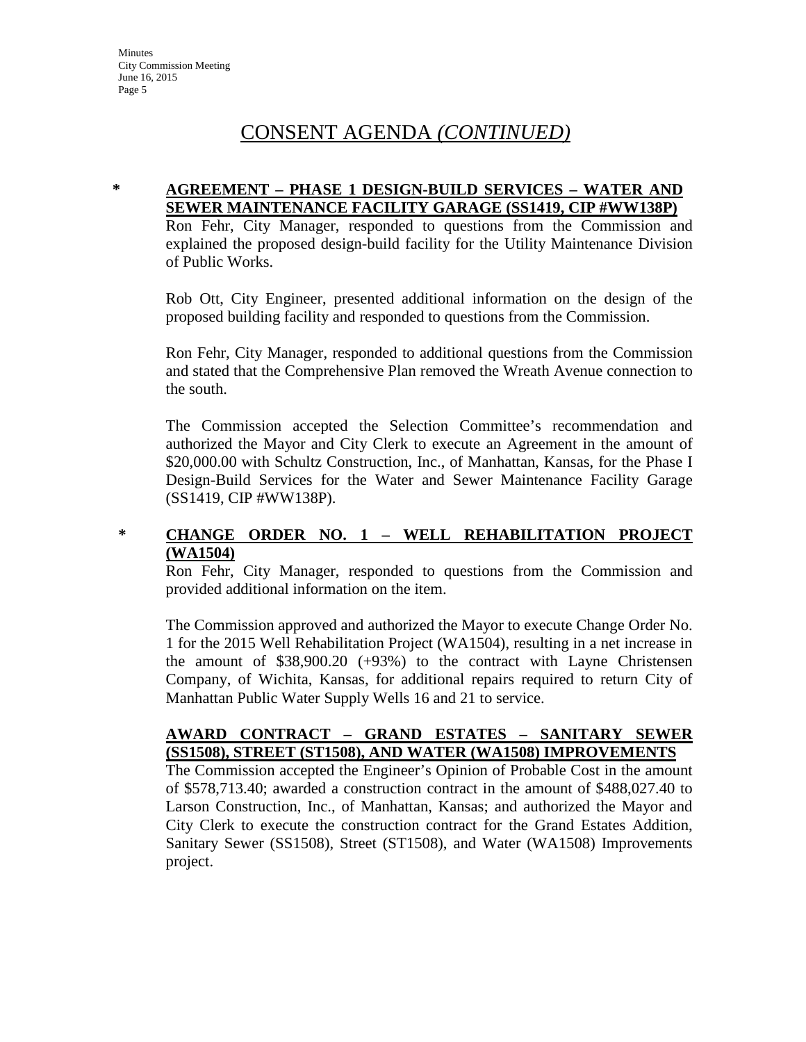# CONSENT AGENDA *(CONTINUED)*

**\* AGREEMENT – PHASE 1 DESIGN-BUILD SERVICES – WATER AND SEWER MAINTENANCE FACILITY GARAGE (SS1419, CIP #WW138P)**

Ron Fehr, City Manager, responded to questions from the Commission and explained the proposed design-build facility for the Utility Maintenance Division of Public Works.

Rob Ott, City Engineer, presented additional information on the design of the proposed building facility and responded to questions from the Commission.

Ron Fehr, City Manager, responded to additional questions from the Commission and stated that the Comprehensive Plan removed the Wreath Avenue connection to the south.

The Commission accepted the Selection Committee's recommendation and authorized the Mayor and City Clerk to execute an Agreement in the amount of $20,000.00 with Schultz Construction, Inc., of Manhattan, Kansas, for the Phase I Design-Build Services for the Water and Sewer Maintenance Facility Garage (SS1419, CIP #WW138P).

**\* CHANGE ORDER NO. 1 – WELL REHABILITATION PROJECT (WA1504)**

Ron Fehr, City Manager, responded to questions from the Commission and provided additional information on the item.

The Commission approved and authorized the Mayor to execute Change Order No. 1 for the 2015 Well Rehabilitation Project (WA1504), resulting in a net increase in the amount of $38,900.20 (+93%) to the contract with Layne Christensen Company, of Wichita, Kansas, for additional repairs required to return City of Manhattan Public Water Supply Wells 16 and 21 to service.

**AWARD CONTRACT – GRAND ESTATES – SANITARY SEWER (SS1508), STREET (ST1508), AND WATER (WA1508) IMPROVEMENTS**

The Commission accepted the Engineer's Opinion of Probable Cost in the amount of $578,713.40; awarded a construction contract in the amount of $488,027.40 to Larson Construction, Inc., of Manhattan, Kansas; and authorized the Mayor and City Clerk to execute the construction contract for the Grand Estates Addition, Sanitary Sewer (SS1508), Street (ST1508), and Water (WA1508) Improvements project.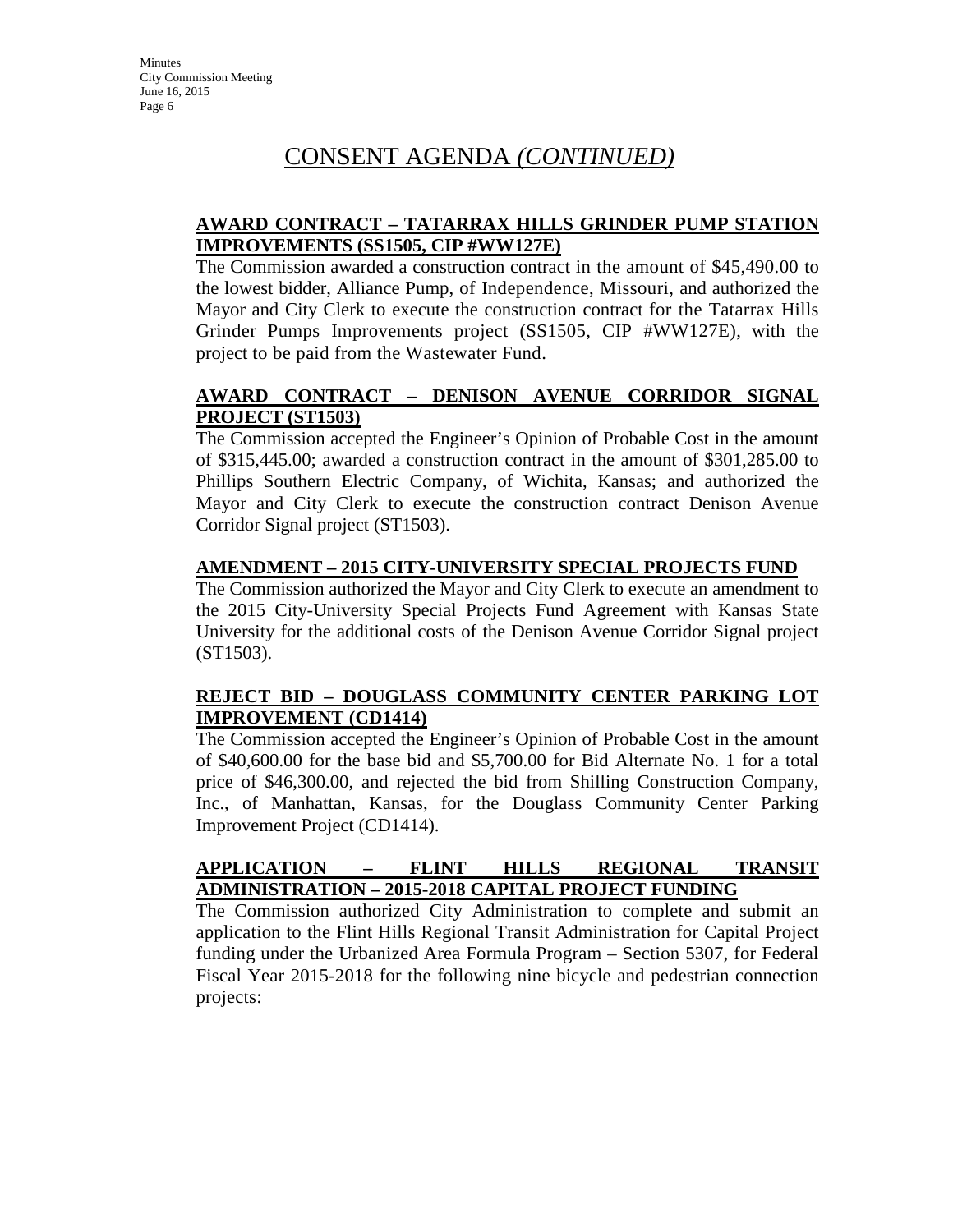# CONSENT AGENDA *(CONTINUED)*

**AWARD CONTRACT – TATARRAX HILLS GRINDER PUMP STATION IMPROVEMENTS (SS1505, CIP #WW127E)**

The Commission awarded a construction contract in the amount of $45,490.00 to the lowest bidder, Alliance Pump, of Independence, Missouri, and authorized the Mayor and City Clerk to execute the construction contract for the Tatarrax Hills Grinder Pumps Improvements project (SS1505, CIP #WW127E), with the project to be paid from the Wastewater Fund.

**AWARD CONTRACT – DENISON AVENUE CORRIDOR SIGNAL PROJECT (ST1503)**

The Commission accepted the Engineer's Opinion of Probable Cost in the amount of $315,445.00; awarded a construction contract in the amount of $301,285.00 to Phillips Southern Electric Company, of Wichita, Kansas; and authorized the Mayor and City Clerk to execute the construction contract Denison Avenue Corridor Signal project (ST1503).

**AMENDMENT – 2015 CITY-UNIVERSITY SPECIAL PROJECTS FUND**

The Commission authorized the Mayor and City Clerk to execute an amendment to the 2015 City-University Special Projects Fund Agreement with Kansas State University for the additional costs of the Denison Avenue Corridor Signal project (ST1503).

**REJECT BID – DOUGLASS COMMUNITY CENTER PARKING LOT IMPROVEMENT (CD1414)**

The Commission accepted the Engineer's Opinion of Probable Cost in the amount of $40,600.00 for the base bid and $5,700.00 for Bid Alternate No. 1 for a total price of $46,300.00, and rejected the bid from Shilling Construction Company, Inc., of Manhattan, Kansas, for the Douglass Community Center Parking Improvement Project (CD1414).

**APPLICATION – FLINT HILLS REGIONAL TRANSIT ADMINISTRATION – 2015-2018 CAPITAL PROJECT FUNDING**

The Commission authorized City Administration to complete and submit an application to the Flint Hills Regional Transit Administration for Capital Project funding under the Urbanized Area Formula Program – Section 5307, for Federal Fiscal Year 2015-2018 for the following nine bicycle and pedestrian connection projects: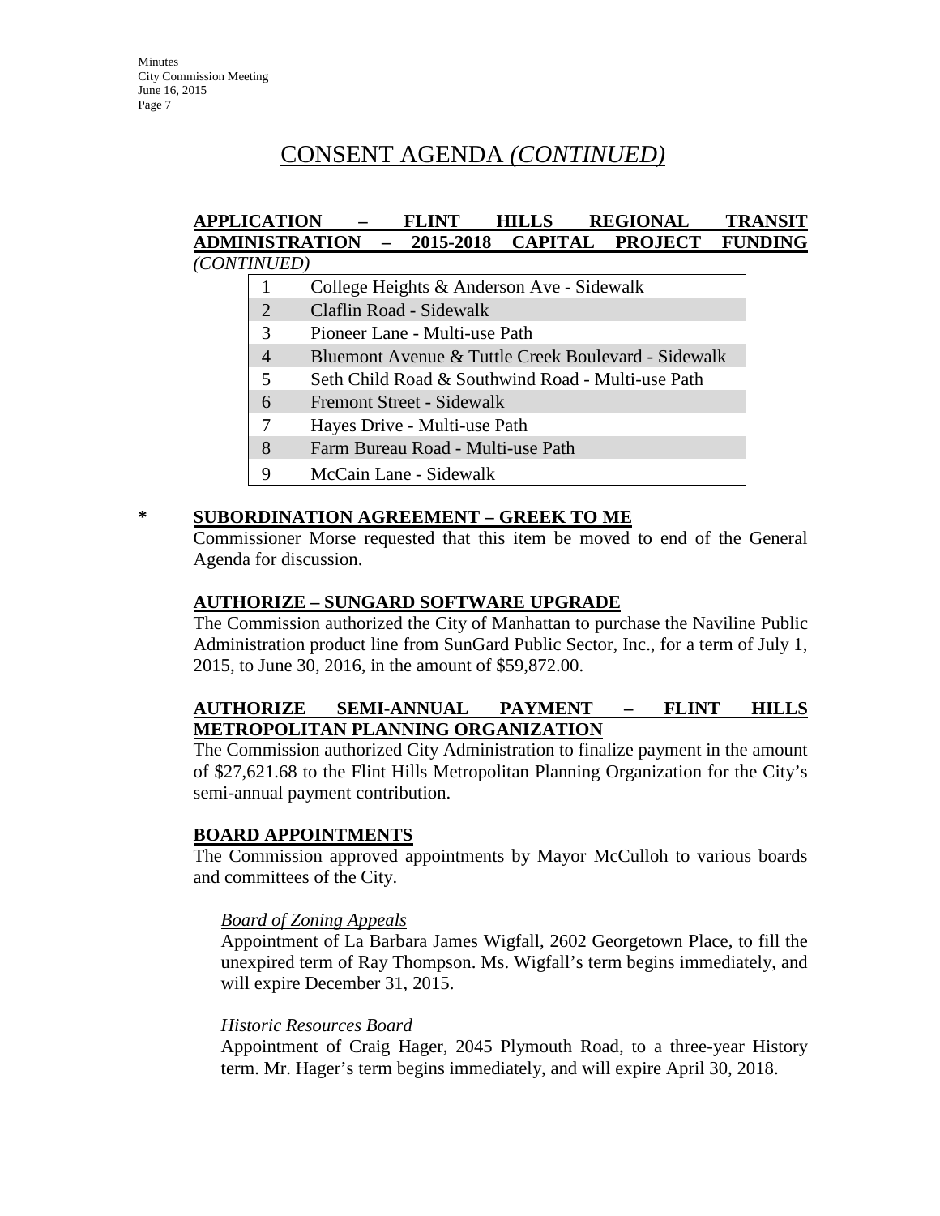# CONSENT AGENDA *(CONTINUED)*

**APPLICATION – FLINT HILLS REGIONAL TRANSIT ADMINISTRATION – 2015-2018 CAPITAL PROJECT FUNDING** *(CONTINUED)*

| | |
|---|---|
| 1 | College Heights & Anderson Ave - Sidewalk |
| 2 | Claflin Road - Sidewalk |
| 3 | Pioneer Lane - Multi-use Path |
| 4 | Bluemont Avenue & Tuttle Creek Boulevard - Sidewalk |
| 5 | Seth Child Road & Southwind Road - Multi-use Path |
| 6 | Fremont Street - Sidewalk |
| 7 | Hayes Drive - Multi-use Path |
| 8 | Farm Bureau Road - Multi-use Path |
| 9 | McCain Lane - Sidewalk |

\* **SUBORDINATION AGREEMENT – GREEK TO ME**

Commissioner Morse requested that this item be moved to end of the General Agenda for discussion.

**AUTHORIZE – SUNGARD SOFTWARE UPGRADE**

The Commission authorized the City of Manhattan to purchase the Naviline Public Administration product line from SunGard Public Sector, Inc., for a term of July 1, 2015, to June 30, 2016, in the amount of $59,872.00.

**AUTHORIZE SEMI-ANNUAL PAYMENT – FLINT HILLS METROPOLITAN PLANNING ORGANIZATION**

The Commission authorized City Administration to finalize payment in the amount of $27,621.68 to the Flint Hills Metropolitan Planning Organization for the City's semi-annual payment contribution.

**BOARD APPOINTMENTS**

The Commission approved appointments by Mayor McCulloh to various boards and committees of the City.

*Board of Zoning Appeals*

Appointment of La Barbara James Wigfall, 2602 Georgetown Place, to fill the unexpired term of Ray Thompson. Ms. Wigfall's term begins immediately, and will expire December 31, 2015.

*Historic Resources Board*

Appointment of Craig Hager, 2045 Plymouth Road, to a three-year History term. Mr. Hager's term begins immediately, and will expire April 30, 2018.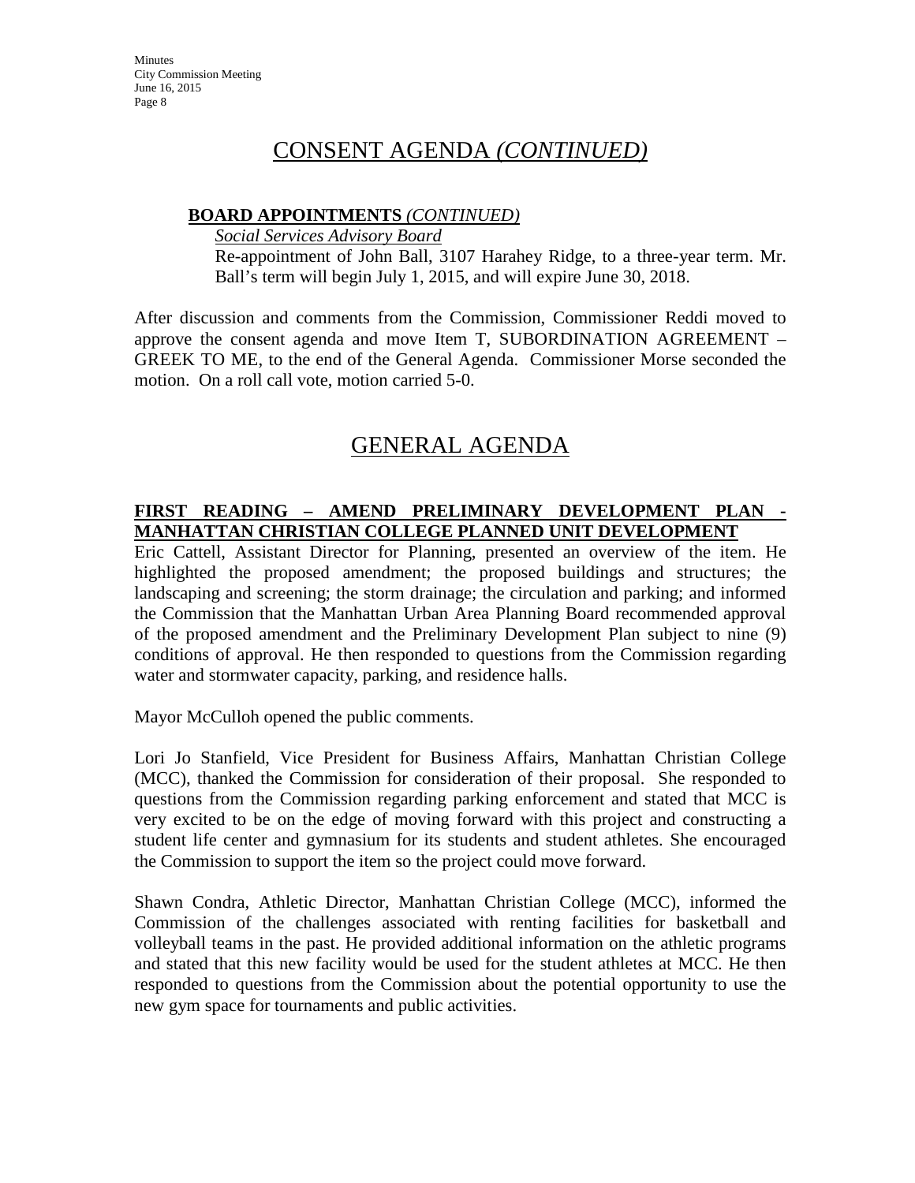# CONSENT AGENDA *(CONTINUED)*

**BOARD APPOINTMENTS** *(CONTINUED)*

*Social Services Advisory Board*

Re-appointment of John Ball, 3107 Harahey Ridge, to a three-year term. Mr. Ball's term will begin July 1, 2015, and will expire June 30, 2018.

After discussion and comments from the Commission, Commissioner Reddi moved to approve the consent agenda and move Item T, SUBORDINATION AGREEMENT – GREEK TO ME, to the end of the General Agenda. Commissioner Morse seconded the motion. On a roll call vote, motion carried 5-0.

# GENERAL AGENDA

**FIRST READING – AMEND PRELIMINARY DEVELOPMENT PLAN - MANHATTAN CHRISTIAN COLLEGE PLANNED UNIT DEVELOPMENT**

Eric Cattell, Assistant Director for Planning, presented an overview of the item. He highlighted the proposed amendment; the proposed buildings and structures; the landscaping and screening; the storm drainage; the circulation and parking; and informed the Commission that the Manhattan Urban Area Planning Board recommended approval of the proposed amendment and the Preliminary Development Plan subject to nine (9) conditions of approval. He then responded to questions from the Commission regarding water and stormwater capacity, parking, and residence halls.

Mayor McCulloh opened the public comments.

Lori Jo Stanfield, Vice President for Business Affairs, Manhattan Christian College (MCC), thanked the Commission for consideration of their proposal. She responded to questions from the Commission regarding parking enforcement and stated that MCC is very excited to be on the edge of moving forward with this project and constructing a student life center and gymnasium for its students and student athletes. She encouraged the Commission to support the item so the project could move forward.

Shawn Condra, Athletic Director, Manhattan Christian College (MCC), informed the Commission of the challenges associated with renting facilities for basketball and volleyball teams in the past. He provided additional information on the athletic programs and stated that this new facility would be used for the student athletes at MCC. He then responded to questions from the Commission about the potential opportunity to use the new gym space for tournaments and public activities.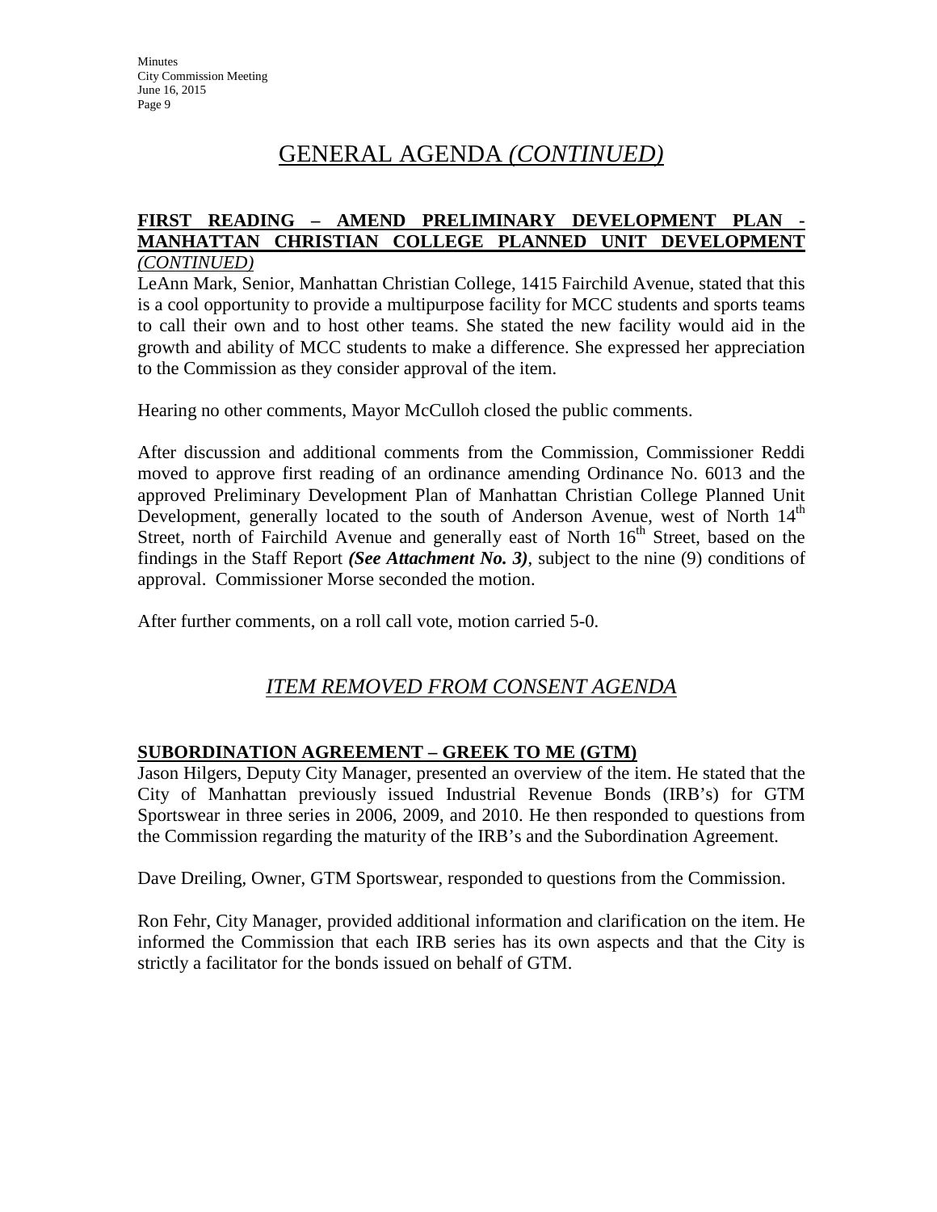# GENERAL AGENDA *(CONTINUED)*

**FIRST READING – AMEND PRELIMINARY DEVELOPMENT PLAN - MANHATTAN CHRISTIAN COLLEGE PLANNED UNIT DEVELOPMENT** *(CONTINUED)*

LeAnn Mark, Senior, Manhattan Christian College, 1415 Fairchild Avenue, stated that this is a cool opportunity to provide a multipurpose facility for MCC students and sports teams to call their own and to host other teams. She stated the new facility would aid in the growth and ability of MCC students to make a difference. She expressed her appreciation to the Commission as they consider approval of the item.

Hearing no other comments, Mayor McCulloh closed the public comments.

After discussion and additional comments from the Commission, Commissioner Reddi moved to approve first reading of an ordinance amending Ordinance No. 6013 and the approved Preliminary Development Plan of Manhattan Christian College Planned Unit Development, generally located to the south of Anderson Avenue, west of North 14th Street, north of Fairchild Avenue and generally east of North 16th Street, based on the findings in the Staff Report ***(See Attachment No. 3)***, subject to the nine (9) conditions of approval. Commissioner Morse seconded the motion.

After further comments, on a roll call vote, motion carried 5-0.

## *ITEM REMOVED FROM CONSENT AGENDA*

**SUBORDINATION AGREEMENT – GREEK TO ME (GTM)**

Jason Hilgers, Deputy City Manager, presented an overview of the item. He stated that the City of Manhattan previously issued Industrial Revenue Bonds (IRB's) for GTM Sportswear in three series in 2006, 2009, and 2010. He then responded to questions from the Commission regarding the maturity of the IRB's and the Subordination Agreement.

Dave Dreiling, Owner, GTM Sportswear, responded to questions from the Commission.

Ron Fehr, City Manager, provided additional information and clarification on the item. He informed the Commission that each IRB series has its own aspects and that the City is strictly a facilitator for the bonds issued on behalf of GTM.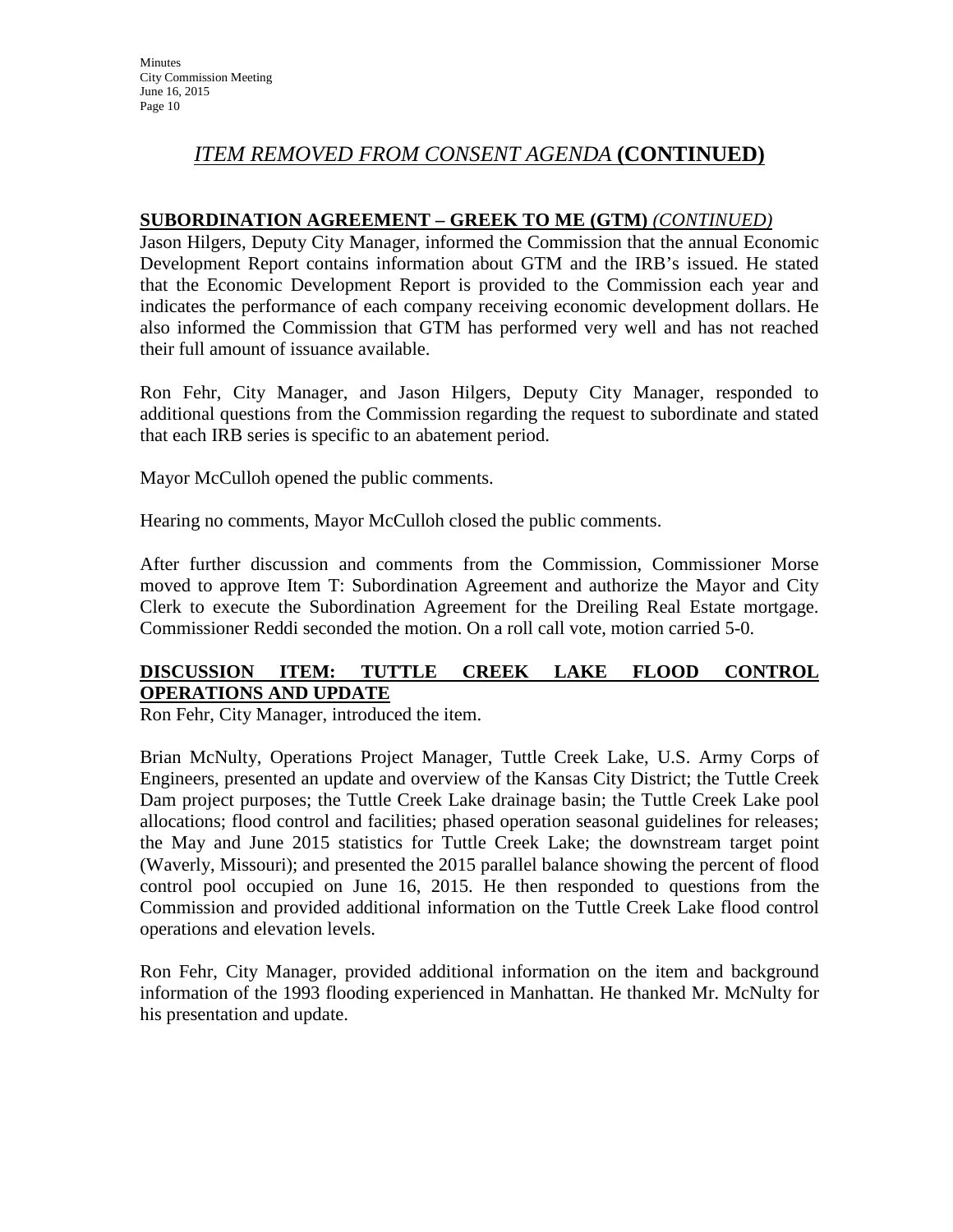## *ITEM REMOVED FROM CONSENT AGENDA* **(CONTINUED)**

**SUBORDINATION AGREEMENT – GREEK TO ME (GTM)** *(CONTINUED)*

Jason Hilgers, Deputy City Manager, informed the Commission that the annual Economic Development Report contains information about GTM and the IRB's issued. He stated that the Economic Development Report is provided to the Commission each year and indicates the performance of each company receiving economic development dollars. He also informed the Commission that GTM has performed very well and has not reached their full amount of issuance available.

Ron Fehr, City Manager, and Jason Hilgers, Deputy City Manager, responded to additional questions from the Commission regarding the request to subordinate and stated that each IRB series is specific to an abatement period.

Mayor McCulloh opened the public comments.

Hearing no comments, Mayor McCulloh closed the public comments.

After further discussion and comments from the Commission, Commissioner Morse moved to approve Item T: Subordination Agreement and authorize the Mayor and City Clerk to execute the Subordination Agreement for the Dreiling Real Estate mortgage. Commissioner Reddi seconded the motion. On a roll call vote, motion carried 5-0.

**DISCUSSION ITEM: TUTTLE CREEK LAKE FLOOD CONTROL OPERATIONS AND UPDATE**

Ron Fehr, City Manager, introduced the item.

Brian McNulty, Operations Project Manager, Tuttle Creek Lake, U.S. Army Corps of Engineers, presented an update and overview of the Kansas City District; the Tuttle Creek Dam project purposes; the Tuttle Creek Lake drainage basin; the Tuttle Creek Lake pool allocations; flood control and facilities; phased operation seasonal guidelines for releases; the May and June 2015 statistics for Tuttle Creek Lake; the downstream target point (Waverly, Missouri); and presented the 2015 parallel balance showing the percent of flood control pool occupied on June 16, 2015. He then responded to questions from the Commission and provided additional information on the Tuttle Creek Lake flood control operations and elevation levels.

Ron Fehr, City Manager, provided additional information on the item and background information of the 1993 flooding experienced in Manhattan. He thanked Mr. McNulty for his presentation and update.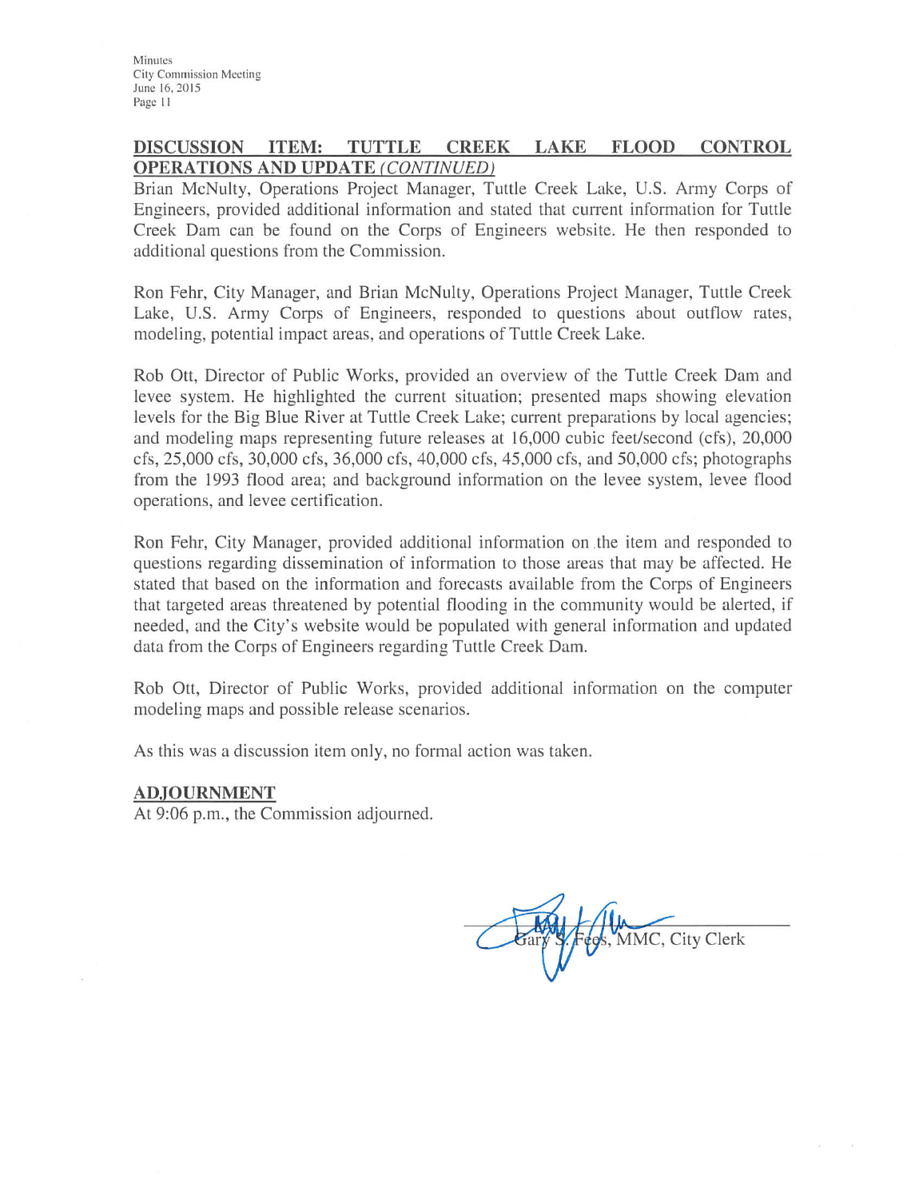## DISCUSSION ITEM: TUTTLE CREEK LAKE FLOOD CONTROL OPERATIONS AND UPDATE *(CONTINUED)*

Brian McNulty, Operations Project Manager, Tuttle Creek Lake, U.S. Army Corps of Engineers, provided additional information and stated that current information for Tuttle Creek Dam can be found on the Corps of Engineers website. He then responded to additional questions from the Commission.

Ron Fehr, City Manager, and Brian McNulty, Operations Project Manager, Tuttle Creek Lake, U.S. Army Corps of Engineers, responded to questions about outflow rates, modeling, potential impact areas, and operations of Tuttle Creek Lake.

Rob Ott, Director of Public Works, provided an overview of the Tuttle Creek Dam and levee system. He highlighted the current situation; presented maps showing elevation levels for the Big Blue River at Tuttle Creek Lake; current preparations by local agencies; and modeling maps representing future releases at 16,000 cubic feet/second (cfs), 20,000 cfs, 25,000 cfs, 30,000 cfs, 36,000 cfs, 40,000 cfs, 45,000 cfs, and 50,000 cfs; photographs from the 1993 flood area; and background information on the levee system, levee flood operations, and levee certification.

Ron Fehr, City Manager, provided additional information on the item and responded to questions regarding dissemination of information to those areas that may be affected. He stated that based on the information and forecasts available from the Corps of Engineers that targeted areas threatened by potential flooding in the community would be alerted, if needed, and the City's website would be populated with general information and updated data from the Corps of Engineers regarding Tuttle Creek Dam.

Rob Ott, Director of Public Works, provided additional information on the computer modeling maps and possible release scenarios.

As this was a discussion item only, no formal action was taken.

## ADJOURNMENT

At 9:06 p.m., the Commission adjourned.

Gary S. Fees, MMC, City Clerk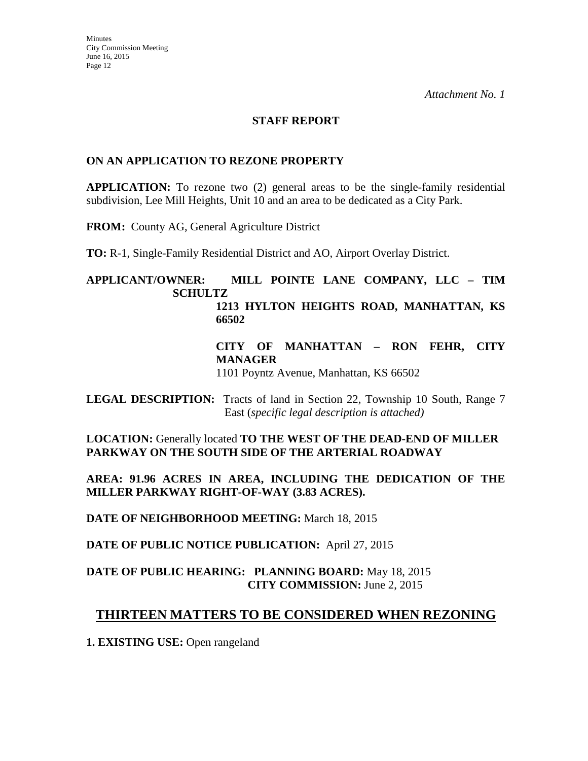*Attachment No. 1*

**STAFF REPORT**

**ON AN APPLICATION TO REZONE PROPERTY**

**APPLICATION:** To rezone two (2) general areas to be the single-family residential subdivision, Lee Mill Heights, Unit 10 and an area to be dedicated as a City Park.

**FROM:** County AG, General Agriculture District

**TO:** R-1, Single-Family Residential District and AO, Airport Overlay District.

**APPLICANT/OWNER: MILL POINTE LANE COMPANY, LLC – TIM SCHULTZ**
**1213 HYLTON HEIGHTS ROAD, MANHATTAN, KS 66502**

**CITY OF MANHATTAN – RON FEHR, CITY MANAGER**
1101 Poyntz Avenue, Manhattan, KS 66502

**LEGAL DESCRIPTION:** Tracts of land in Section 22, Township 10 South, Range 7 East (*specific legal description is attached)*

**LOCATION:** Generally located **TO THE WEST OF THE DEAD-END OF MILLER PARKWAY ON THE SOUTH SIDE OF THE ARTERIAL ROADWAY**

**AREA: 91.96 ACRES IN AREA, INCLUDING THE DEDICATION OF THE MILLER PARKWAY RIGHT-OF-WAY (3.83 ACRES).**

**DATE OF NEIGHBORHOOD MEETING:** March 18, 2015

**DATE OF PUBLIC NOTICE PUBLICATION:** April 27, 2015

**DATE OF PUBLIC HEARING: PLANNING BOARD:** May 18, 2015
**CITY COMMISSION:** June 2, 2015

## THIRTEEN MATTERS TO BE CONSIDERED WHEN REZONING

**1. EXISTING USE:** Open rangeland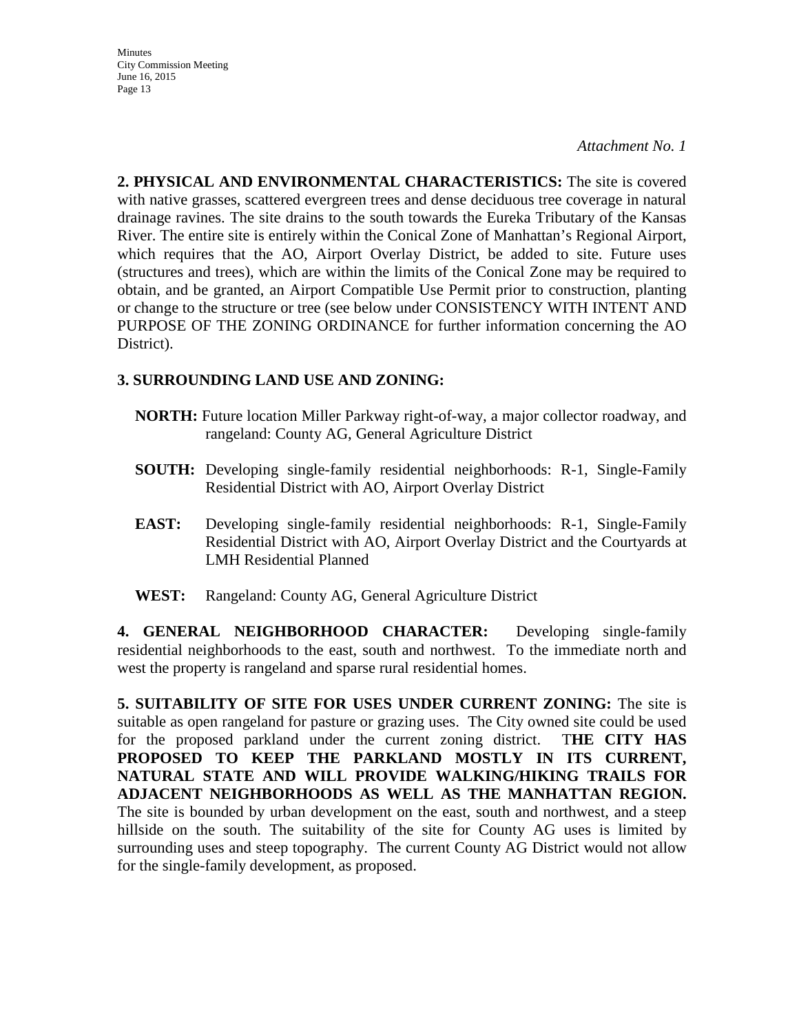*Attachment No. 1*

**2. PHYSICAL AND ENVIRONMENTAL CHARACTERISTICS:** The site is covered with native grasses, scattered evergreen trees and dense deciduous tree coverage in natural drainage ravines. The site drains to the south towards the Eureka Tributary of the Kansas River. The entire site is entirely within the Conical Zone of Manhattan's Regional Airport, which requires that the AO, Airport Overlay District, be added to site. Future uses (structures and trees), which are within the limits of the Conical Zone may be required to obtain, and be granted, an Airport Compatible Use Permit prior to construction, planting or change to the structure or tree (see below under CONSISTENCY WITH INTENT AND PURPOSE OF THE ZONING ORDINANCE for further information concerning the AO District).

**3. SURROUNDING LAND USE AND ZONING:**

**NORTH:** Future location Miller Parkway right-of-way, a major collector roadway, and rangeland: County AG, General Agriculture District

**SOUTH:** Developing single-family residential neighborhoods: R-1, Single-Family Residential District with AO, Airport Overlay District

**EAST:** Developing single-family residential neighborhoods: R-1, Single-Family Residential District with AO, Airport Overlay District and the Courtyards at LMH Residential Planned

**WEST:** Rangeland: County AG, General Agriculture District

**4. GENERAL NEIGHBORHOOD CHARACTER:** Developing single-family residential neighborhoods to the east, south and northwest. To the immediate north and west the property is rangeland and sparse rural residential homes.

**5. SUITABILITY OF SITE FOR USES UNDER CURRENT ZONING:** The site is suitable as open rangeland for pasture or grazing uses. The City owned site could be used for the proposed parkland under the current zoning district. T**HE CITY HAS PROPOSED TO KEEP THE PARKLAND MOSTLY IN ITS CURRENT, NATURAL STATE AND WILL PROVIDE WALKING/HIKING TRAILS FOR ADJACENT NEIGHBORHOODS AS WELL AS THE MANHATTAN REGION.** The site is bounded by urban development on the east, south and northwest, and a steep hillside on the south. The suitability of the site for County AG uses is limited by surrounding uses and steep topography. The current County AG District would not allow for the single-family development, as proposed.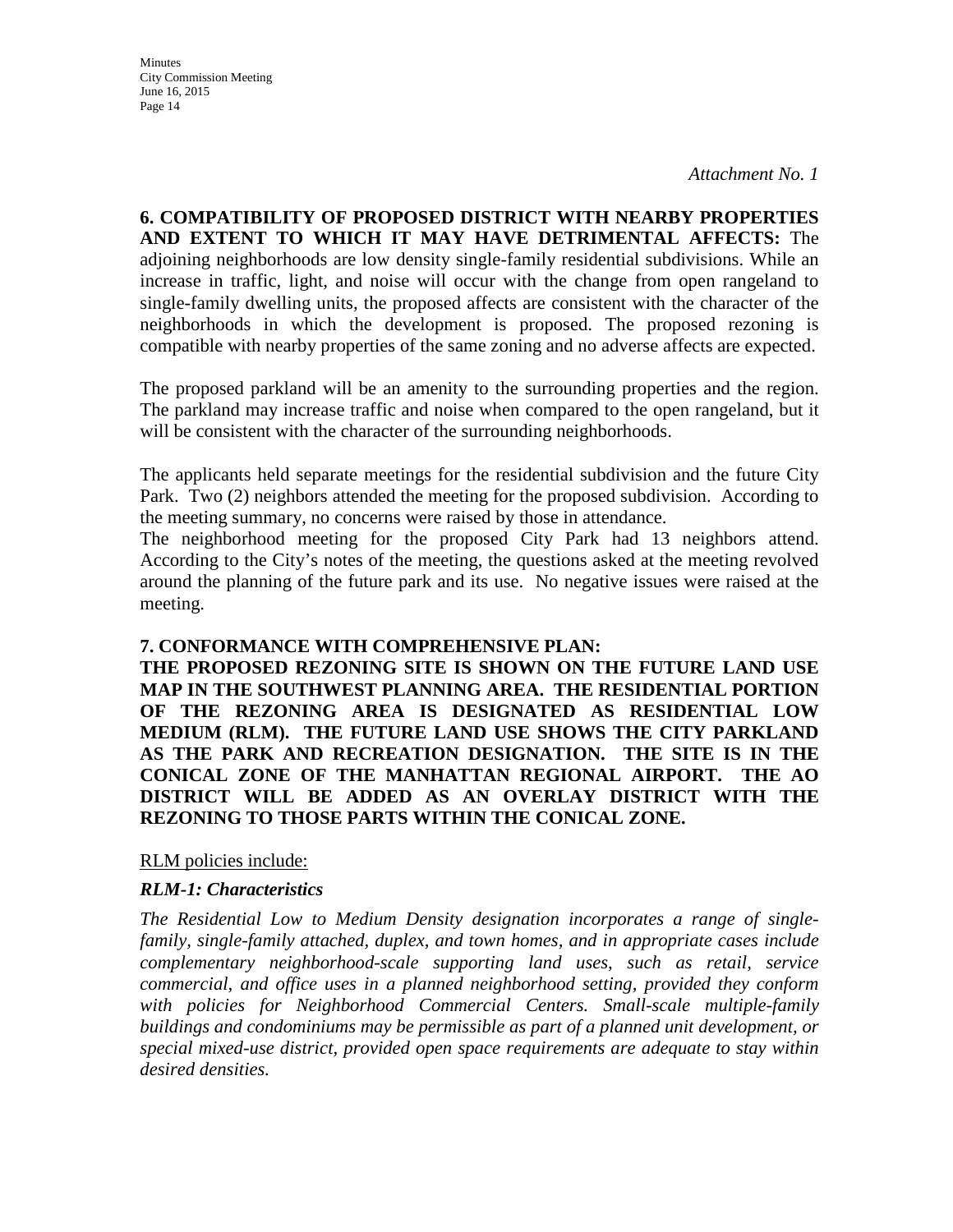*Attachment No. 1*

**6. COMPATIBILITY OF PROPOSED DISTRICT WITH NEARBY PROPERTIES AND EXTENT TO WHICH IT MAY HAVE DETRIMENTAL AFFECTS:** The adjoining neighborhoods are low density single-family residential subdivisions. While an increase in traffic, light, and noise will occur with the change from open rangeland to single-family dwelling units, the proposed affects are consistent with the character of the neighborhoods in which the development is proposed. The proposed rezoning is compatible with nearby properties of the same zoning and no adverse affects are expected.

The proposed parkland will be an amenity to the surrounding properties and the region. The parkland may increase traffic and noise when compared to the open rangeland, but it will be consistent with the character of the surrounding neighborhoods.

The applicants held separate meetings for the residential subdivision and the future City Park. Two (2) neighbors attended the meeting for the proposed subdivision. According to the meeting summary, no concerns were raised by those in attendance.

The neighborhood meeting for the proposed City Park had 13 neighbors attend. According to the City's notes of the meeting, the questions asked at the meeting revolved around the planning of the future park and its use. No negative issues were raised at the meeting.

**7. CONFORMANCE WITH COMPREHENSIVE PLAN:**

**THE PROPOSED REZONING SITE IS SHOWN ON THE FUTURE LAND USE MAP IN THE SOUTHWEST PLANNING AREA. THE RESIDENTIAL PORTION OF THE REZONING AREA IS DESIGNATED AS RESIDENTIAL LOW MEDIUM (RLM). THE FUTURE LAND USE SHOWS THE CITY PARKLAND AS THE PARK AND RECREATION DESIGNATION. THE SITE IS IN THE CONICAL ZONE OF THE MANHATTAN REGIONAL AIRPORT. THE AO DISTRICT WILL BE ADDED AS AN OVERLAY DISTRICT WITH THE REZONING TO THOSE PARTS WITHIN THE CONICAL ZONE.**

RLM policies include:

***RLM-1: Characteristics***

*The Residential Low to Medium Density designation incorporates a range of single-family, single-family attached, duplex, and town homes, and in appropriate cases include complementary neighborhood-scale supporting land uses, such as retail, service commercial, and office uses in a planned neighborhood setting, provided they conform with policies for Neighborhood Commercial Centers. Small-scale multiple-family buildings and condominiums may be permissible as part of a planned unit development, or special mixed-use district, provided open space requirements are adequate to stay within desired densities.*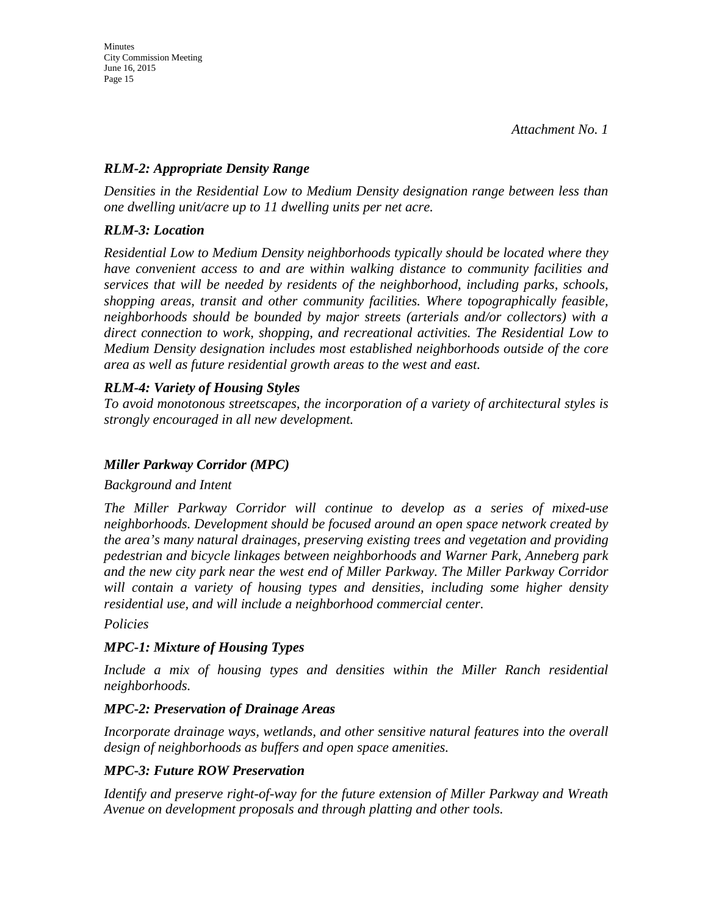*Attachment No. 1*

### *RLM-2: Appropriate Density Range*

*Densities in the Residential Low to Medium Density designation range between less than one dwelling unit/acre up to 11 dwelling units per net acre.*

### *RLM-3: Location*

*Residential Low to Medium Density neighborhoods typically should be located where they have convenient access to and are within walking distance to community facilities and services that will be needed by residents of the neighborhood, including parks, schools, shopping areas, transit and other community facilities. Where topographically feasible, neighborhoods should be bounded by major streets (arterials and/or collectors) with a direct connection to work, shopping, and recreational activities. The Residential Low to Medium Density designation includes most established neighborhoods outside of the core area as well as future residential growth areas to the west and east.*

### *RLM-4: Variety of Housing Styles*

*To avoid monotonous streetscapes, the incorporation of a variety of architectural styles is strongly encouraged in all new development.*

## *Miller Parkway Corridor (MPC)*

*Background and Intent*

*The Miller Parkway Corridor will continue to develop as a series of mixed-use neighborhoods. Development should be focused around an open space network created by the area's many natural drainages, preserving existing trees and vegetation and providing pedestrian and bicycle linkages between neighborhoods and Warner Park, Anneberg park and the new city park near the west end of Miller Parkway. The Miller Parkway Corridor will contain a variety of housing types and densities, including some higher density residential use, and will include a neighborhood commercial center.*

*Policies*

### *MPC-1: Mixture of Housing Types*

*Include a mix of housing types and densities within the Miller Ranch residential neighborhoods.*

### *MPC-2: Preservation of Drainage Areas*

*Incorporate drainage ways, wetlands, and other sensitive natural features into the overall design of neighborhoods as buffers and open space amenities.*

### *MPC-3: Future ROW Preservation*

*Identify and preserve right-of-way for the future extension of Miller Parkway and Wreath Avenue on development proposals and through platting and other tools.*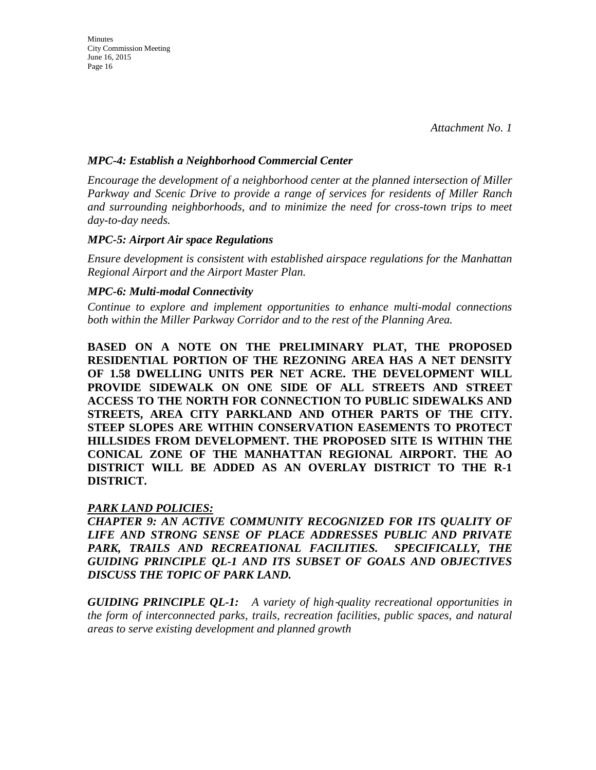*Attachment No. 1*

***MPC-4: Establish a Neighborhood Commercial Center***

*Encourage the development of a neighborhood center at the planned intersection of Miller Parkway and Scenic Drive to provide a range of services for residents of Miller Ranch and surrounding neighborhoods, and to minimize the need for cross-town trips to meet day-to-day needs.*

***MPC-5: Airport Air space Regulations***

*Ensure development is consistent with established airspace regulations for the Manhattan Regional Airport and the Airport Master Plan.*

***MPC-6: Multi-modal Connectivity***

*Continue to explore and implement opportunities to enhance multi-modal connections both within the Miller Parkway Corridor and to the rest of the Planning Area.*

**BASED ON A NOTE ON THE PRELIMINARY PLAT, THE PROPOSED RESIDENTIAL PORTION OF THE REZONING AREA HAS A NET DENSITY OF 1.58 DWELLING UNITS PER NET ACRE. THE DEVELOPMENT WILL PROVIDE SIDEWALK ON ONE SIDE OF ALL STREETS AND STREET ACCESS TO THE NORTH FOR CONNECTION TO PUBLIC SIDEWALKS AND STREETS, AREA CITY PARKLAND AND OTHER PARTS OF THE CITY. STEEP SLOPES ARE WITHIN CONSERVATION EASEMENTS TO PROTECT HILLSIDES FROM DEVELOPMENT. THE PROPOSED SITE IS WITHIN THE CONICAL ZONE OF THE MANHATTAN REGIONAL AIRPORT. THE AO DISTRICT WILL BE ADDED AS AN OVERLAY DISTRICT TO THE R-1 DISTRICT.**

***PARK LAND POLICIES:***

***CHAPTER 9: AN ACTIVE COMMUNITY RECOGNIZED FOR ITS QUALITY OF LIFE AND STRONG SENSE OF PLACE ADDRESSES PUBLIC AND PRIVATE PARK, TRAILS AND RECREATIONAL FACILITIES. SPECIFICALLY, THE GUIDING PRINCIPLE QL-1 AND ITS SUBSET OF GOALS AND OBJECTIVES DISCUSS THE TOPIC OF PARK LAND.***

***GUIDING PRINCIPLE QL-1:*** *A variety of high-quality recreational opportunities in the form of interconnected parks, trails, recreation facilities, public spaces, and natural areas to serve existing development and planned growth*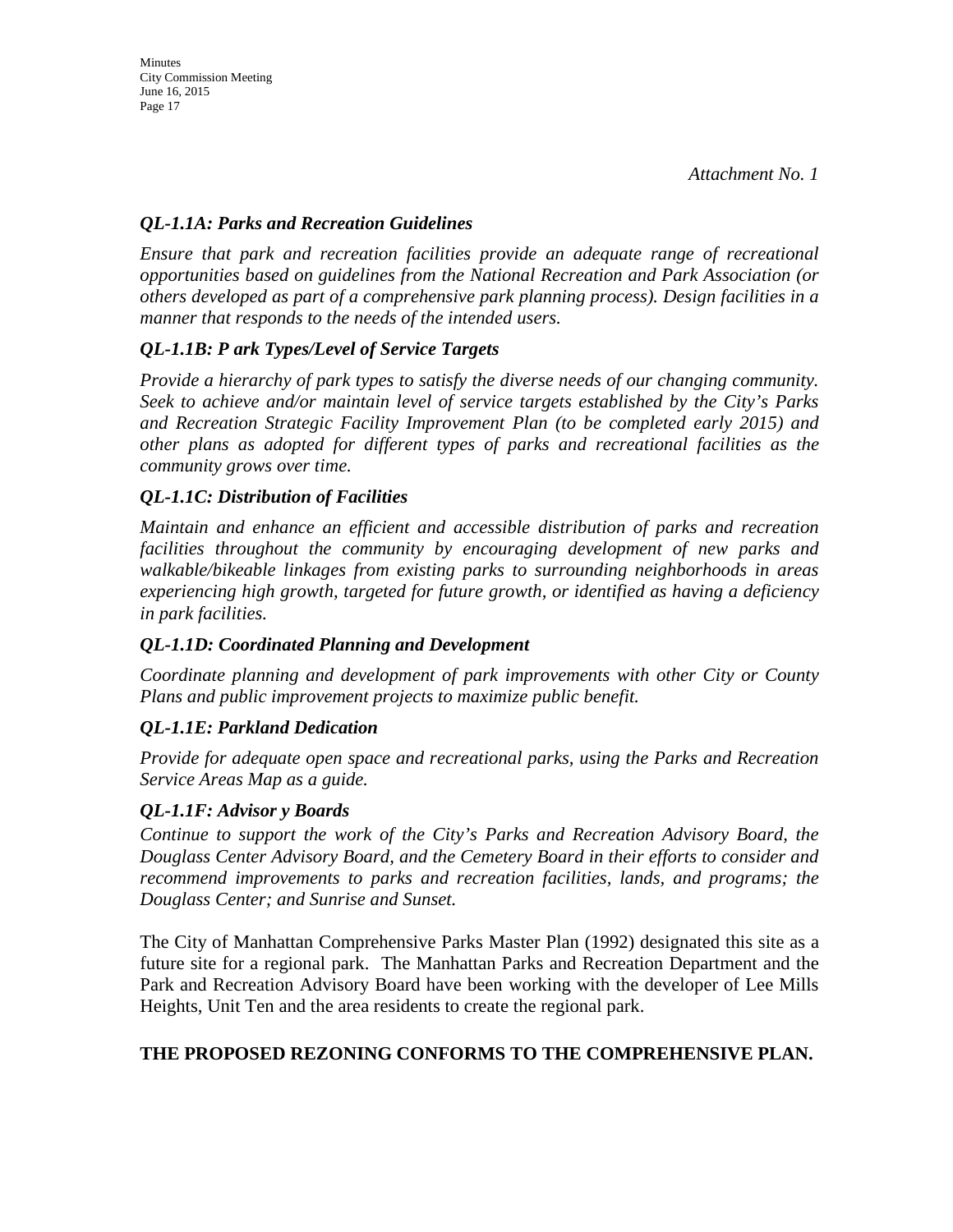*Attachment No. 1*

***QL-1.1A: Parks and Recreation Guidelines***

*Ensure that park and recreation facilities provide an adequate range of recreational opportunities based on guidelines from the National Recreation and Park Association (or others developed as part of a comprehensive park planning process). Design facilities in a manner that responds to the needs of the intended users.*

***QL-1.1B: P ark Types/Level of Service Targets***

*Provide a hierarchy of park types to satisfy the diverse needs of our changing community. Seek to achieve and/or maintain level of service targets established by the City's Parks and Recreation Strategic Facility Improvement Plan (to be completed early 2015) and other plans as adopted for different types of parks and recreational facilities as the community grows over time.*

***QL-1.1C: Distribution of Facilities***

*Maintain and enhance an efficient and accessible distribution of parks and recreation facilities throughout the community by encouraging development of new parks and walkable/bikeable linkages from existing parks to surrounding neighborhoods in areas experiencing high growth, targeted for future growth, or identified as having a deficiency in park facilities.*

***QL-1.1D: Coordinated Planning and Development***

*Coordinate planning and development of park improvements with other City or County Plans and public improvement projects to maximize public benefit.*

***QL-1.1E: Parkland Dedication***

*Provide for adequate open space and recreational parks, using the Parks and Recreation Service Areas Map as a guide.*

***QL-1.1F: Advisor y Boards***

*Continue to support the work of the City's Parks and Recreation Advisory Board, the Douglass Center Advisory Board, and the Cemetery Board in their efforts to consider and recommend improvements to parks and recreation facilities, lands, and programs; the Douglass Center; and Sunrise and Sunset.*

The City of Manhattan Comprehensive Parks Master Plan (1992) designated this site as a future site for a regional park. The Manhattan Parks and Recreation Department and the Park and Recreation Advisory Board have been working with the developer of Lee Mills Heights, Unit Ten and the area residents to create the regional park.

**THE PROPOSED REZONING CONFORMS TO THE COMPREHENSIVE PLAN.**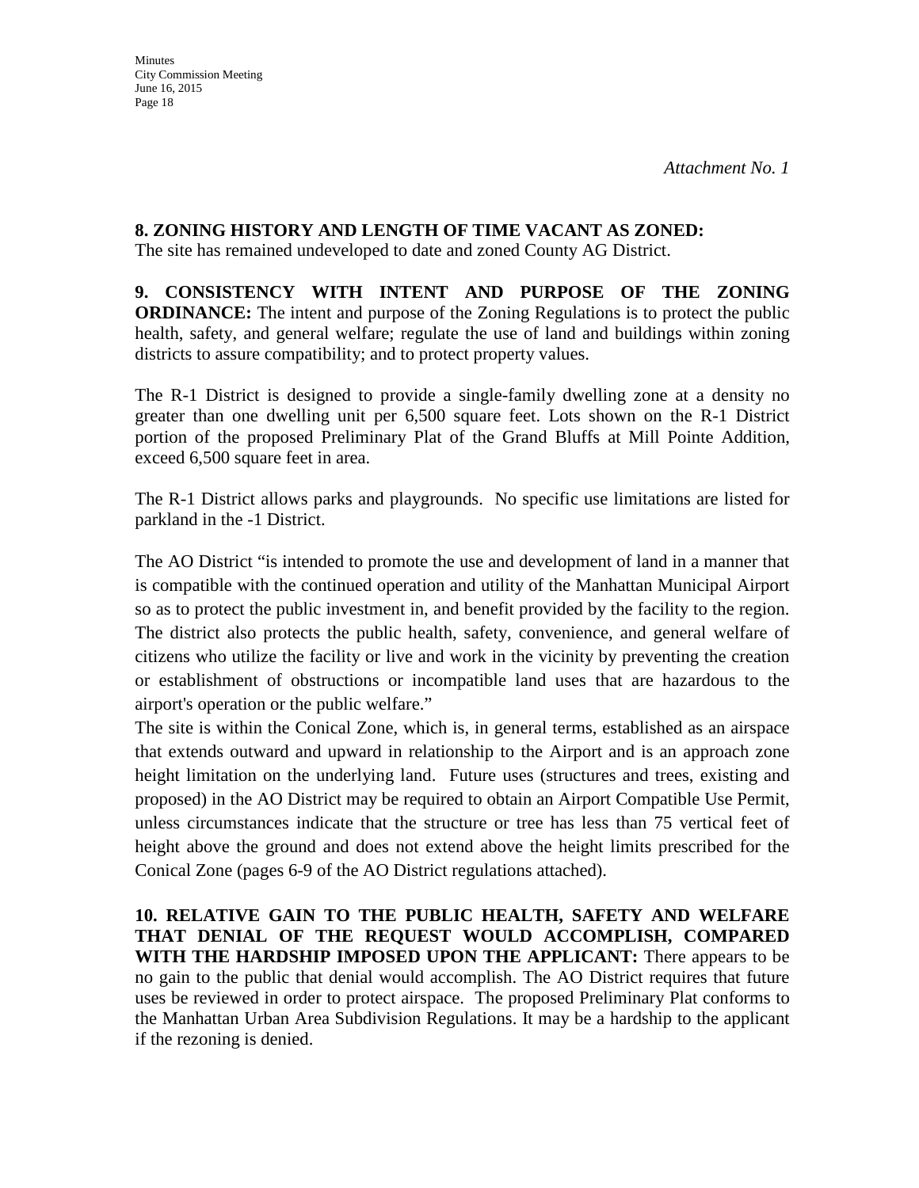*Attachment No. 1*

**8. ZONING HISTORY AND LENGTH OF TIME VACANT AS ZONED:** The site has remained undeveloped to date and zoned County AG District.

**9. CONSISTENCY WITH INTENT AND PURPOSE OF THE ZONING ORDINANCE:** The intent and purpose of the Zoning Regulations is to protect the public health, safety, and general welfare; regulate the use of land and buildings within zoning districts to assure compatibility; and to protect property values.

The R-1 District is designed to provide a single-family dwelling zone at a density no greater than one dwelling unit per 6,500 square feet. Lots shown on the R-1 District portion of the proposed Preliminary Plat of the Grand Bluffs at Mill Pointe Addition, exceed 6,500 square feet in area.

The R-1 District allows parks and playgrounds. No specific use limitations are listed for parkland in the -1 District.

The AO District "is intended to promote the use and development of land in a manner that is compatible with the continued operation and utility of the Manhattan Municipal Airport so as to protect the public investment in, and benefit provided by the facility to the region. The district also protects the public health, safety, convenience, and general welfare of citizens who utilize the facility or live and work in the vicinity by preventing the creation or establishment of obstructions or incompatible land uses that are hazardous to the airport's operation or the public welfare."

The site is within the Conical Zone, which is, in general terms, established as an airspace that extends outward and upward in relationship to the Airport and is an approach zone height limitation on the underlying land. Future uses (structures and trees, existing and proposed) in the AO District may be required to obtain an Airport Compatible Use Permit, unless circumstances indicate that the structure or tree has less than 75 vertical feet of height above the ground and does not extend above the height limits prescribed for the Conical Zone (pages 6-9 of the AO District regulations attached).

**10. RELATIVE GAIN TO THE PUBLIC HEALTH, SAFETY AND WELFARE THAT DENIAL OF THE REQUEST WOULD ACCOMPLISH, COMPARED WITH THE HARDSHIP IMPOSED UPON THE APPLICANT:** There appears to be no gain to the public that denial would accomplish. The AO District requires that future uses be reviewed in order to protect airspace. The proposed Preliminary Plat conforms to the Manhattan Urban Area Subdivision Regulations. It may be a hardship to the applicant if the rezoning is denied.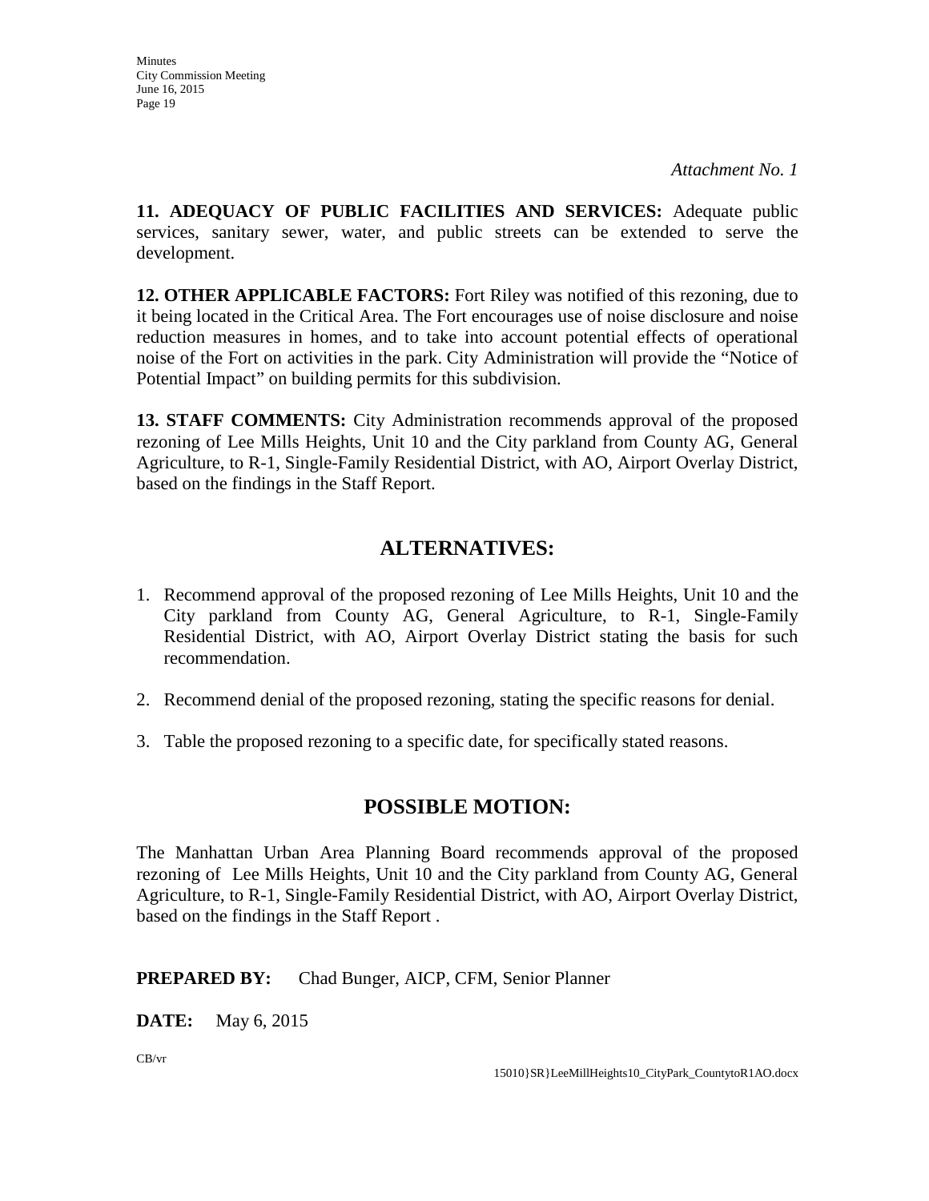*Attachment No. 1*

**11. ADEQUACY OF PUBLIC FACILITIES AND SERVICES:** Adequate public services, sanitary sewer, water, and public streets can be extended to serve the development.

**12. OTHER APPLICABLE FACTORS:** Fort Riley was notified of this rezoning, due to it being located in the Critical Area. The Fort encourages use of noise disclosure and noise reduction measures in homes, and to take into account potential effects of operational noise of the Fort on activities in the park. City Administration will provide the "Notice of Potential Impact" on building permits for this subdivision.

**13. STAFF COMMENTS:** City Administration recommends approval of the proposed rezoning of Lee Mills Heights, Unit 10 and the City parkland from County AG, General Agriculture, to R-1, Single-Family Residential District, with AO, Airport Overlay District, based on the findings in the Staff Report.

## ALTERNATIVES:

1. Recommend approval of the proposed rezoning of Lee Mills Heights, Unit 10 and the City parkland from County AG, General Agriculture, to R-1, Single-Family Residential District, with AO, Airport Overlay District stating the basis for such recommendation.

2. Recommend denial of the proposed rezoning, stating the specific reasons for denial.

3. Table the proposed rezoning to a specific date, for specifically stated reasons.

## POSSIBLE MOTION:

The Manhattan Urban Area Planning Board recommends approval of the proposed rezoning of Lee Mills Heights, Unit 10 and the City parkland from County AG, General Agriculture, to R-1, Single-Family Residential District, with AO, Airport Overlay District, based on the findings in the Staff Report .

**PREPARED BY:** Chad Bunger, AICP, CFM, Senior Planner

**DATE:** May 6, 2015

CB/vr

15010}SR}LeeMillHeights10_CityPark_CountytoR1AO.docx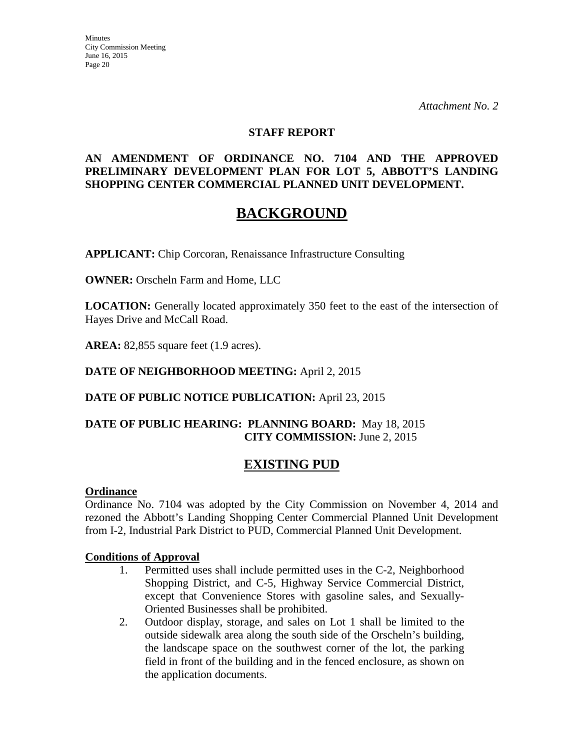*Attachment No. 2*

**STAFF REPORT**

**AN AMENDMENT OF ORDINANCE NO. 7104 AND THE APPROVED PRELIMINARY DEVELOPMENT PLAN FOR LOT 5, ABBOTT'S LANDING SHOPPING CENTER COMMERCIAL PLANNED UNIT DEVELOPMENT.**

# BACKGROUND

**APPLICANT:** Chip Corcoran, Renaissance Infrastructure Consulting

**OWNER:** Orscheln Farm and Home, LLC

**LOCATION:** Generally located approximately 350 feet to the east of the intersection of Hayes Drive and McCall Road.

**AREA:** 82,855 square feet (1.9 acres).

**DATE OF NEIGHBORHOOD MEETING:** April 2, 2015

**DATE OF PUBLIC NOTICE PUBLICATION:** April 23, 2015

**DATE OF PUBLIC HEARING: PLANNING BOARD:** May 18, 2015
**CITY COMMISSION:** June 2, 2015

# EXISTING PUD

**Ordinance**

Ordinance No. 7104 was adopted by the City Commission on November 4, 2014 and rezoned the Abbott's Landing Shopping Center Commercial Planned Unit Development from I-2, Industrial Park District to PUD, Commercial Planned Unit Development.

**Conditions of Approval**

1. Permitted uses shall include permitted uses in the C-2, Neighborhood Shopping District, and C-5, Highway Service Commercial District, except that Convenience Stores with gasoline sales, and Sexually-Oriented Businesses shall be prohibited.
2. Outdoor display, storage, and sales on Lot 1 shall be limited to the outside sidewalk area along the south side of the Orscheln's building, the landscape space on the southwest corner of the lot, the parking field in front of the building and in the fenced enclosure, as shown on the application documents.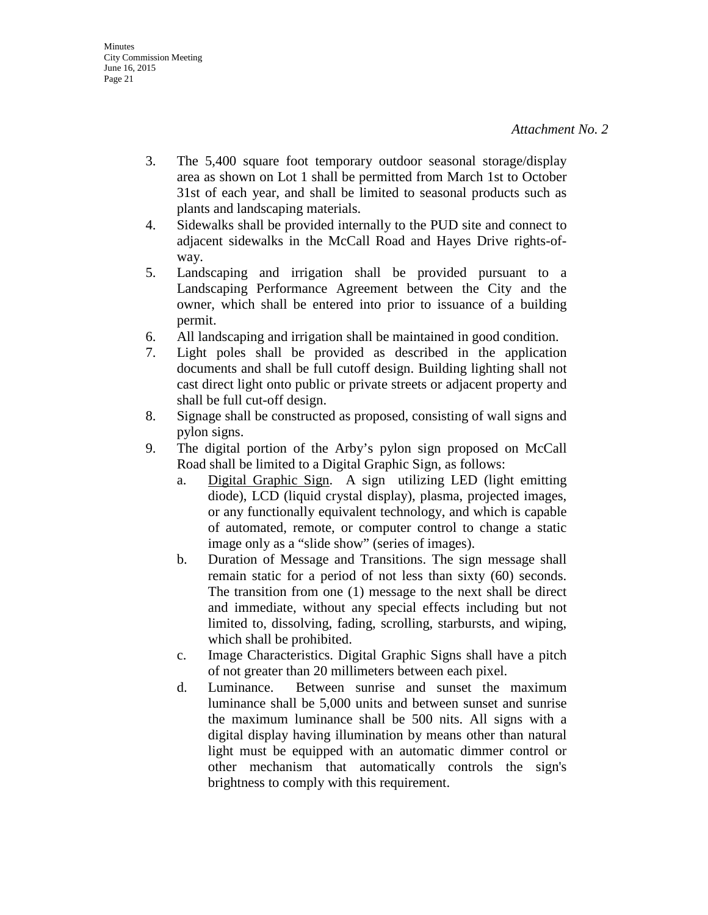*Attachment No. 2*

3. The 5,400 square foot temporary outdoor seasonal storage/display area as shown on Lot 1 shall be permitted from March 1st to October 31st of each year, and shall be limited to seasonal products such as plants and landscaping materials.
4. Sidewalks shall be provided internally to the PUD site and connect to adjacent sidewalks in the McCall Road and Hayes Drive rights-of-way.
5. Landscaping and irrigation shall be provided pursuant to a Landscaping Performance Agreement between the City and the owner, which shall be entered into prior to issuance of a building permit.
6. All landscaping and irrigation shall be maintained in good condition.
7. Light poles shall be provided as described in the application documents and shall be full cutoff design. Building lighting shall not cast direct light onto public or private streets or adjacent property and shall be full cut-off design.
8. Signage shall be constructed as proposed, consisting of wall signs and pylon signs.
9. The digital portion of the Arby's pylon sign proposed on McCall Road shall be limited to a Digital Graphic Sign, as follows:
    a. Digital Graphic Sign. A sign utilizing LED (light emitting diode), LCD (liquid crystal display), plasma, projected images, or any functionally equivalent technology, and which is capable of automated, remote, or computer control to change a static image only as a "slide show" (series of images).
    b. Duration of Message and Transitions. The sign message shall remain static for a period of not less than sixty (60) seconds. The transition from one (1) message to the next shall be direct and immediate, without any special effects including but not limited to, dissolving, fading, scrolling, starbursts, and wiping, which shall be prohibited.
    c. Image Characteristics. Digital Graphic Signs shall have a pitch of not greater than 20 millimeters between each pixel.
    d. Luminance. Between sunrise and sunset the maximum luminance shall be 5,000 units and between sunset and sunrise the maximum luminance shall be 500 nits. All signs with a digital display having illumination by means other than natural light must be equipped with an automatic dimmer control or other mechanism that automatically controls the sign's brightness to comply with this requirement.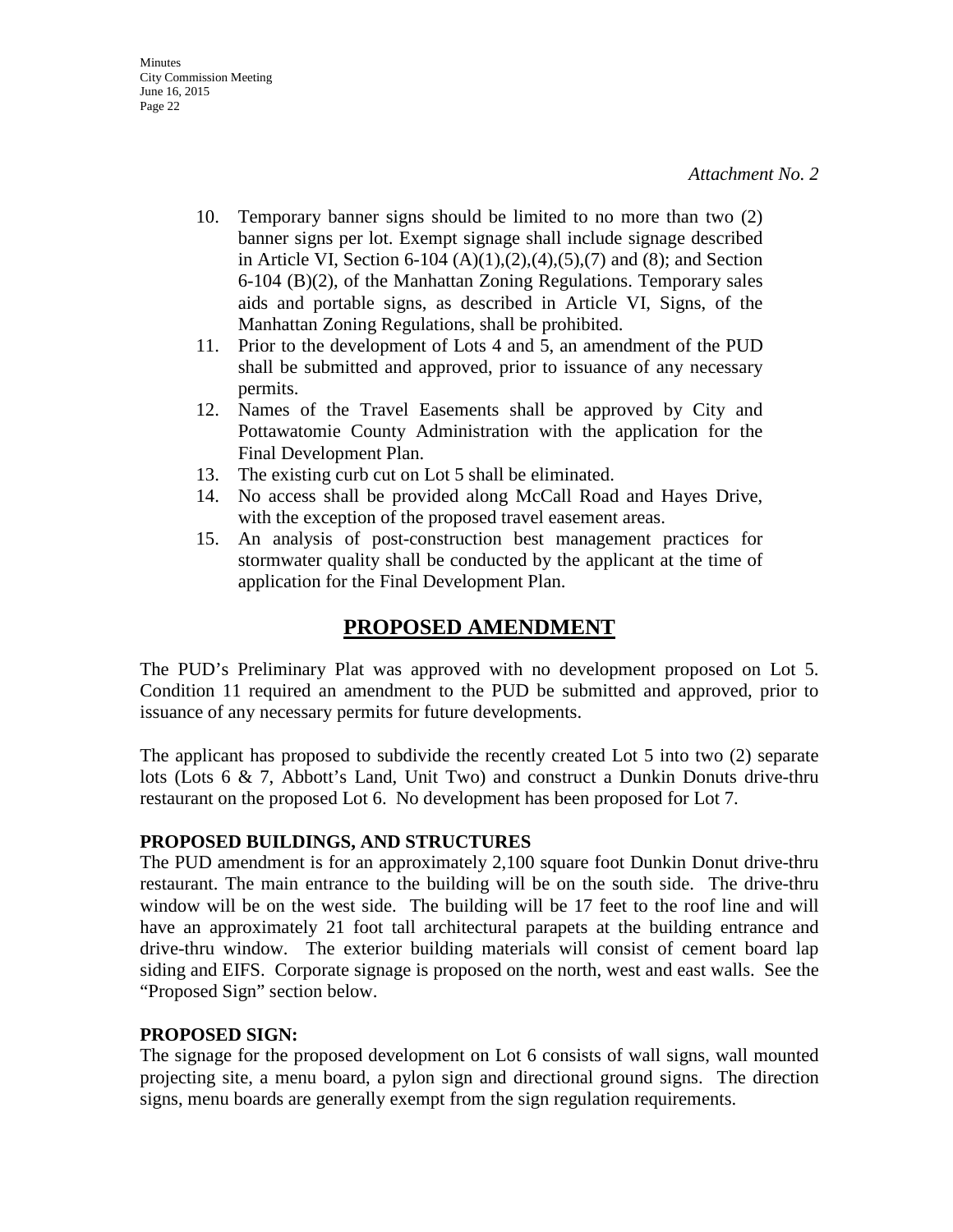*Attachment No. 2*

10. Temporary banner signs should be limited to no more than two (2) banner signs per lot. Exempt signage shall include signage described in Article VI, Section 6-104 (A)(1),(2),(4),(5),(7) and (8); and Section 6-104 (B)(2), of the Manhattan Zoning Regulations. Temporary sales aids and portable signs, as described in Article VI, Signs, of the Manhattan Zoning Regulations, shall be prohibited.
11. Prior to the development of Lots 4 and 5, an amendment of the PUD shall be submitted and approved, prior to issuance of any necessary permits.
12. Names of the Travel Easements shall be approved by City and Pottawatomie County Administration with the application for the Final Development Plan.
13. The existing curb cut on Lot 5 shall be eliminated.
14. No access shall be provided along McCall Road and Hayes Drive, with the exception of the proposed travel easement areas.
15. An analysis of post-construction best management practices for stormwater quality shall be conducted by the applicant at the time of application for the Final Development Plan.

## PROPOSED AMENDMENT

The PUD's Preliminary Plat was approved with no development proposed on Lot 5. Condition 11 required an amendment to the PUD be submitted and approved, prior to issuance of any necessary permits for future developments.

The applicant has proposed to subdivide the recently created Lot 5 into two (2) separate lots (Lots 6 & 7, Abbott's Land, Unit Two) and construct a Dunkin Donuts drive-thru restaurant on the proposed Lot 6. No development has been proposed for Lot 7.

**PROPOSED BUILDINGS, AND STRUCTURES**

The PUD amendment is for an approximately 2,100 square foot Dunkin Donut drive-thru restaurant. The main entrance to the building will be on the south side. The drive-thru window will be on the west side. The building will be 17 feet to the roof line and will have an approximately 21 foot tall architectural parapets at the building entrance and drive-thru window. The exterior building materials will consist of cement board lap siding and EIFS. Corporate signage is proposed on the north, west and east walls. See the "Proposed Sign" section below.

**PROPOSED SIGN:**

The signage for the proposed development on Lot 6 consists of wall signs, wall mounted projecting site, a menu board, a pylon sign and directional ground signs. The direction signs, menu boards are generally exempt from the sign regulation requirements.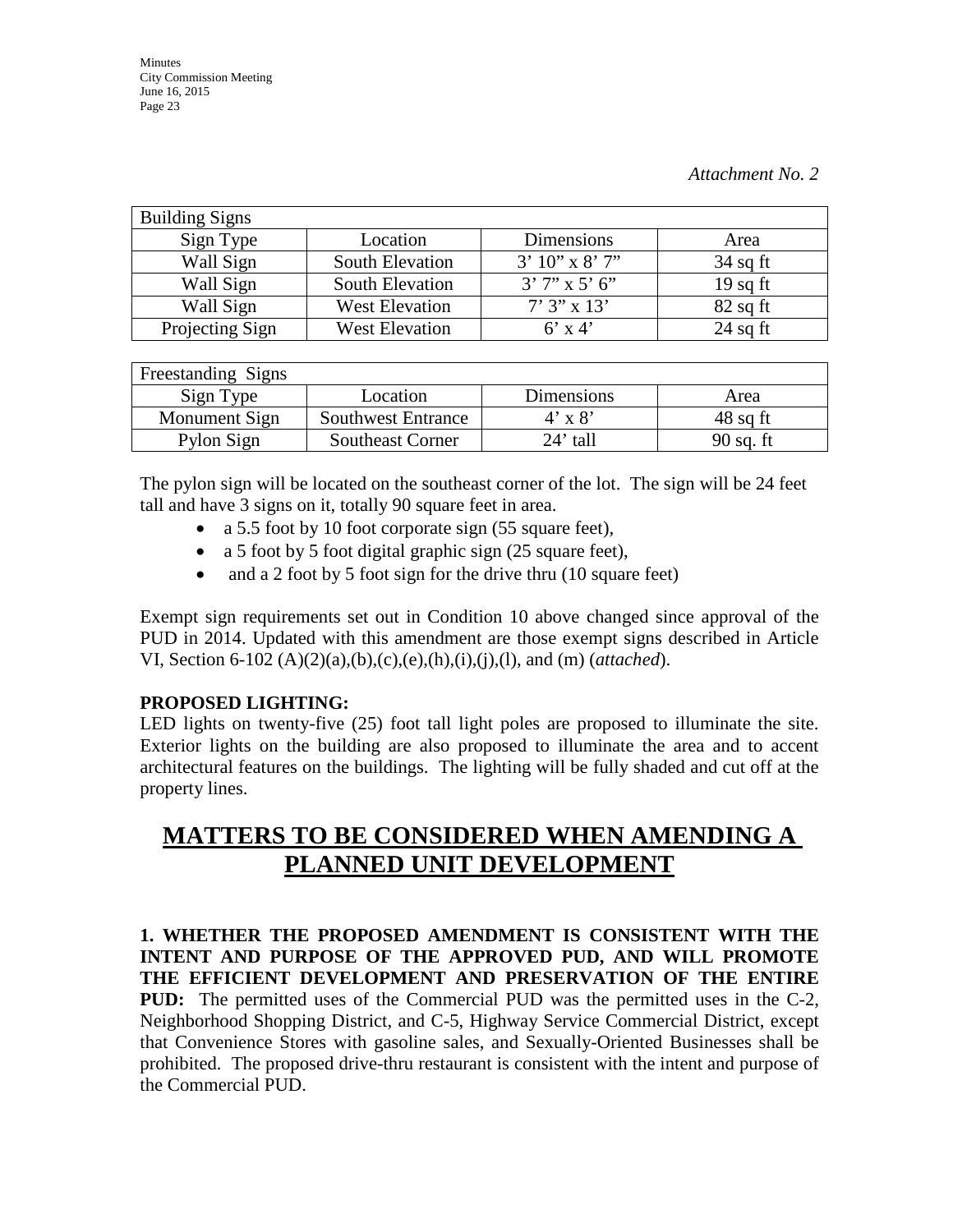*Attachment No. 2*

| Building Signs | | | |
|---|---|---|---|
| Sign Type | Location | Dimensions | Area |
| Wall Sign | South Elevation | 3' 10" x 8' 7" | 34 sq ft |
| Wall Sign | South Elevation | 3' 7" x 5' 6" | 19 sq ft |
| Wall Sign | West Elevation | 7' 3" x 13' | 82 sq ft |
| Projecting Sign | West Elevation | 6' x 4' | 24 sq ft |

| Freestanding Signs | | | |
|---|---|---|---|
| Sign Type | Location | Dimensions | Area |
| Monument Sign | Southwest Entrance | 4' x 8' | 48 sq ft |
| Pylon Sign | Southeast Corner | 24' tall | 90 sq. ft |

The pylon sign will be located on the southeast corner of the lot. The sign will be 24 feet tall and have 3 signs on it, totally 90 square feet in area.

- a 5.5 foot by 10 foot corporate sign (55 square feet),
- a 5 foot by 5 foot digital graphic sign (25 square feet),
- and a 2 foot by 5 foot sign for the drive thru (10 square feet)

Exempt sign requirements set out in Condition 10 above changed since approval of the PUD in 2014. Updated with this amendment are those exempt signs described in Article VI, Section 6-102 (A)(2)(a),(b),(c),(e),(h),(i),(j),(l), and (m) (*attached*).

**PROPOSED LIGHTING:**
LED lights on twenty-five (25) foot tall light poles are proposed to illuminate the site. Exterior lights on the building are also proposed to illuminate the area and to accent architectural features on the buildings. The lighting will be fully shaded and cut off at the property lines.

## MATTERS TO BE CONSIDERED WHEN AMENDING A PLANNED UNIT DEVELOPMENT

**1. WHETHER THE PROPOSED AMENDMENT IS CONSISTENT WITH THE INTENT AND PURPOSE OF THE APPROVED PUD, AND WILL PROMOTE THE EFFICIENT DEVELOPMENT AND PRESERVATION OF THE ENTIRE PUD:** The permitted uses of the Commercial PUD was the permitted uses in the C-2, Neighborhood Shopping District, and C-5, Highway Service Commercial District, except that Convenience Stores with gasoline sales, and Sexually-Oriented Businesses shall be prohibited. The proposed drive-thru restaurant is consistent with the intent and purpose of the Commercial PUD.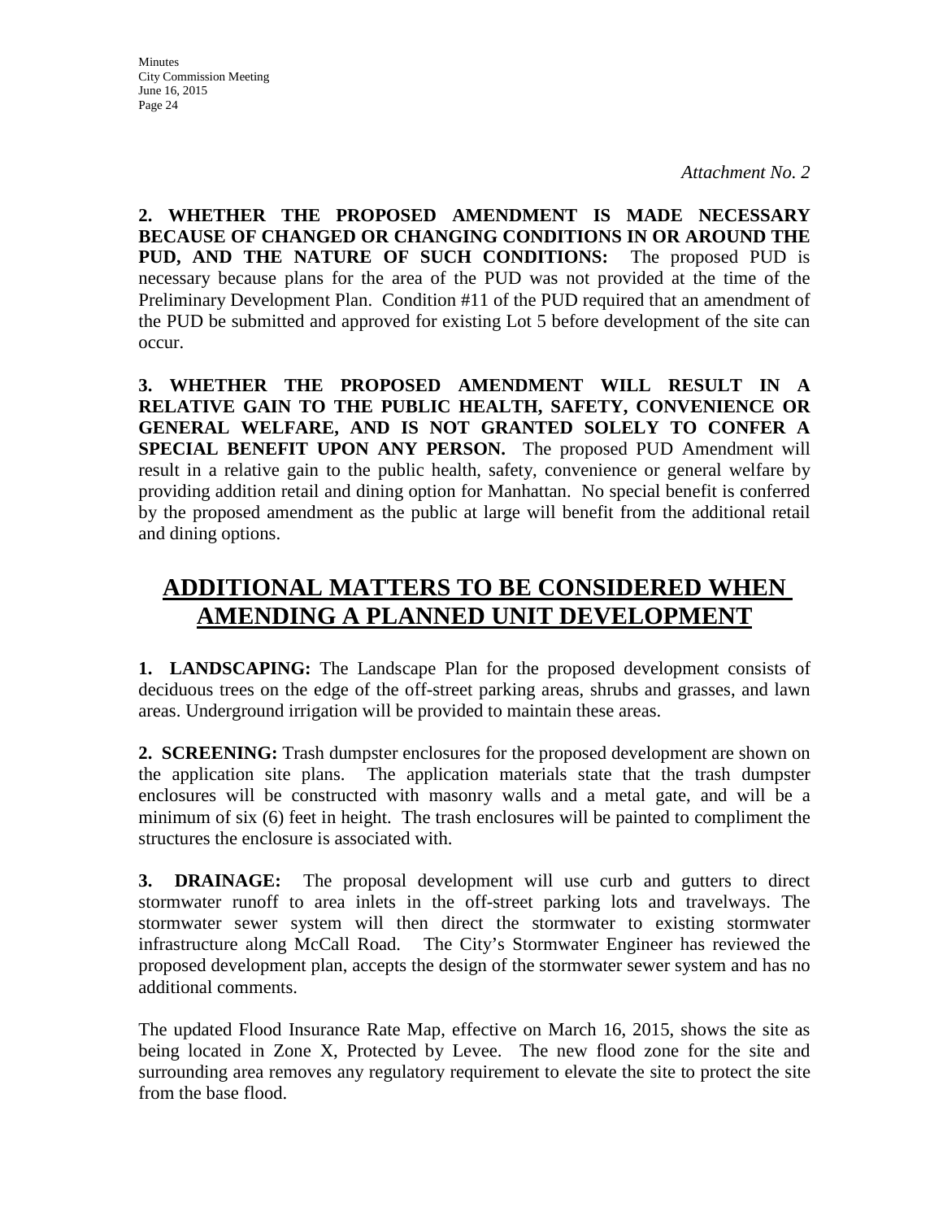*Attachment No. 2*

**2. WHETHER THE PROPOSED AMENDMENT IS MADE NECESSARY BECAUSE OF CHANGED OR CHANGING CONDITIONS IN OR AROUND THE PUD, AND THE NATURE OF SUCH CONDITIONS:** The proposed PUD is necessary because plans for the area of the PUD was not provided at the time of the Preliminary Development Plan. Condition #11 of the PUD required that an amendment of the PUD be submitted and approved for existing Lot 5 before development of the site can occur.

**3. WHETHER THE PROPOSED AMENDMENT WILL RESULT IN A RELATIVE GAIN TO THE PUBLIC HEALTH, SAFETY, CONVENIENCE OR GENERAL WELFARE, AND IS NOT GRANTED SOLELY TO CONFER A SPECIAL BENEFIT UPON ANY PERSON.** The proposed PUD Amendment will result in a relative gain to the public health, safety, convenience or general welfare by providing addition retail and dining option for Manhattan. No special benefit is conferred by the proposed amendment as the public at large will benefit from the additional retail and dining options.

## ADDITIONAL MATTERS TO BE CONSIDERED WHEN AMENDING A PLANNED UNIT DEVELOPMENT

**1. LANDSCAPING:** The Landscape Plan for the proposed development consists of deciduous trees on the edge of the off-street parking areas, shrubs and grasses, and lawn areas. Underground irrigation will be provided to maintain these areas.

**2. SCREENING:** Trash dumpster enclosures for the proposed development are shown on the application site plans. The application materials state that the trash dumpster enclosures will be constructed with masonry walls and a metal gate, and will be a minimum of six (6) feet in height. The trash enclosures will be painted to compliment the structures the enclosure is associated with.

**3. DRAINAGE:** The proposal development will use curb and gutters to direct stormwater runoff to area inlets in the off-street parking lots and travelways. The stormwater sewer system will then direct the stormwater to existing stormwater infrastructure along McCall Road. The City's Stormwater Engineer has reviewed the proposed development plan, accepts the design of the stormwater sewer system and has no additional comments.

The updated Flood Insurance Rate Map, effective on March 16, 2015, shows the site as being located in Zone X, Protected by Levee. The new flood zone for the site and surrounding area removes any regulatory requirement to elevate the site to protect the site from the base flood.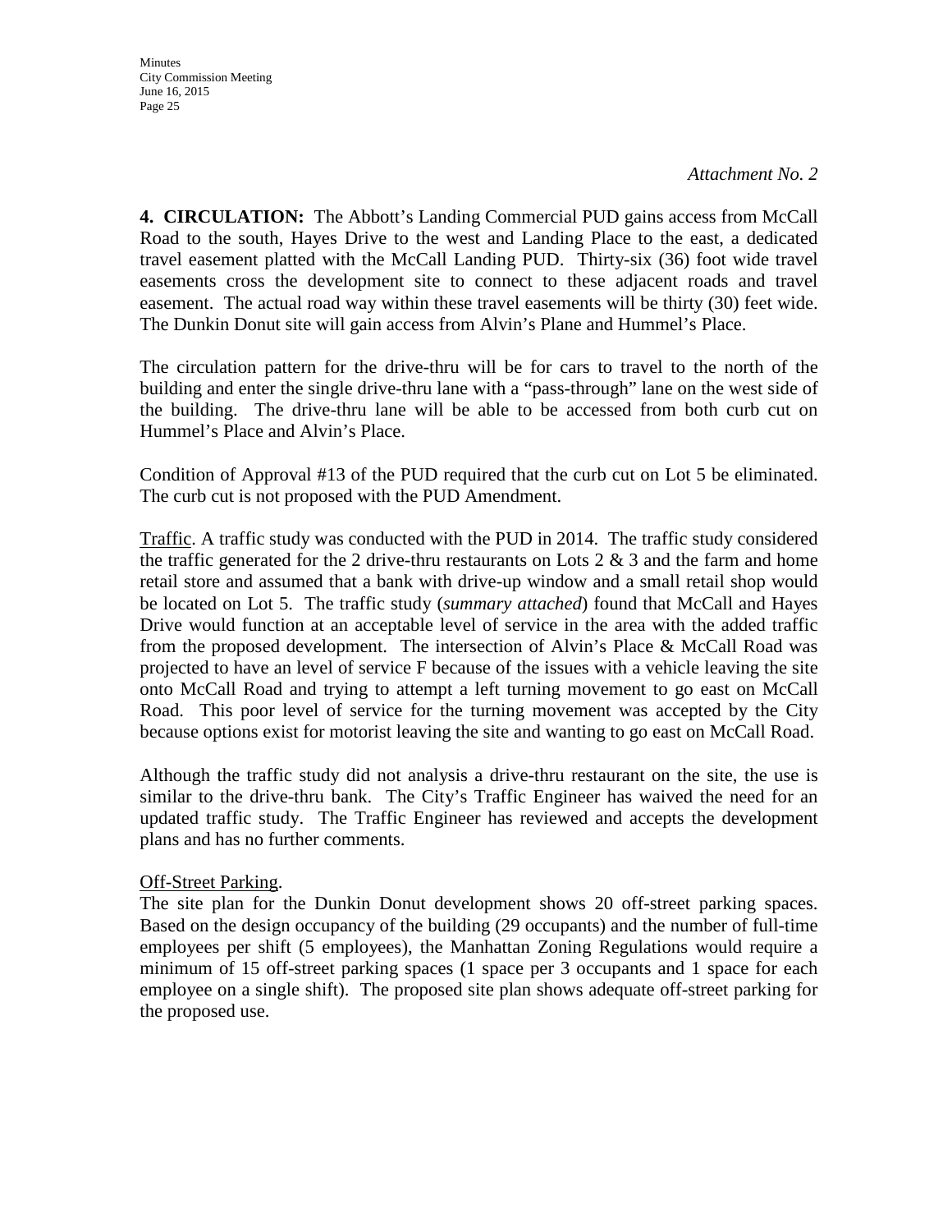*Attachment No. 2*

**4. CIRCULATION:** The Abbott's Landing Commercial PUD gains access from McCall Road to the south, Hayes Drive to the west and Landing Place to the east, a dedicated travel easement platted with the McCall Landing PUD. Thirty-six (36) foot wide travel easements cross the development site to connect to these adjacent roads and travel easement. The actual road way within these travel easements will be thirty (30) feet wide. The Dunkin Donut site will gain access from Alvin's Plane and Hummel's Place.

The circulation pattern for the drive-thru will be for cars to travel to the north of the building and enter the single drive-thru lane with a "pass-through" lane on the west side of the building. The drive-thru lane will be able to be accessed from both curb cut on Hummel's Place and Alvin's Place.

Condition of Approval #13 of the PUD required that the curb cut on Lot 5 be eliminated. The curb cut is not proposed with the PUD Amendment.

Traffic. A traffic study was conducted with the PUD in 2014. The traffic study considered the traffic generated for the 2 drive-thru restaurants on Lots 2 & 3 and the farm and home retail store and assumed that a bank with drive-up window and a small retail shop would be located on Lot 5. The traffic study (*summary attached*) found that McCall and Hayes Drive would function at an acceptable level of service in the area with the added traffic from the proposed development. The intersection of Alvin's Place & McCall Road was projected to have an level of service F because of the issues with a vehicle leaving the site onto McCall Road and trying to attempt a left turning movement to go east on McCall Road. This poor level of service for the turning movement was accepted by the City because options exist for motorist leaving the site and wanting to go east on McCall Road.

Although the traffic study did not analysis a drive-thru restaurant on the site, the use is similar to the drive-thru bank. The City's Traffic Engineer has waived the need for an updated traffic study. The Traffic Engineer has reviewed and accepts the development plans and has no further comments.

Off-Street Parking.

The site plan for the Dunkin Donut development shows 20 off-street parking spaces. Based on the design occupancy of the building (29 occupants) and the number of full-time employees per shift (5 employees), the Manhattan Zoning Regulations would require a minimum of 15 off-street parking spaces (1 space per 3 occupants and 1 space for each employee on a single shift). The proposed site plan shows adequate off-street parking for the proposed use.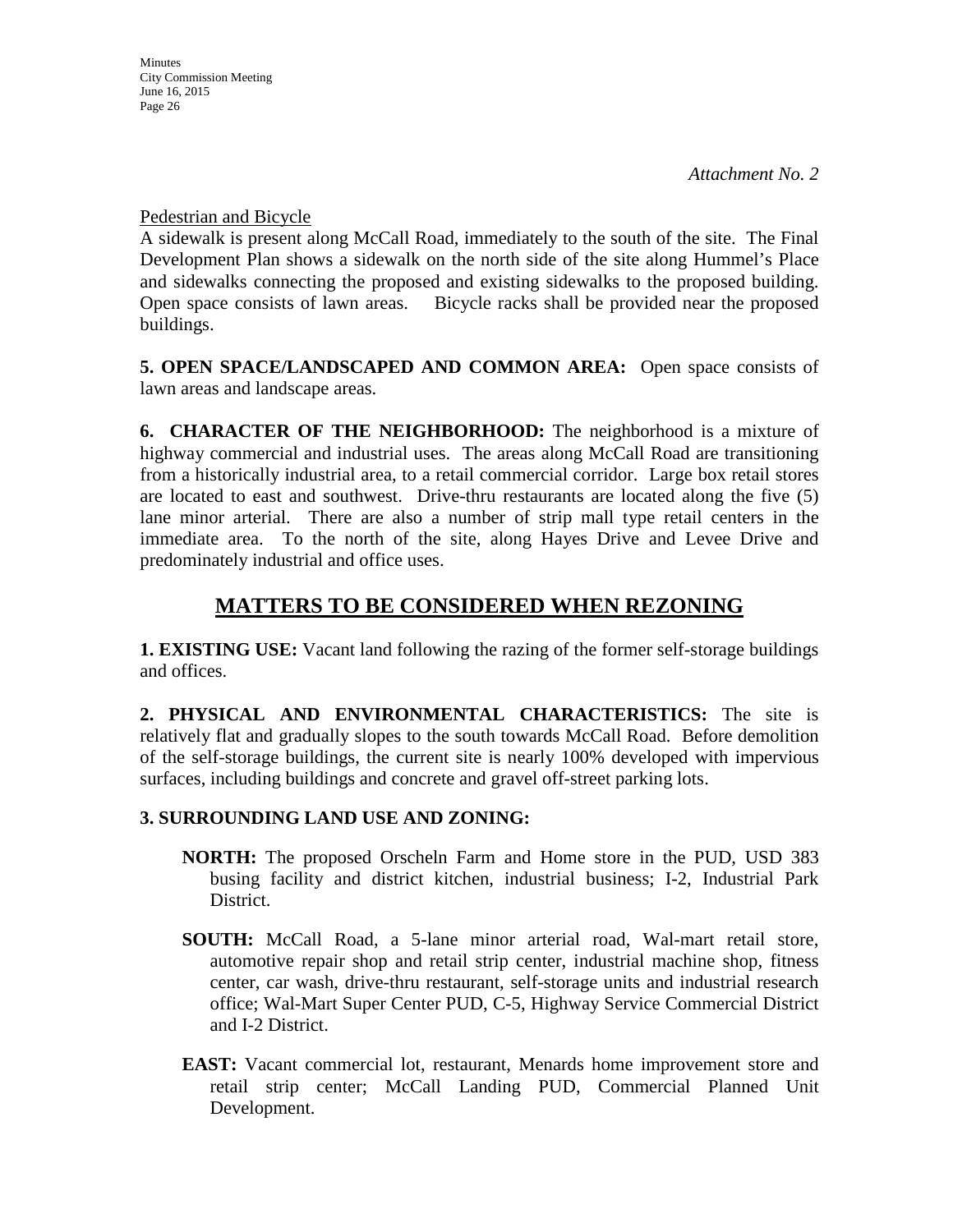*Attachment No. 2*

Pedestrian and Bicycle

A sidewalk is present along McCall Road, immediately to the south of the site. The Final Development Plan shows a sidewalk on the north side of the site along Hummel's Place and sidewalks connecting the proposed and existing sidewalks to the proposed building. Open space consists of lawn areas. Bicycle racks shall be provided near the proposed buildings.

**5. OPEN SPACE/LANDSCAPED AND COMMON AREA:** Open space consists of lawn areas and landscape areas.

**6. CHARACTER OF THE NEIGHBORHOOD:** The neighborhood is a mixture of highway commercial and industrial uses. The areas along McCall Road are transitioning from a historically industrial area, to a retail commercial corridor. Large box retail stores are located to east and southwest. Drive-thru restaurants are located along the five (5) lane minor arterial. There are also a number of strip mall type retail centers in the immediate area. To the north of the site, along Hayes Drive and Levee Drive and predominately industrial and office uses.

## MATTERS TO BE CONSIDERED WHEN REZONING

**1. EXISTING USE:** Vacant land following the razing of the former self-storage buildings and offices.

**2. PHYSICAL AND ENVIRONMENTAL CHARACTERISTICS:** The site is relatively flat and gradually slopes to the south towards McCall Road. Before demolition of the self-storage buildings, the current site is nearly 100% developed with impervious surfaces, including buildings and concrete and gravel off-street parking lots.

**3. SURROUNDING LAND USE AND ZONING:**

**NORTH:** The proposed Orscheln Farm and Home store in the PUD, USD 383 busing facility and district kitchen, industrial business; I-2, Industrial Park District.

**SOUTH:** McCall Road, a 5-lane minor arterial road, Wal-mart retail store, automotive repair shop and retail strip center, industrial machine shop, fitness center, car wash, drive-thru restaurant, self-storage units and industrial research office; Wal-Mart Super Center PUD, C-5, Highway Service Commercial District and I-2 District.

**EAST:** Vacant commercial lot, restaurant, Menards home improvement store and retail strip center; McCall Landing PUD, Commercial Planned Unit Development.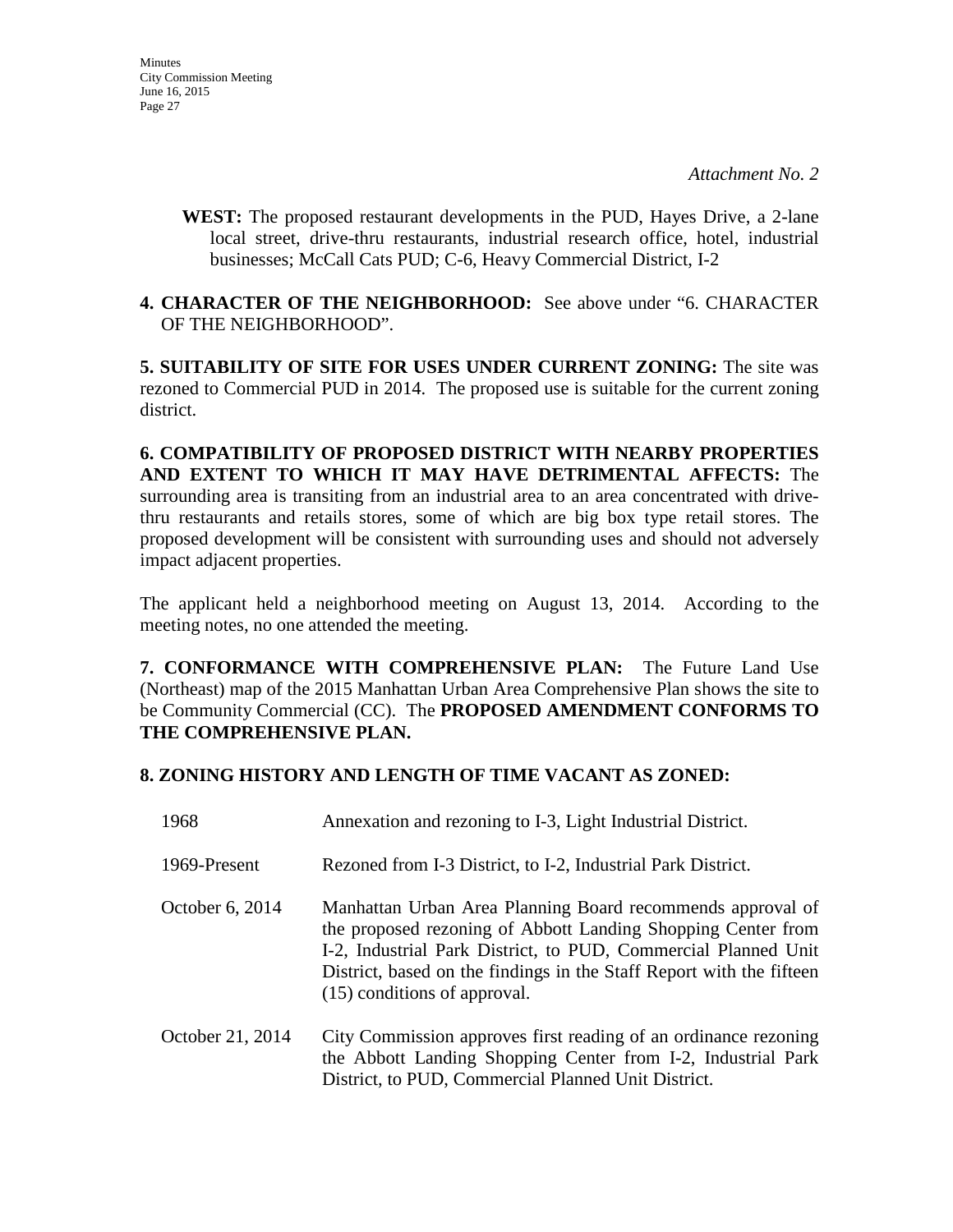*Attachment No. 2*

**WEST:** The proposed restaurant developments in the PUD, Hayes Drive, a 2-lane local street, drive-thru restaurants, industrial research office, hotel, industrial businesses; McCall Cats PUD; C-6, Heavy Commercial District, I-2

**4. CHARACTER OF THE NEIGHBORHOOD:** See above under "6. CHARACTER OF THE NEIGHBORHOOD".

**5. SUITABILITY OF SITE FOR USES UNDER CURRENT ZONING:** The site was rezoned to Commercial PUD in 2014. The proposed use is suitable for the current zoning district.

**6. COMPATIBILITY OF PROPOSED DISTRICT WITH NEARBY PROPERTIES AND EXTENT TO WHICH IT MAY HAVE DETRIMENTAL AFFECTS:** The surrounding area is transiting from an industrial area to an area concentrated with drive-thru restaurants and retails stores, some of which are big box type retail stores. The proposed development will be consistent with surrounding uses and should not adversely impact adjacent properties.

The applicant held a neighborhood meeting on August 13, 2014. According to the meeting notes, no one attended the meeting.

**7. CONFORMANCE WITH COMPREHENSIVE PLAN:** The Future Land Use (Northeast) map of the 2015 Manhattan Urban Area Comprehensive Plan shows the site to be Community Commercial (CC). The **PROPOSED AMENDMENT CONFORMS TO THE COMPREHENSIVE PLAN.**

**8. ZONING HISTORY AND LENGTH OF TIME VACANT AS ZONED:**

| | |
|---|---|
| 1968 | Annexation and rezoning to I-3, Light Industrial District. |
| 1969-Present | Rezoned from I-3 District, to I-2, Industrial Park District. |
| October 6, 2014 | Manhattan Urban Area Planning Board recommends approval of the proposed rezoning of Abbott Landing Shopping Center from I-2, Industrial Park District, to PUD, Commercial Planned Unit District, based on the findings in the Staff Report with the fifteen (15) conditions of approval. |
| October 21, 2014 | City Commission approves first reading of an ordinance rezoning the Abbott Landing Shopping Center from I-2, Industrial Park District, to PUD, Commercial Planned Unit District. |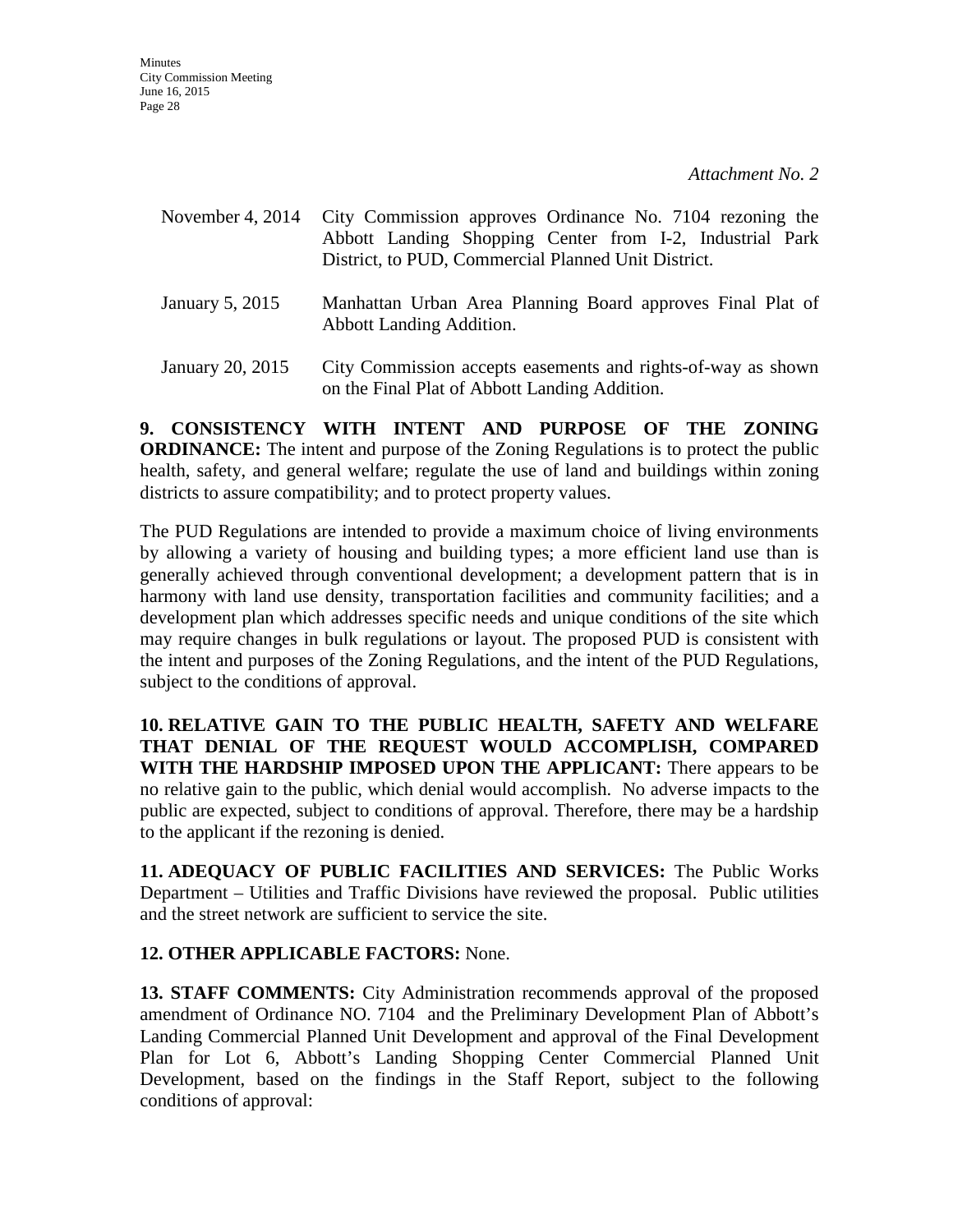*Attachment No. 2*

| | |
|---|---|
| November 4, 2014 | City Commission approves Ordinance No. 7104 rezoning the Abbott Landing Shopping Center from I-2, Industrial Park District, to PUD, Commercial Planned Unit District. |
| January 5, 2015 | Manhattan Urban Area Planning Board approves Final Plat of Abbott Landing Addition. |
| January 20, 2015 | City Commission accepts easements and rights-of-way as shown on the Final Plat of Abbott Landing Addition. |

**9. CONSISTENCY WITH INTENT AND PURPOSE OF THE ZONING ORDINANCE:** The intent and purpose of the Zoning Regulations is to protect the public health, safety, and general welfare; regulate the use of land and buildings within zoning districts to assure compatibility; and to protect property values.

The PUD Regulations are intended to provide a maximum choice of living environments by allowing a variety of housing and building types; a more efficient land use than is generally achieved through conventional development; a development pattern that is in harmony with land use density, transportation facilities and community facilities; and a development plan which addresses specific needs and unique conditions of the site which may require changes in bulk regulations or layout. The proposed PUD is consistent with the intent and purposes of the Zoning Regulations, and the intent of the PUD Regulations, subject to the conditions of approval.

**10. RELATIVE GAIN TO THE PUBLIC HEALTH, SAFETY AND WELFARE THAT DENIAL OF THE REQUEST WOULD ACCOMPLISH, COMPARED WITH THE HARDSHIP IMPOSED UPON THE APPLICANT:** There appears to be no relative gain to the public, which denial would accomplish. No adverse impacts to the public are expected, subject to conditions of approval. Therefore, there may be a hardship to the applicant if the rezoning is denied.

**11. ADEQUACY OF PUBLIC FACILITIES AND SERVICES:** The Public Works Department – Utilities and Traffic Divisions have reviewed the proposal. Public utilities and the street network are sufficient to service the site.

**12. OTHER APPLICABLE FACTORS:** None.

**13. STAFF COMMENTS:** City Administration recommends approval of the proposed amendment of Ordinance NO. 7104 and the Preliminary Development Plan of Abbott's Landing Commercial Planned Unit Development and approval of the Final Development Plan for Lot 6, Abbott's Landing Shopping Center Commercial Planned Unit Development, based on the findings in the Staff Report, subject to the following conditions of approval: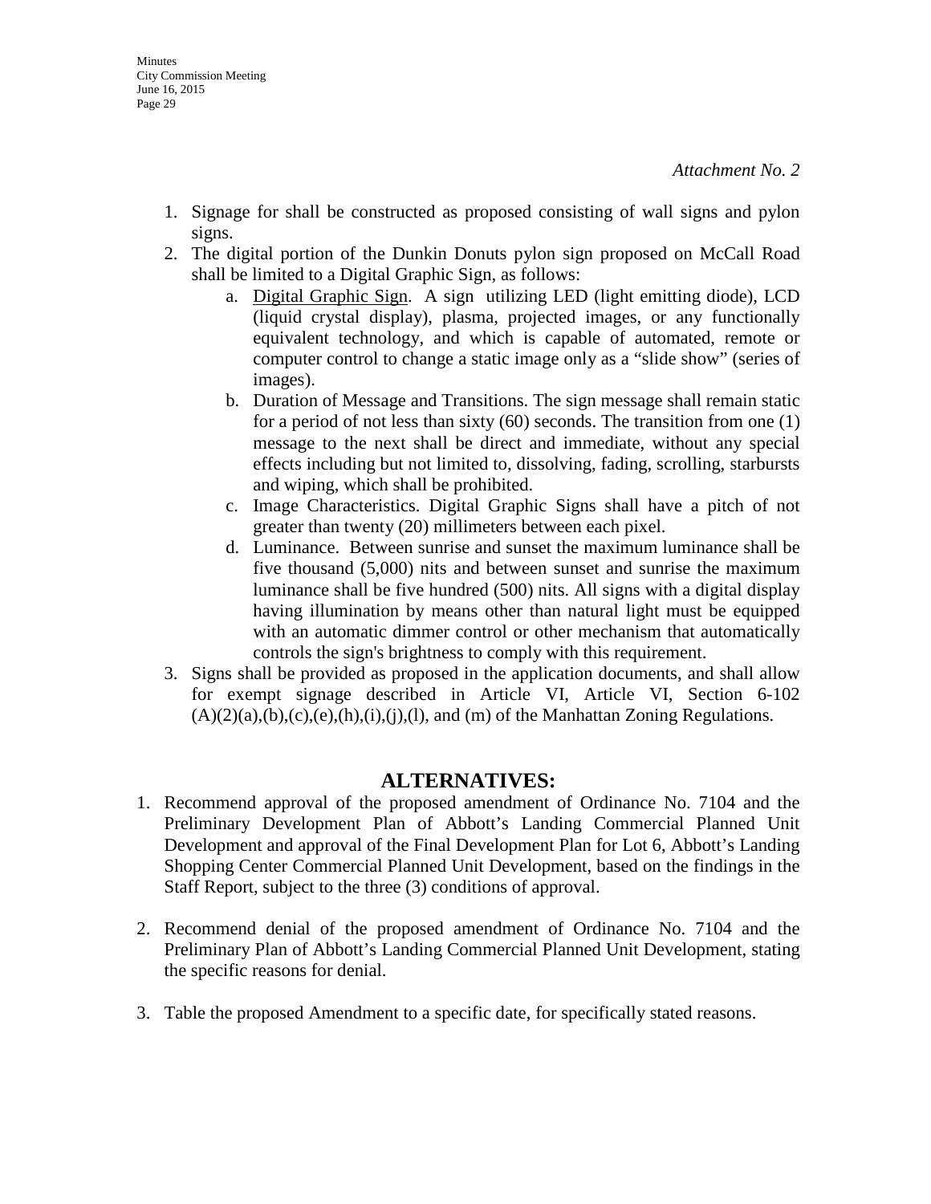*Attachment No. 2*

1. Signage for shall be constructed as proposed consisting of wall signs and pylon signs.
2. The digital portion of the Dunkin Donuts pylon sign proposed on McCall Road shall be limited to a Digital Graphic Sign, as follows:
   a. Digital Graphic Sign. A sign utilizing LED (light emitting diode), LCD (liquid crystal display), plasma, projected images, or any functionally equivalent technology, and which is capable of automated, remote or computer control to change a static image only as a "slide show" (series of images).
   b. Duration of Message and Transitions. The sign message shall remain static for a period of not less than sixty (60) seconds. The transition from one (1) message to the next shall be direct and immediate, without any special effects including but not limited to, dissolving, fading, scrolling, starbursts and wiping, which shall be prohibited.
   c. Image Characteristics. Digital Graphic Signs shall have a pitch of not greater than twenty (20) millimeters between each pixel.
   d. Luminance. Between sunrise and sunset the maximum luminance shall be five thousand (5,000) nits and between sunset and sunrise the maximum luminance shall be five hundred (500) nits. All signs with a digital display having illumination by means other than natural light must be equipped with an automatic dimmer control or other mechanism that automatically controls the sign's brightness to comply with this requirement.
3. Signs shall be provided as proposed in the application documents, and shall allow for exempt signage described in Article VI, Article VI, Section 6-102 (A)(2)(a),(b),(c),(e),(h),(i),(j),(l), and (m) of the Manhattan Zoning Regulations.

## ALTERNATIVES:

1. Recommend approval of the proposed amendment of Ordinance No. 7104 and the Preliminary Development Plan of Abbott's Landing Commercial Planned Unit Development and approval of the Final Development Plan for Lot 6, Abbott's Landing Shopping Center Commercial Planned Unit Development, based on the findings in the Staff Report, subject to the three (3) conditions of approval.

2. Recommend denial of the proposed amendment of Ordinance No. 7104 and the Preliminary Plan of Abbott's Landing Commercial Planned Unit Development, stating the specific reasons for denial.

3. Table the proposed Amendment to a specific date, for specifically stated reasons.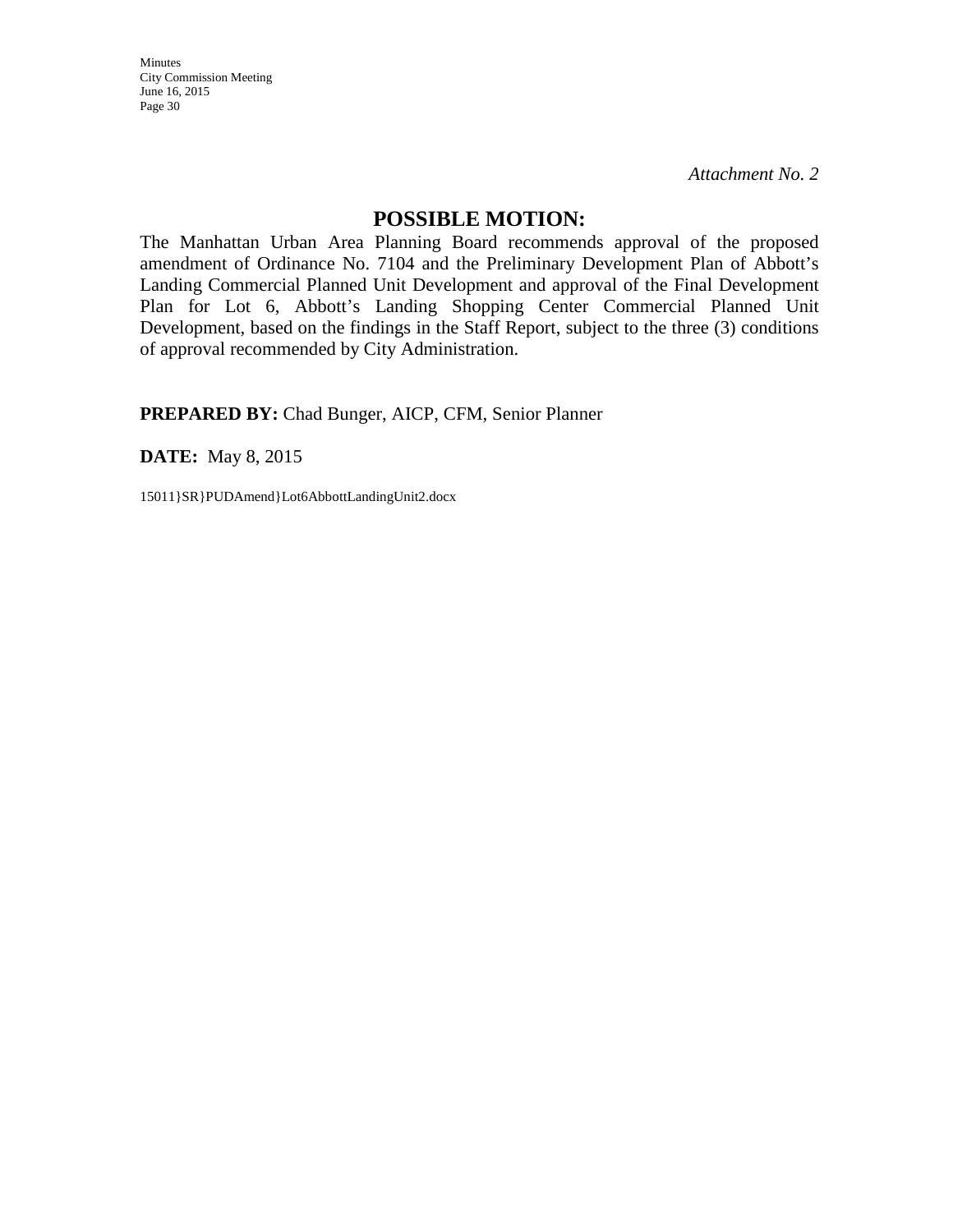*Attachment No. 2*

## POSSIBLE MOTION:

The Manhattan Urban Area Planning Board recommends approval of the proposed amendment of Ordinance No. 7104 and the Preliminary Development Plan of Abbott's Landing Commercial Planned Unit Development and approval of the Final Development Plan for Lot 6, Abbott's Landing Shopping Center Commercial Planned Unit Development, based on the findings in the Staff Report, subject to the three (3) conditions of approval recommended by City Administration.

**PREPARED BY:** Chad Bunger, AICP, CFM, Senior Planner

**DATE:** May 8, 2015

15011}SR}PUDAmend}Lot6AbbottLandingUnit2.docx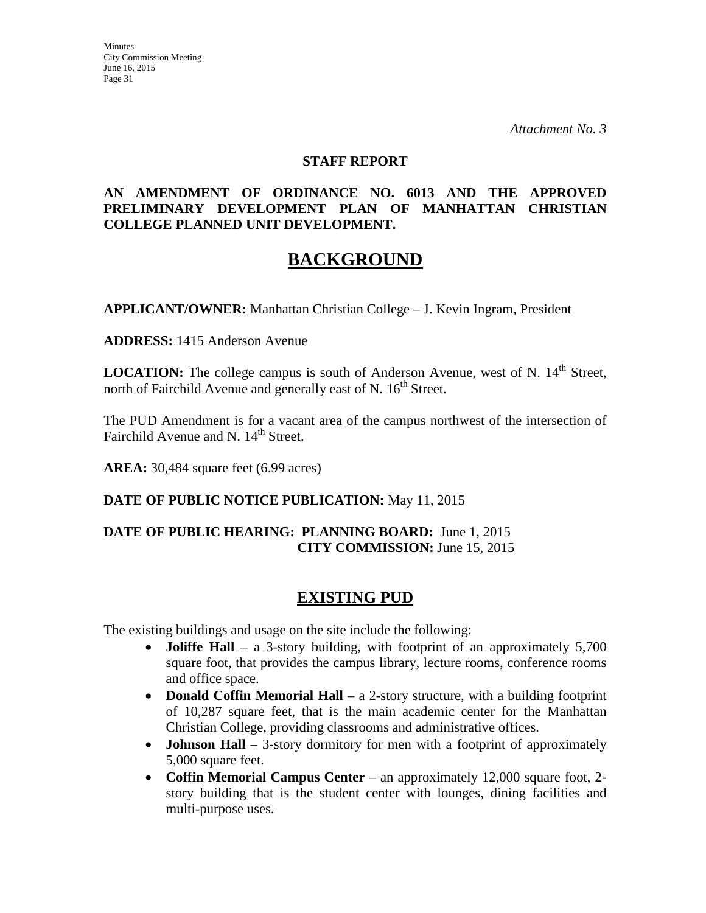*Attachment No. 3*

**STAFF REPORT**

**AN AMENDMENT OF ORDINANCE NO. 6013 AND THE APPROVED PRELIMINARY DEVELOPMENT PLAN OF MANHATTAN CHRISTIAN COLLEGE PLANNED UNIT DEVELOPMENT.**

# BACKGROUND

**APPLICANT/OWNER:** Manhattan Christian College – J. Kevin Ingram, President

**ADDRESS:** 1415 Anderson Avenue

**LOCATION:** The college campus is south of Anderson Avenue, west of N. 14th Street, north of Fairchild Avenue and generally east of N. 16th Street.

The PUD Amendment is for a vacant area of the campus northwest of the intersection of Fairchild Avenue and N. 14th Street.

**AREA:** 30,484 square feet (6.99 acres)

**DATE OF PUBLIC NOTICE PUBLICATION:** May 11, 2015

**DATE OF PUBLIC HEARING: PLANNING BOARD:** June 1, 2015
**CITY COMMISSION:** June 15, 2015

## EXISTING PUD

The existing buildings and usage on the site include the following:

- **Joliffe Hall** – a 3-story building, with footprint of an approximately 5,700 square foot, that provides the campus library, lecture rooms, conference rooms and office space.
- **Donald Coffin Memorial Hall** – a 2-story structure, with a building footprint of 10,287 square feet, that is the main academic center for the Manhattan Christian College, providing classrooms and administrative offices.
- **Johnson Hall** – 3-story dormitory for men with a footprint of approximately 5,000 square feet.
- **Coffin Memorial Campus Center** – an approximately 12,000 square foot, 2-story building that is the student center with lounges, dining facilities and multi-purpose uses.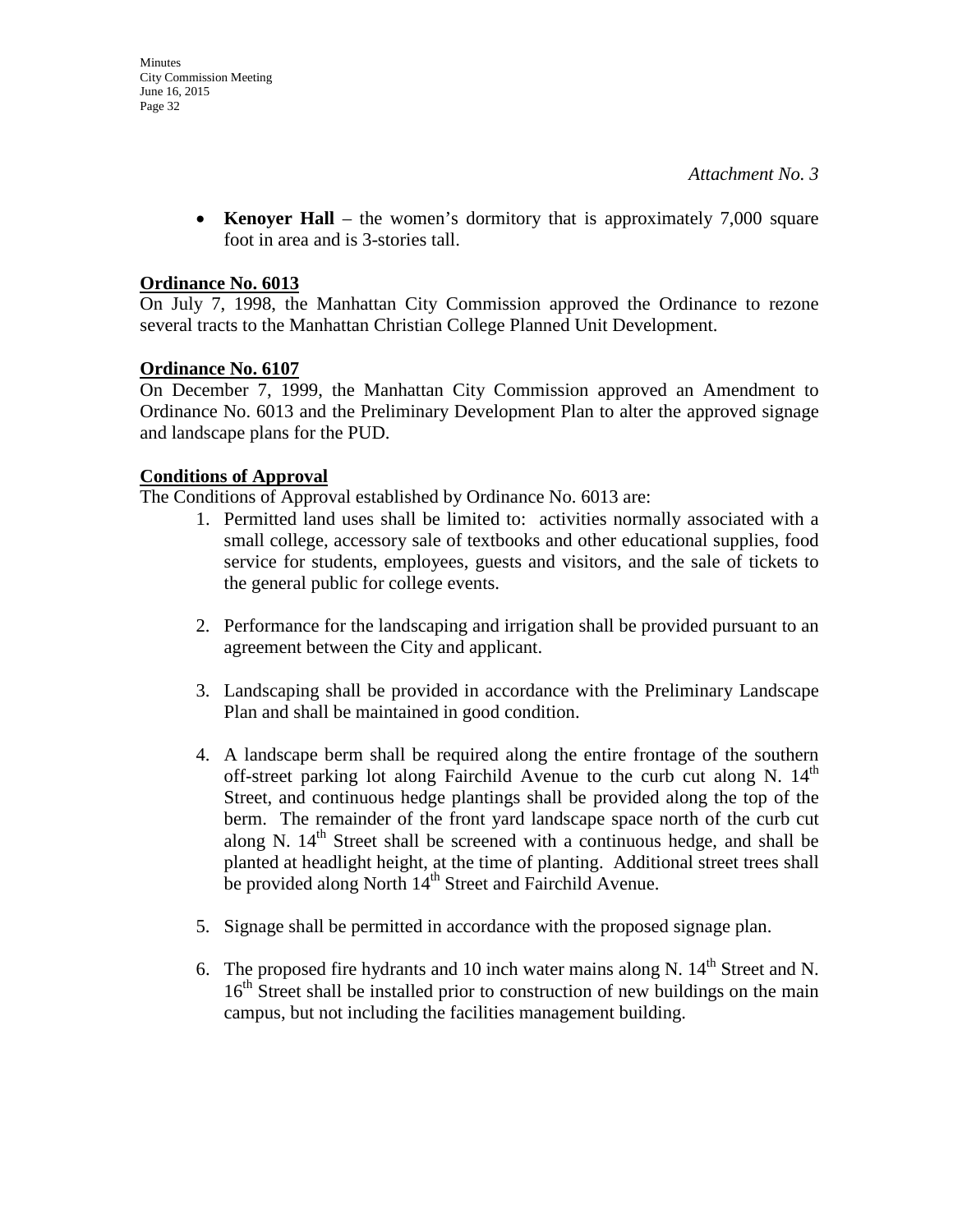*Attachment No. 3*

- **Kenoyer Hall** – the women's dormitory that is approximately 7,000 square foot in area and is 3-stories tall.

**Ordinance No. 6013**

On July 7, 1998, the Manhattan City Commission approved the Ordinance to rezone several tracts to the Manhattan Christian College Planned Unit Development.

**Ordinance No. 6107**

On December 7, 1999, the Manhattan City Commission approved an Amendment to Ordinance No. 6013 and the Preliminary Development Plan to alter the approved signage and landscape plans for the PUD.

**Conditions of Approval**

The Conditions of Approval established by Ordinance No. 6013 are:

1. Permitted land uses shall be limited to: activities normally associated with a small college, accessory sale of textbooks and other educational supplies, food service for students, employees, guests and visitors, and the sale of tickets to the general public for college events.

2. Performance for the landscaping and irrigation shall be provided pursuant to an agreement between the City and applicant.

3. Landscaping shall be provided in accordance with the Preliminary Landscape Plan and shall be maintained in good condition.

4. A landscape berm shall be required along the entire frontage of the southern off-street parking lot along Fairchild Avenue to the curb cut along N. 14th Street, and continuous hedge plantings shall be provided along the top of the berm. The remainder of the front yard landscape space north of the curb cut along N. 14th Street shall be screened with a continuous hedge, and shall be planted at headlight height, at the time of planting. Additional street trees shall be provided along North 14th Street and Fairchild Avenue.

5. Signage shall be permitted in accordance with the proposed signage plan.

6. The proposed fire hydrants and 10 inch water mains along N. 14th Street and N. 16th Street shall be installed prior to construction of new buildings on the main campus, but not including the facilities management building.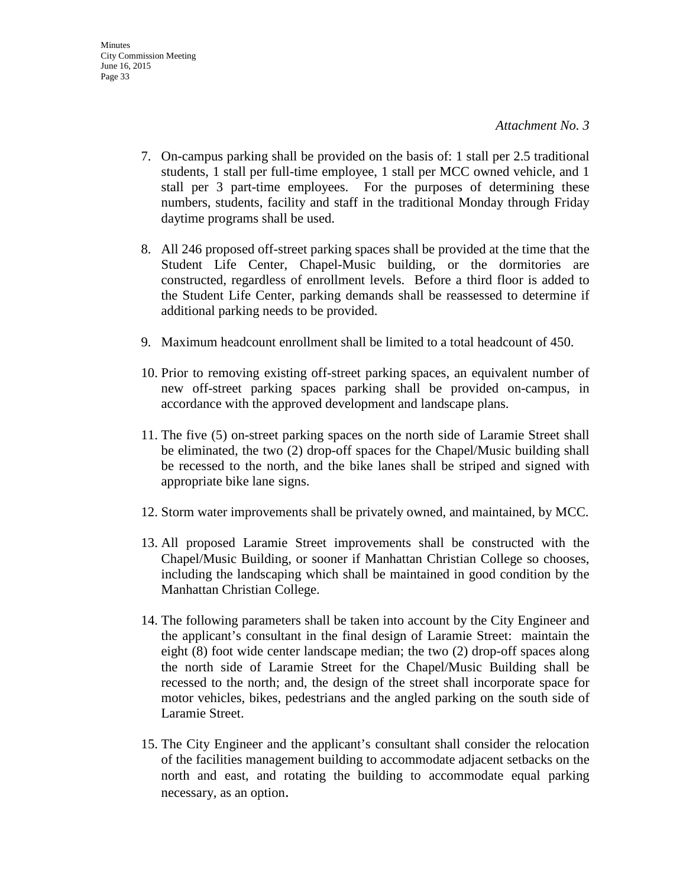*Attachment No. 3*

7. On-campus parking shall be provided on the basis of: 1 stall per 2.5 traditional students, 1 stall per full-time employee, 1 stall per MCC owned vehicle, and 1 stall per 3 part-time employees. For the purposes of determining these numbers, students, facility and staff in the traditional Monday through Friday daytime programs shall be used.

8. All 246 proposed off-street parking spaces shall be provided at the time that the Student Life Center, Chapel-Music building, or the dormitories are constructed, regardless of enrollment levels. Before a third floor is added to the Student Life Center, parking demands shall be reassessed to determine if additional parking needs to be provided.

9. Maximum headcount enrollment shall be limited to a total headcount of 450.

10. Prior to removing existing off-street parking spaces, an equivalent number of new off-street parking spaces parking shall be provided on-campus, in accordance with the approved development and landscape plans.

11. The five (5) on-street parking spaces on the north side of Laramie Street shall be eliminated, the two (2) drop-off spaces for the Chapel/Music building shall be recessed to the north, and the bike lanes shall be striped and signed with appropriate bike lane signs.

12. Storm water improvements shall be privately owned, and maintained, by MCC.

13. All proposed Laramie Street improvements shall be constructed with the Chapel/Music Building, or sooner if Manhattan Christian College so chooses, including the landscaping which shall be maintained in good condition by the Manhattan Christian College.

14. The following parameters shall be taken into account by the City Engineer and the applicant's consultant in the final design of Laramie Street: maintain the eight (8) foot wide center landscape median; the two (2) drop-off spaces along the north side of Laramie Street for the Chapel/Music Building shall be recessed to the north; and, the design of the street shall incorporate space for motor vehicles, bikes, pedestrians and the angled parking on the south side of Laramie Street.

15. The City Engineer and the applicant's consultant shall consider the relocation of the facilities management building to accommodate adjacent setbacks on the north and east, and rotating the building to accommodate equal parking necessary, as an option.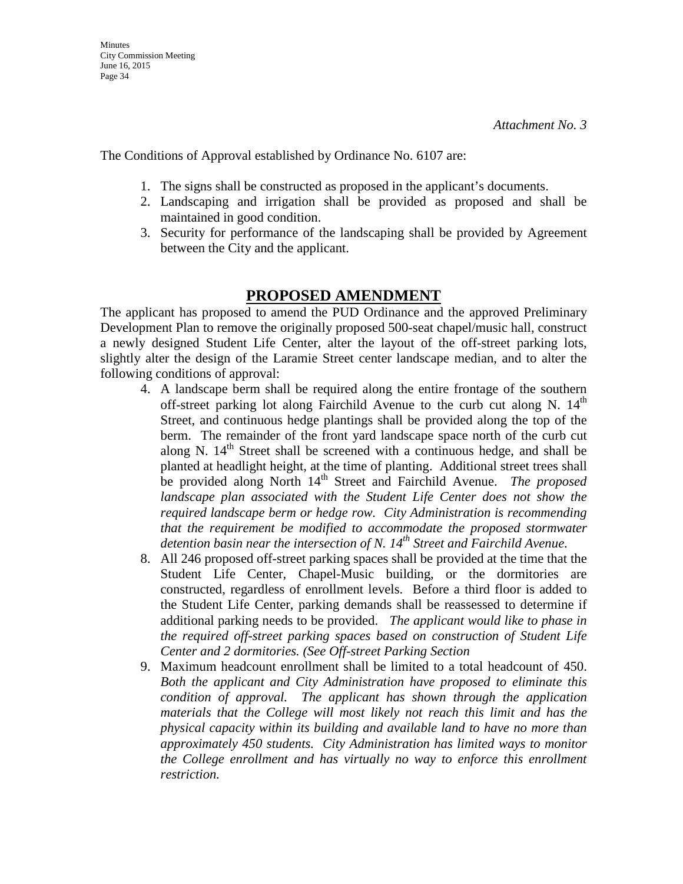*Attachment No. 3*

The Conditions of Approval established by Ordinance No. 6107 are:

1. The signs shall be constructed as proposed in the applicant's documents.
2. Landscaping and irrigation shall be provided as proposed and shall be maintained in good condition.
3. Security for performance of the landscaping shall be provided by Agreement between the City and the applicant.

## PROPOSED AMENDMENT

The applicant has proposed to amend the PUD Ordinance and the approved Preliminary Development Plan to remove the originally proposed 500-seat chapel/music hall, construct a newly designed Student Life Center, alter the layout of the off-street parking lots, slightly alter the design of the Laramie Street center landscape median, and to alter the following conditions of approval:

4. A landscape berm shall be required along the entire frontage of the southern off-street parking lot along Fairchild Avenue to the curb cut along N. 14th Street, and continuous hedge plantings shall be provided along the top of the berm. The remainder of the front yard landscape space north of the curb cut along N. 14th Street shall be screened with a continuous hedge, and shall be planted at headlight height, at the time of planting. Additional street trees shall be provided along North 14th Street and Fairchild Avenue. *The proposed landscape plan associated with the Student Life Center does not show the required landscape berm or hedge row. City Administration is recommending that the requirement be modified to accommodate the proposed stormwater detention basin near the intersection of N. 14th Street and Fairchild Avenue.*
8. All 246 proposed off-street parking spaces shall be provided at the time that the Student Life Center, Chapel-Music building, or the dormitories are constructed, regardless of enrollment levels. Before a third floor is added to the Student Life Center, parking demands shall be reassessed to determine if additional parking needs to be provided. *The applicant would like to phase in the required off-street parking spaces based on construction of Student Life Center and 2 dormitories. (See Off-street Parking Section*
9. Maximum headcount enrollment shall be limited to a total headcount of 450. *Both the applicant and City Administration have proposed to eliminate this condition of approval. The applicant has shown through the application materials that the College will most likely not reach this limit and has the physical capacity within its building and available land to have no more than approximately 450 students. City Administration has limited ways to monitor the College enrollment and has virtually no way to enforce this enrollment restriction.*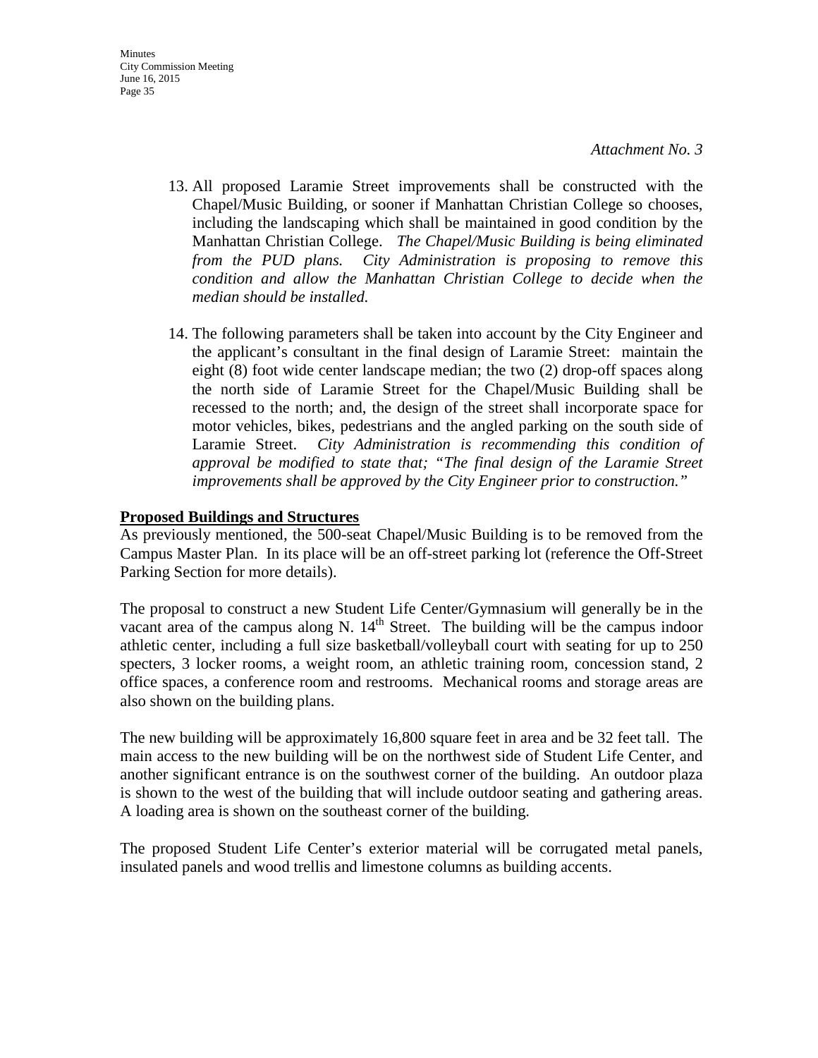*Attachment No. 3*

13. All proposed Laramie Street improvements shall be constructed with the Chapel/Music Building, or sooner if Manhattan Christian College so chooses, including the landscaping which shall be maintained in good condition by the Manhattan Christian College. *The Chapel/Music Building is being eliminated from the PUD plans. City Administration is proposing to remove this condition and allow the Manhattan Christian College to decide when the median should be installed.*

14. The following parameters shall be taken into account by the City Engineer and the applicant's consultant in the final design of Laramie Street: maintain the eight (8) foot wide center landscape median; the two (2) drop-off spaces along the north side of Laramie Street for the Chapel/Music Building shall be recessed to the north; and, the design of the street shall incorporate space for motor vehicles, bikes, pedestrians and the angled parking on the south side of Laramie Street. *City Administration is recommending this condition of approval be modified to state that; "The final design of the Laramie Street improvements shall be approved by the City Engineer prior to construction."*

**Proposed Buildings and Structures**

As previously mentioned, the 500-seat Chapel/Music Building is to be removed from the Campus Master Plan. In its place will be an off-street parking lot (reference the Off-Street Parking Section for more details).

The proposal to construct a new Student Life Center/Gymnasium will generally be in the vacant area of the campus along N. 14th Street. The building will be the campus indoor athletic center, including a full size basketball/volleyball court with seating for up to 250 specters, 3 locker rooms, a weight room, an athletic training room, concession stand, 2 office spaces, a conference room and restrooms. Mechanical rooms and storage areas are also shown on the building plans.

The new building will be approximately 16,800 square feet in area and be 32 feet tall. The main access to the new building will be on the northwest side of Student Life Center, and another significant entrance is on the southwest corner of the building. An outdoor plaza is shown to the west of the building that will include outdoor seating and gathering areas. A loading area is shown on the southeast corner of the building.

The proposed Student Life Center's exterior material will be corrugated metal panels, insulated panels and wood trellis and limestone columns as building accents.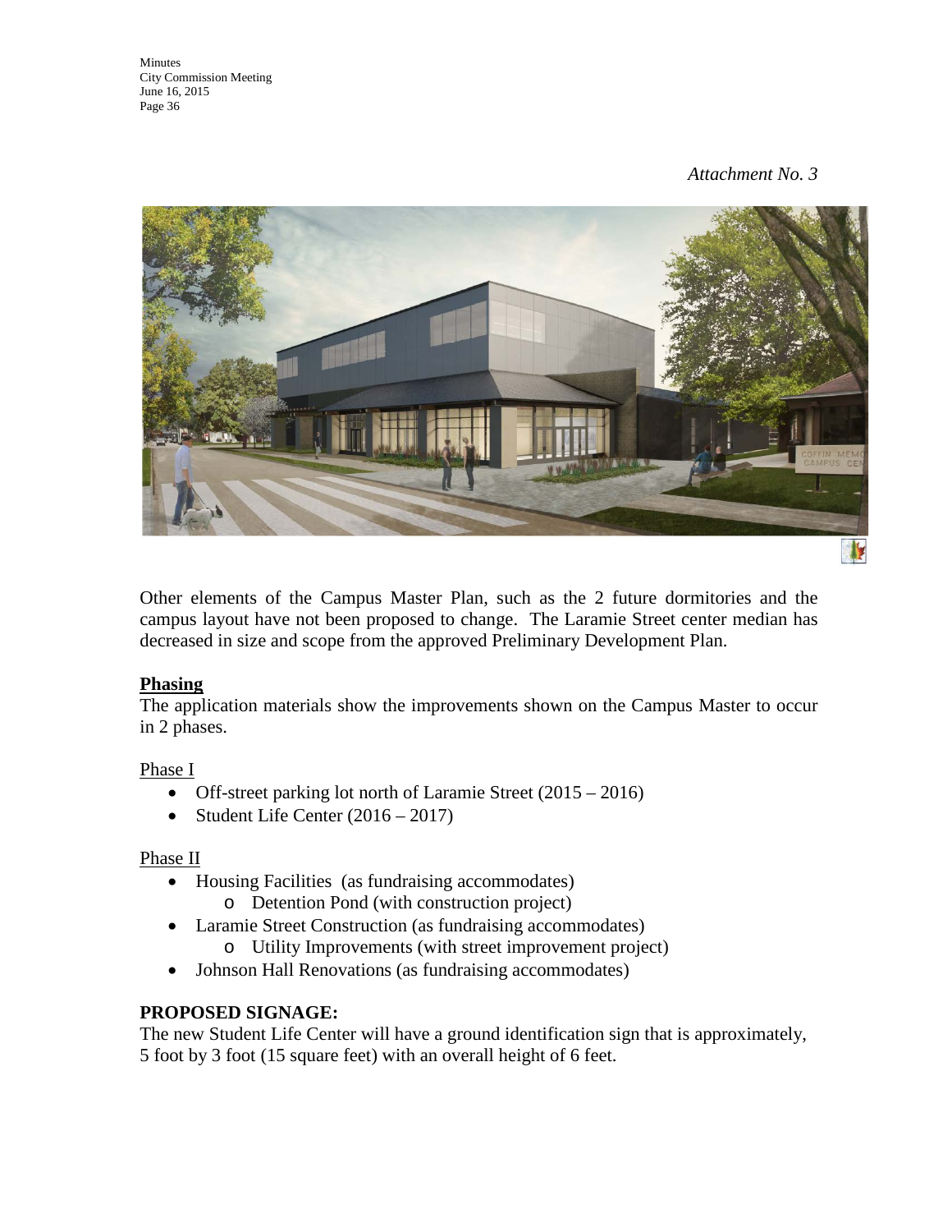*Attachment No. 3*

Other elements of the Campus Master Plan, such as the 2 future dormitories and the campus layout have not been proposed to change. The Laramie Street center median has decreased in size and scope from the approved Preliminary Development Plan.

**Phasing**

The application materials show the improvements shown on the Campus Master to occur in 2 phases.

Phase I

- Off-street parking lot north of Laramie Street (2015 – 2016)
- Student Life Center (2016 – 2017)

Phase II

- Housing Facilities (as fundraising accommodates)
  - Detention Pond (with construction project)
- Laramie Street Construction (as fundraising accommodates)
  - Utility Improvements (with street improvement project)
- Johnson Hall Renovations (as fundraising accommodates)

**PROPOSED SIGNAGE:**

The new Student Life Center will have a ground identification sign that is approximately, 5 foot by 3 foot (15 square feet) with an overall height of 6 feet.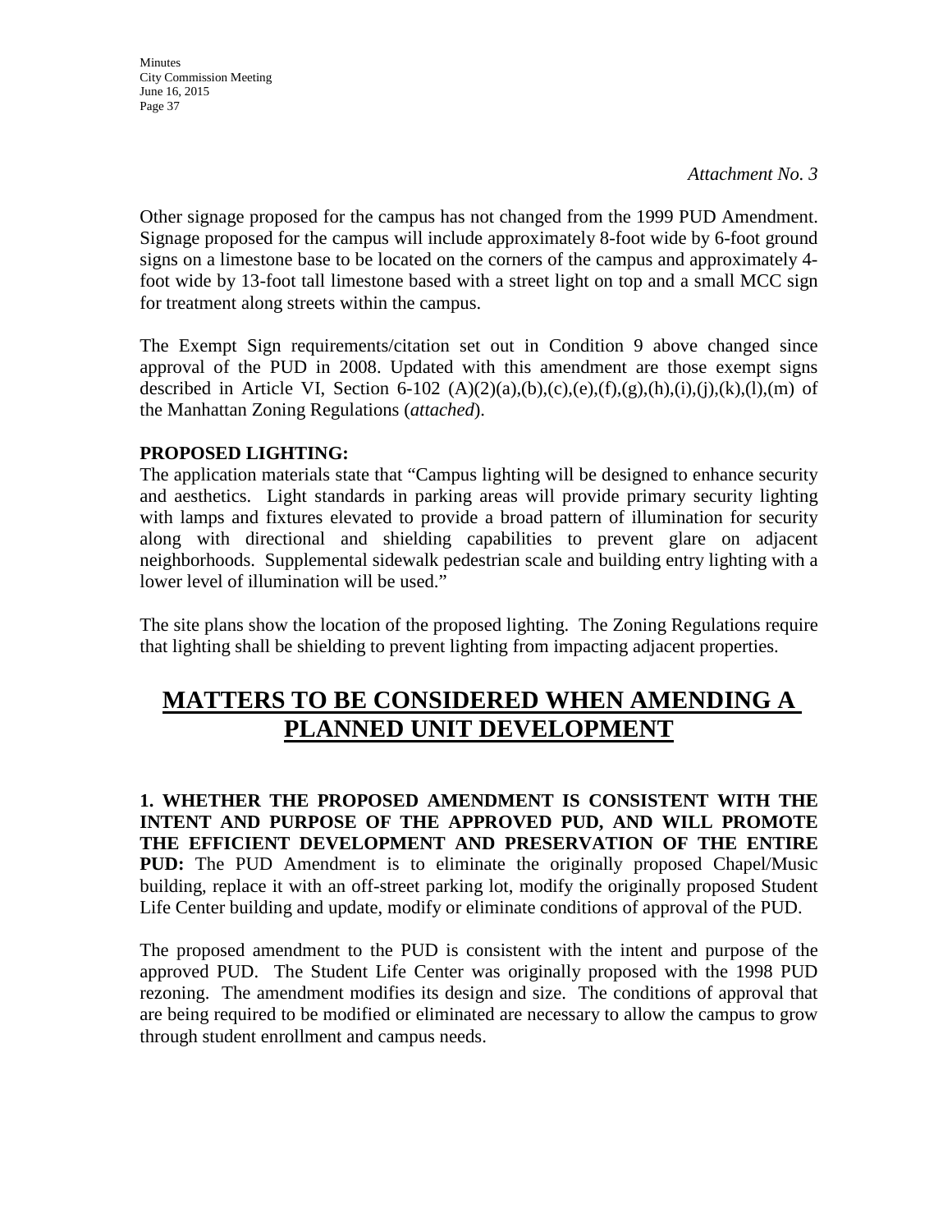*Attachment No. 3*

Other signage proposed for the campus has not changed from the 1999 PUD Amendment. Signage proposed for the campus will include approximately 8-foot wide by 6-foot ground signs on a limestone base to be located on the corners of the campus and approximately 4-foot wide by 13-foot tall limestone based with a street light on top and a small MCC sign for treatment along streets within the campus.

The Exempt Sign requirements/citation set out in Condition 9 above changed since approval of the PUD in 2008. Updated with this amendment are those exempt signs described in Article VI, Section 6-102 (A)(2)(a),(b),(c),(e),(f),(g),(h),(i),(j),(k),(l),(m) of the Manhattan Zoning Regulations (*attached*).

**PROPOSED LIGHTING:**

The application materials state that "Campus lighting will be designed to enhance security and aesthetics. Light standards in parking areas will provide primary security lighting with lamps and fixtures elevated to provide a broad pattern of illumination for security along with directional and shielding capabilities to prevent glare on adjacent neighborhoods. Supplemental sidewalk pedestrian scale and building entry lighting with a lower level of illumination will be used."

The site plans show the location of the proposed lighting. The Zoning Regulations require that lighting shall be shielding to prevent lighting from impacting adjacent properties.

## MATTERS TO BE CONSIDERED WHEN AMENDING A PLANNED UNIT DEVELOPMENT

**1. WHETHER THE PROPOSED AMENDMENT IS CONSISTENT WITH THE INTENT AND PURPOSE OF THE APPROVED PUD, AND WILL PROMOTE THE EFFICIENT DEVELOPMENT AND PRESERVATION OF THE ENTIRE PUD:** The PUD Amendment is to eliminate the originally proposed Chapel/Music building, replace it with an off-street parking lot, modify the originally proposed Student Life Center building and update, modify or eliminate conditions of approval of the PUD.

The proposed amendment to the PUD is consistent with the intent and purpose of the approved PUD. The Student Life Center was originally proposed with the 1998 PUD rezoning. The amendment modifies its design and size. The conditions of approval that are being required to be modified or eliminated are necessary to allow the campus to grow through student enrollment and campus needs.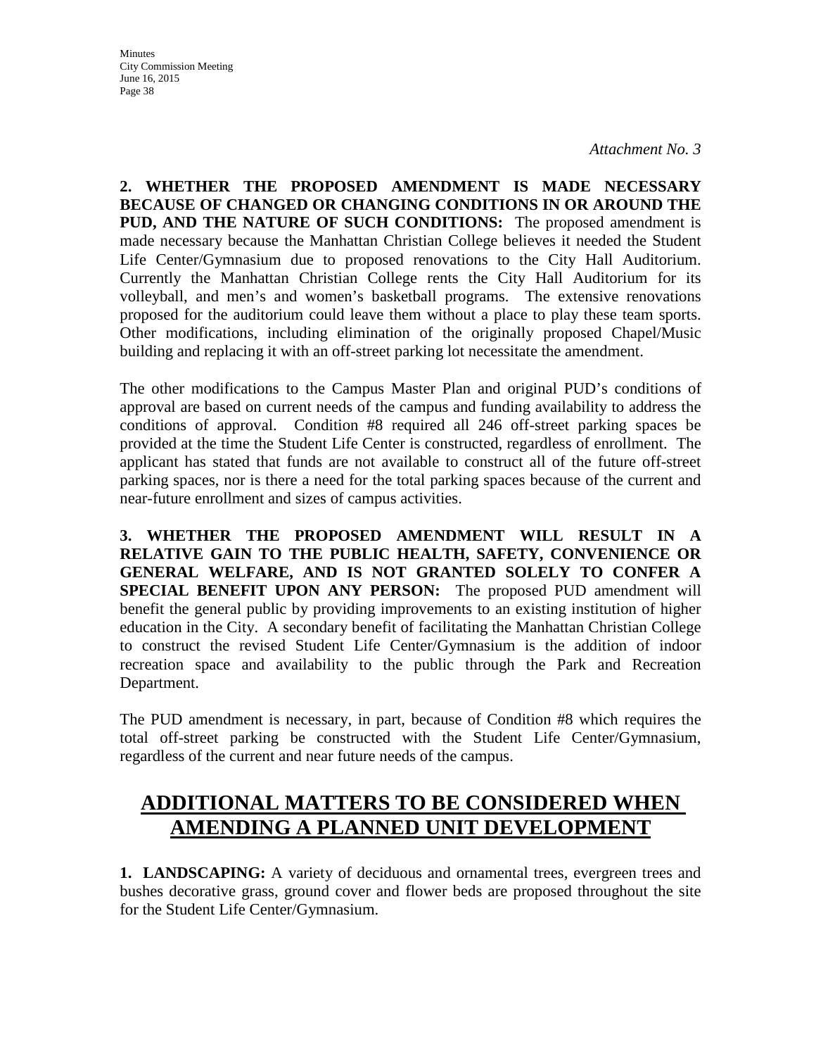*Attachment No. 3*

**2. WHETHER THE PROPOSED AMENDMENT IS MADE NECESSARY BECAUSE OF CHANGED OR CHANGING CONDITIONS IN OR AROUND THE PUD, AND THE NATURE OF SUCH CONDITIONS:** The proposed amendment is made necessary because the Manhattan Christian College believes it needed the Student Life Center/Gymnasium due to proposed renovations to the City Hall Auditorium. Currently the Manhattan Christian College rents the City Hall Auditorium for its volleyball, and men's and women's basketball programs. The extensive renovations proposed for the auditorium could leave them without a place to play these team sports. Other modifications, including elimination of the originally proposed Chapel/Music building and replacing it with an off-street parking lot necessitate the amendment.

The other modifications to the Campus Master Plan and original PUD's conditions of approval are based on current needs of the campus and funding availability to address the conditions of approval. Condition #8 required all 246 off-street parking spaces be provided at the time the Student Life Center is constructed, regardless of enrollment. The applicant has stated that funds are not available to construct all of the future off-street parking spaces, nor is there a need for the total parking spaces because of the current and near-future enrollment and sizes of campus activities.

**3. WHETHER THE PROPOSED AMENDMENT WILL RESULT IN A RELATIVE GAIN TO THE PUBLIC HEALTH, SAFETY, CONVENIENCE OR GENERAL WELFARE, AND IS NOT GRANTED SOLELY TO CONFER A SPECIAL BENEFIT UPON ANY PERSON:** The proposed PUD amendment will benefit the general public by providing improvements to an existing institution of higher education in the City. A secondary benefit of facilitating the Manhattan Christian College to construct the revised Student Life Center/Gymnasium is the addition of indoor recreation space and availability to the public through the Park and Recreation Department.

The PUD amendment is necessary, in part, because of Condition #8 which requires the total off-street parking be constructed with the Student Life Center/Gymnasium, regardless of the current and near future needs of the campus.

## ADDITIONAL MATTERS TO BE CONSIDERED WHEN AMENDING A PLANNED UNIT DEVELOPMENT

**1. LANDSCAPING:** A variety of deciduous and ornamental trees, evergreen trees and bushes decorative grass, ground cover and flower beds are proposed throughout the site for the Student Life Center/Gymnasium.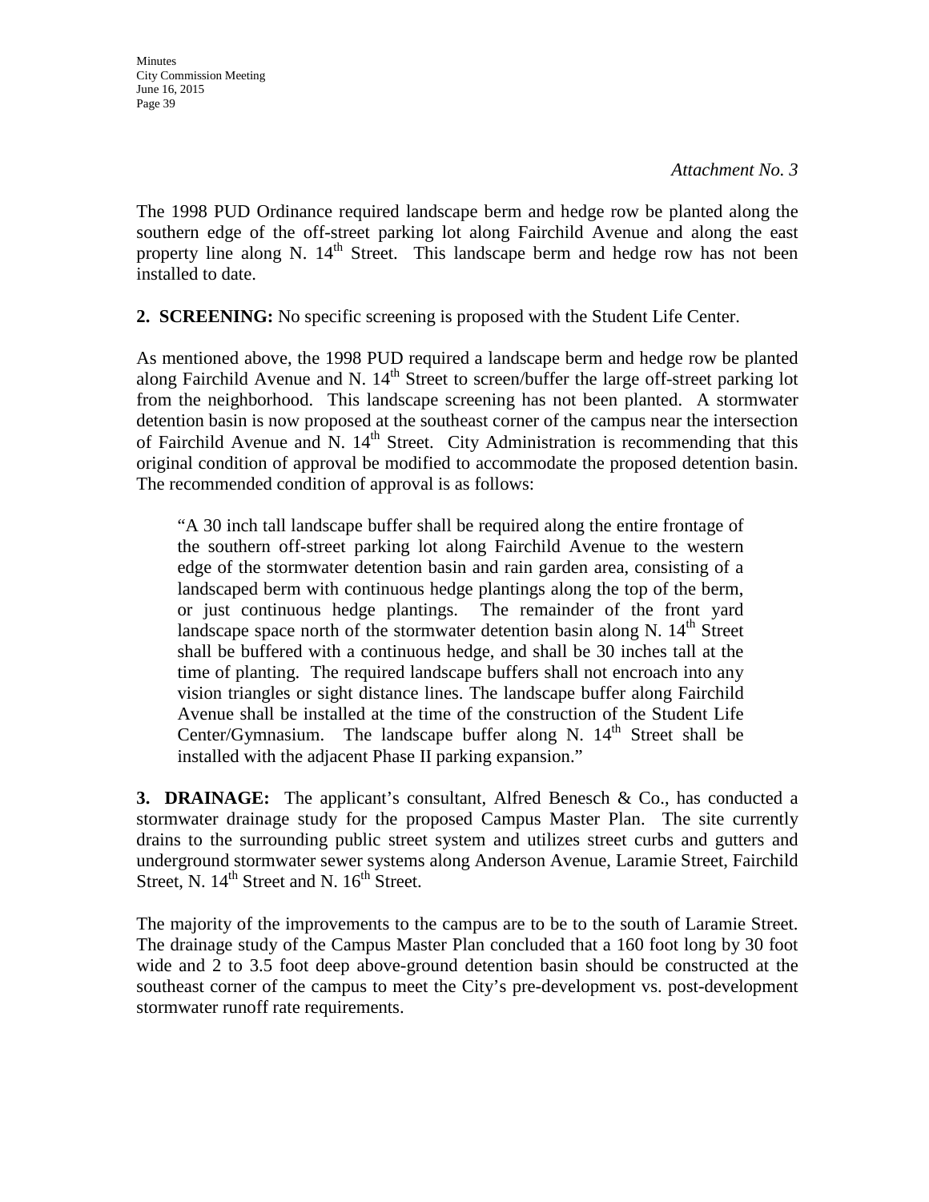*Attachment No. 3*

The 1998 PUD Ordinance required landscape berm and hedge row be planted along the southern edge of the off-street parking lot along Fairchild Avenue and along the east property line along N. 14th Street. This landscape berm and hedge row has not been installed to date.

**2. SCREENING:** No specific screening is proposed with the Student Life Center.

As mentioned above, the 1998 PUD required a landscape berm and hedge row be planted along Fairchild Avenue and N. 14th Street to screen/buffer the large off-street parking lot from the neighborhood. This landscape screening has not been planted. A stormwater detention basin is now proposed at the southeast corner of the campus near the intersection of Fairchild Avenue and N. 14th Street. City Administration is recommending that this original condition of approval be modified to accommodate the proposed detention basin. The recommended condition of approval is as follows:

> "A 30 inch tall landscape buffer shall be required along the entire frontage of the southern off-street parking lot along Fairchild Avenue to the western edge of the stormwater detention basin and rain garden area, consisting of a landscaped berm with continuous hedge plantings along the top of the berm, or just continuous hedge plantings. The remainder of the front yard landscape space north of the stormwater detention basin along N. 14th Street shall be buffered with a continuous hedge, and shall be 30 inches tall at the time of planting. The required landscape buffers shall not encroach into any vision triangles or sight distance lines. The landscape buffer along Fairchild Avenue shall be installed at the time of the construction of the Student Life Center/Gymnasium. The landscape buffer along N. 14th Street shall be installed with the adjacent Phase II parking expansion."

**3. DRAINAGE:** The applicant's consultant, Alfred Benesch & Co., has conducted a stormwater drainage study for the proposed Campus Master Plan. The site currently drains to the surrounding public street system and utilizes street curbs and gutters and underground stormwater sewer systems along Anderson Avenue, Laramie Street, Fairchild Street, N. 14th Street and N. 16th Street.

The majority of the improvements to the campus are to be to the south of Laramie Street. The drainage study of the Campus Master Plan concluded that a 160 foot long by 30 foot wide and 2 to 3.5 foot deep above-ground detention basin should be constructed at the southeast corner of the campus to meet the City's pre-development vs. post-development stormwater runoff rate requirements.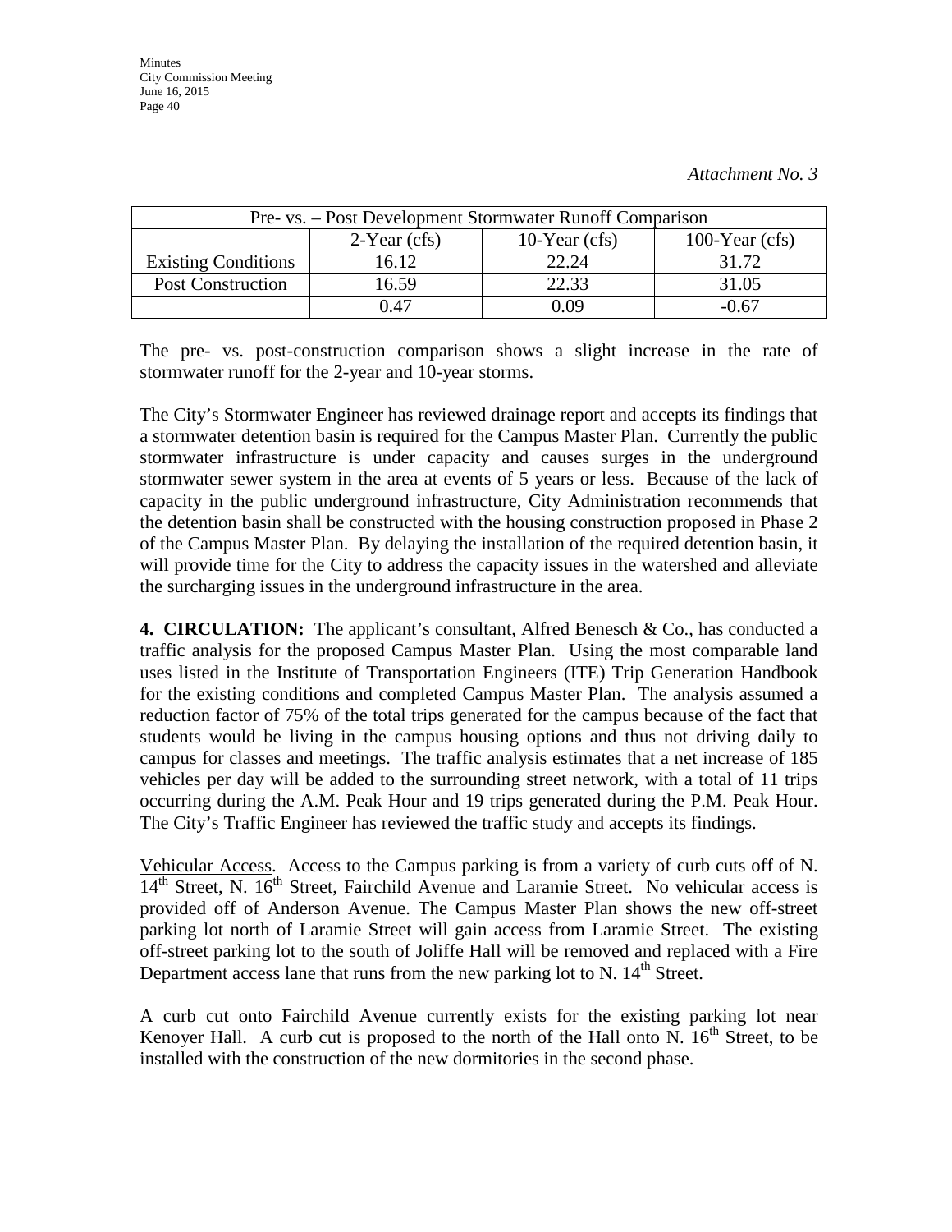*Attachment No. 3*

| Pre- vs. – Post Development Stormwater Runoff Comparison | | | |
|---|---|---|---|
| | 2-Year (cfs) | 10-Year (cfs) | 100-Year (cfs) |
| Existing Conditions | 16.12 | 22.24 | 31.72 |
| Post Construction | 16.59 | 22.33 | 31.05 |
| | 0.47 | 0.09 | -0.67 |

The pre- vs. post-construction comparison shows a slight increase in the rate of stormwater runoff for the 2-year and 10-year storms.

The City's Stormwater Engineer has reviewed drainage report and accepts its findings that a stormwater detention basin is required for the Campus Master Plan. Currently the public stormwater infrastructure is under capacity and causes surges in the underground stormwater sewer system in the area at events of 5 years or less. Because of the lack of capacity in the public underground infrastructure, City Administration recommends that the detention basin shall be constructed with the housing construction proposed in Phase 2 of the Campus Master Plan. By delaying the installation of the required detention basin, it will provide time for the City to address the capacity issues in the watershed and alleviate the surcharging issues in the underground infrastructure in the area.

**4. CIRCULATION:** The applicant's consultant, Alfred Benesch & Co., has conducted a traffic analysis for the proposed Campus Master Plan. Using the most comparable land uses listed in the Institute of Transportation Engineers (ITE) Trip Generation Handbook for the existing conditions and completed Campus Master Plan. The analysis assumed a reduction factor of 75% of the total trips generated for the campus because of the fact that students would be living in the campus housing options and thus not driving daily to campus for classes and meetings. The traffic analysis estimates that a net increase of 185 vehicles per day will be added to the surrounding street network, with a total of 11 trips occurring during the A.M. Peak Hour and 19 trips generated during the P.M. Peak Hour. The City's Traffic Engineer has reviewed the traffic study and accepts its findings.

Vehicular Access. Access to the Campus parking is from a variety of curb cuts off of N. 14th Street, N. 16th Street, Fairchild Avenue and Laramie Street. No vehicular access is provided off of Anderson Avenue. The Campus Master Plan shows the new off-street parking lot north of Laramie Street will gain access from Laramie Street. The existing off-street parking lot to the south of Joliffe Hall will be removed and replaced with a Fire Department access lane that runs from the new parking lot to N. 14th Street.

A curb cut onto Fairchild Avenue currently exists for the existing parking lot near Kenoyer Hall. A curb cut is proposed to the north of the Hall onto N. 16th Street, to be installed with the construction of the new dormitories in the second phase.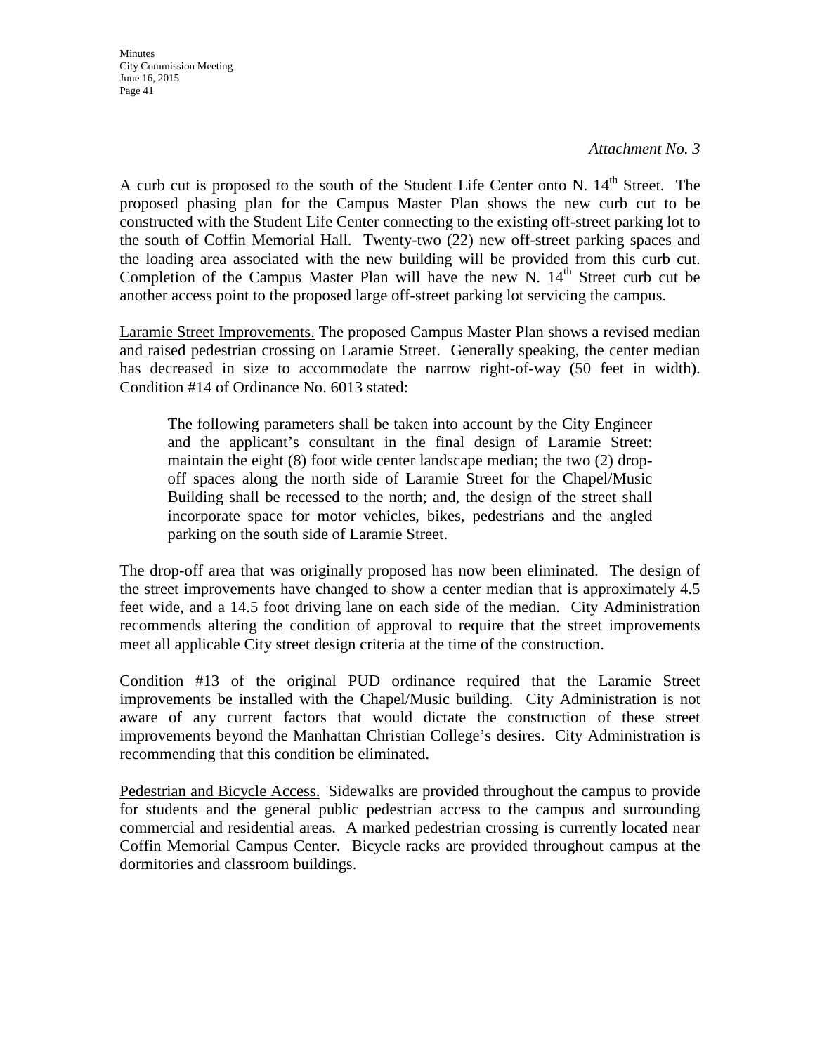*Attachment No. 3*

A curb cut is proposed to the south of the Student Life Center onto N. 14th Street. The proposed phasing plan for the Campus Master Plan shows the new curb cut to be constructed with the Student Life Center connecting to the existing off-street parking lot to the south of Coffin Memorial Hall. Twenty-two (22) new off-street parking spaces and the loading area associated with the new building will be provided from this curb cut. Completion of the Campus Master Plan will have the new N. 14th Street curb cut be another access point to the proposed large off-street parking lot servicing the campus.

<u>Laramie Street Improvements.</u> The proposed Campus Master Plan shows a revised median and raised pedestrian crossing on Laramie Street. Generally speaking, the center median has decreased in size to accommodate the narrow right-of-way (50 feet in width). Condition #14 of Ordinance No. 6013 stated:

> The following parameters shall be taken into account by the City Engineer and the applicant's consultant in the final design of Laramie Street: maintain the eight (8) foot wide center landscape median; the two (2) drop-off spaces along the north side of Laramie Street for the Chapel/Music Building shall be recessed to the north; and, the design of the street shall incorporate space for motor vehicles, bikes, pedestrians and the angled parking on the south side of Laramie Street.

The drop-off area that was originally proposed has now been eliminated. The design of the street improvements have changed to show a center median that is approximately 4.5 feet wide, and a 14.5 foot driving lane on each side of the median. City Administration recommends altering the condition of approval to require that the street improvements meet all applicable City street design criteria at the time of the construction.

Condition #13 of the original PUD ordinance required that the Laramie Street improvements be installed with the Chapel/Music building. City Administration is not aware of any current factors that would dictate the construction of these street improvements beyond the Manhattan Christian College's desires. City Administration is recommending that this condition be eliminated.

<u>Pedestrian and Bicycle Access.</u> Sidewalks are provided throughout the campus to provide for students and the general public pedestrian access to the campus and surrounding commercial and residential areas. A marked pedestrian crossing is currently located near Coffin Memorial Campus Center. Bicycle racks are provided throughout campus at the dormitories and classroom buildings.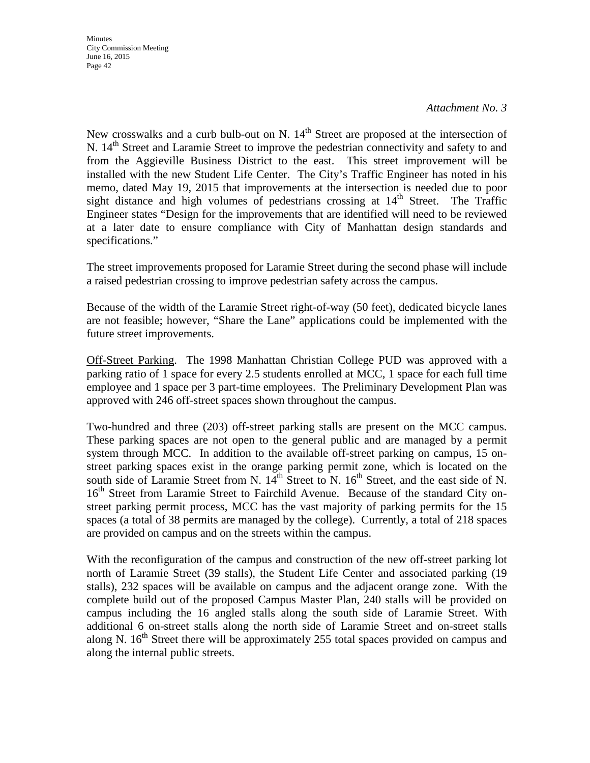*Attachment No. 3*

New crosswalks and a curb bulb-out on N. 14th Street are proposed at the intersection of N. 14th Street and Laramie Street to improve the pedestrian connectivity and safety to and from the Aggieville Business District to the east. This street improvement will be installed with the new Student Life Center. The City's Traffic Engineer has noted in his memo, dated May 19, 2015 that improvements at the intersection is needed due to poor sight distance and high volumes of pedestrians crossing at 14th Street. The Traffic Engineer states "Design for the improvements that are identified will need to be reviewed at a later date to ensure compliance with City of Manhattan design standards and specifications."

The street improvements proposed for Laramie Street during the second phase will include a raised pedestrian crossing to improve pedestrian safety across the campus.

Because of the width of the Laramie Street right-of-way (50 feet), dedicated bicycle lanes are not feasible; however, "Share the Lane" applications could be implemented with the future street improvements.

<u>Off-Street Parking</u>. The 1998 Manhattan Christian College PUD was approved with a parking ratio of 1 space for every 2.5 students enrolled at MCC, 1 space for each full time employee and 1 space per 3 part-time employees. The Preliminary Development Plan was approved with 246 off-street spaces shown throughout the campus.

Two-hundred and three (203) off-street parking stalls are present on the MCC campus. These parking spaces are not open to the general public and are managed by a permit system through MCC. In addition to the available off-street parking on campus, 15 on-street parking spaces exist in the orange parking permit zone, which is located on the south side of Laramie Street from N. 14th Street to N. 16th Street, and the east side of N. 16th Street from Laramie Street to Fairchild Avenue. Because of the standard City on-street parking permit process, MCC has the vast majority of parking permits for the 15 spaces (a total of 38 permits are managed by the college). Currently, a total of 218 spaces are provided on campus and on the streets within the campus.

With the reconfiguration of the campus and construction of the new off-street parking lot north of Laramie Street (39 stalls), the Student Life Center and associated parking (19 stalls), 232 spaces will be available on campus and the adjacent orange zone. With the complete build out of the proposed Campus Master Plan, 240 stalls will be provided on campus including the 16 angled stalls along the south side of Laramie Street. With additional 6 on-street stalls along the north side of Laramie Street and on-street stalls along N. 16th Street there will be approximately 255 total spaces provided on campus and along the internal public streets.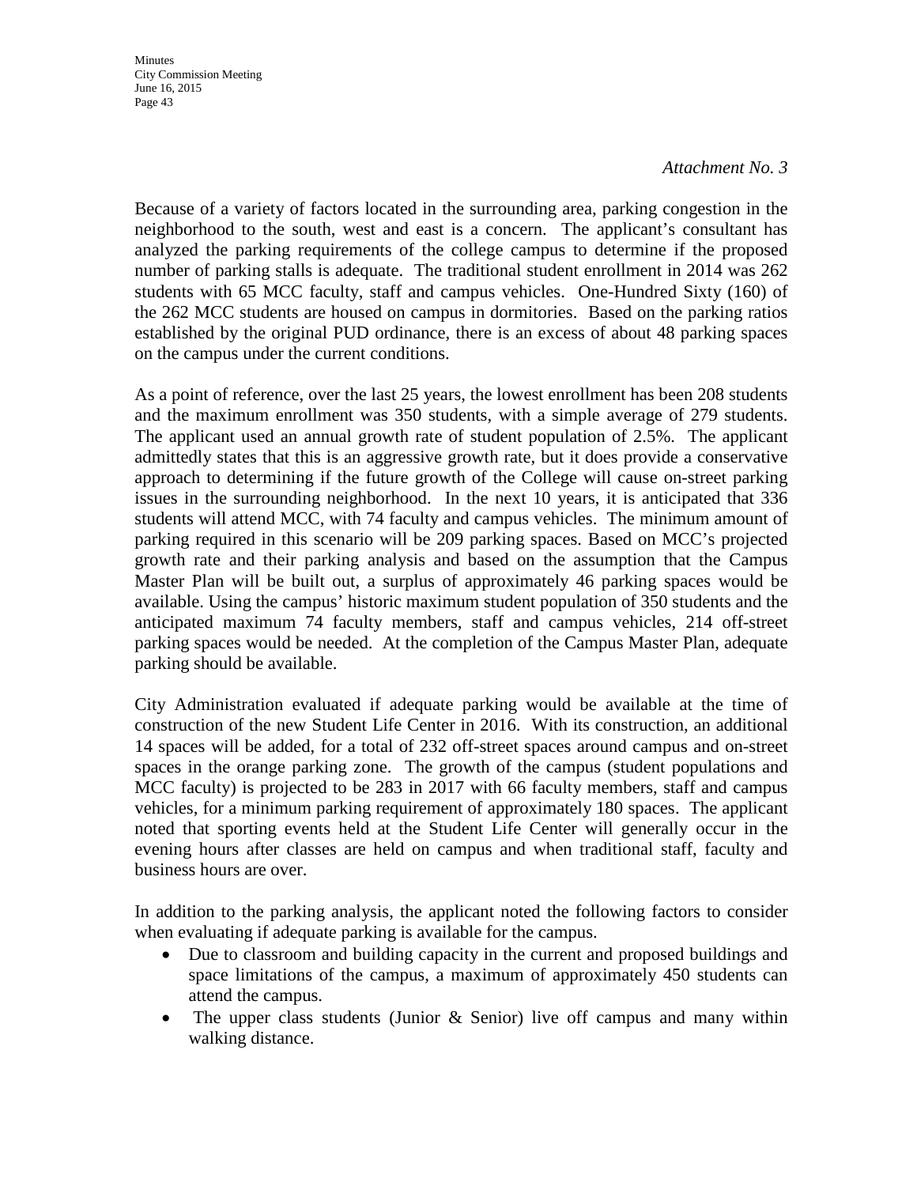*Attachment No. 3*

Because of a variety of factors located in the surrounding area, parking congestion in the neighborhood to the south, west and east is a concern. The applicant's consultant has analyzed the parking requirements of the college campus to determine if the proposed number of parking stalls is adequate. The traditional student enrollment in 2014 was 262 students with 65 MCC faculty, staff and campus vehicles. One-Hundred Sixty (160) of the 262 MCC students are housed on campus in dormitories. Based on the parking ratios established by the original PUD ordinance, there is an excess of about 48 parking spaces on the campus under the current conditions.

As a point of reference, over the last 25 years, the lowest enrollment has been 208 students and the maximum enrollment was 350 students, with a simple average of 279 students. The applicant used an annual growth rate of student population of 2.5%. The applicant admittedly states that this is an aggressive growth rate, but it does provide a conservative approach to determining if the future growth of the College will cause on-street parking issues in the surrounding neighborhood. In the next 10 years, it is anticipated that 336 students will attend MCC, with 74 faculty and campus vehicles. The minimum amount of parking required in this scenario will be 209 parking spaces. Based on MCC's projected growth rate and their parking analysis and based on the assumption that the Campus Master Plan will be built out, a surplus of approximately 46 parking spaces would be available. Using the campus' historic maximum student population of 350 students and the anticipated maximum 74 faculty members, staff and campus vehicles, 214 off-street parking spaces would be needed. At the completion of the Campus Master Plan, adequate parking should be available.

City Administration evaluated if adequate parking would be available at the time of construction of the new Student Life Center in 2016. With its construction, an additional 14 spaces will be added, for a total of 232 off-street spaces around campus and on-street spaces in the orange parking zone. The growth of the campus (student populations and MCC faculty) is projected to be 283 in 2017 with 66 faculty members, staff and campus vehicles, for a minimum parking requirement of approximately 180 spaces. The applicant noted that sporting events held at the Student Life Center will generally occur in the evening hours after classes are held on campus and when traditional staff, faculty and business hours are over.

In addition to the parking analysis, the applicant noted the following factors to consider when evaluating if adequate parking is available for the campus.

- Due to classroom and building capacity in the current and proposed buildings and space limitations of the campus, a maximum of approximately 450 students can attend the campus.
- The upper class students (Junior & Senior) live off campus and many within walking distance.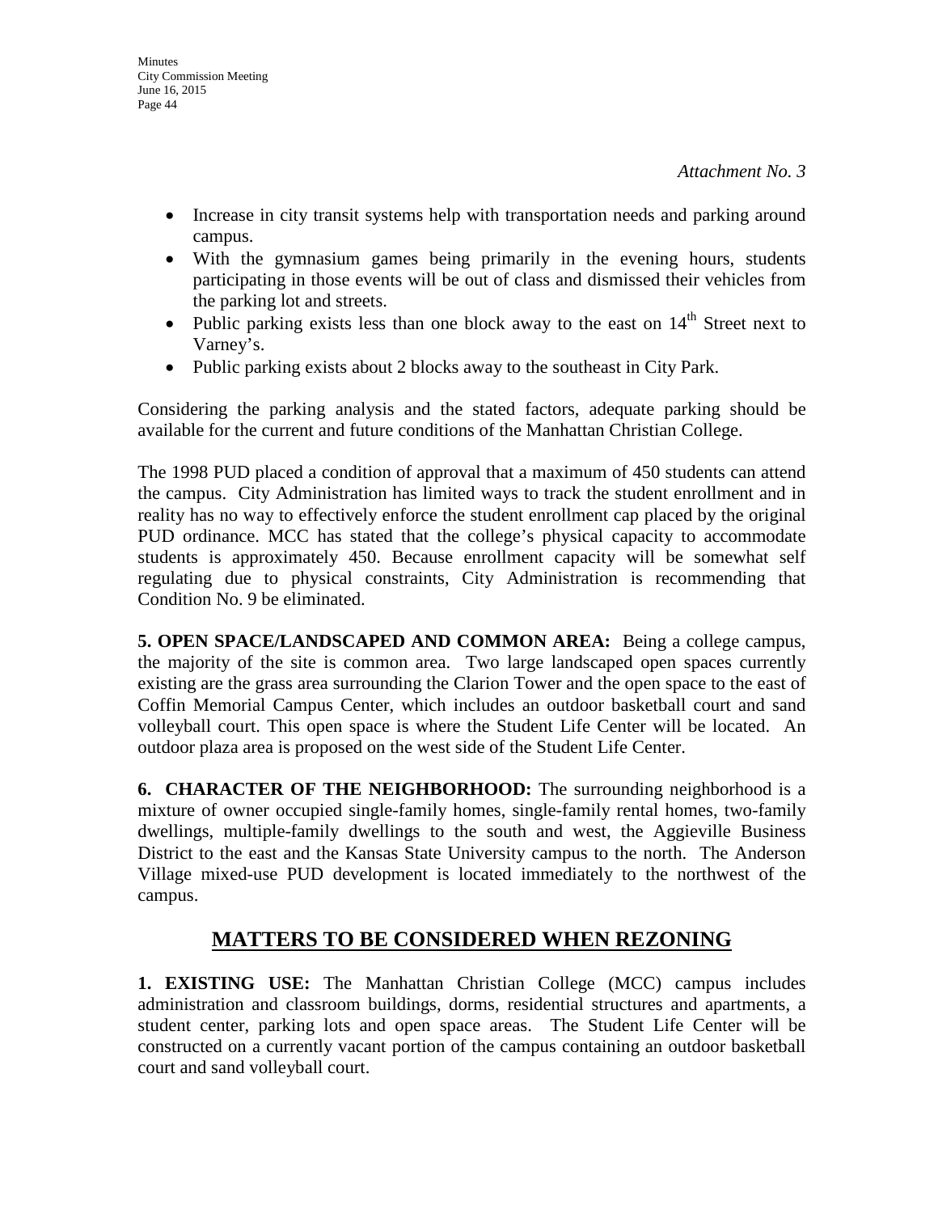*Attachment No. 3*

- Increase in city transit systems help with transportation needs and parking around campus.
- With the gymnasium games being primarily in the evening hours, students participating in those events will be out of class and dismissed their vehicles from the parking lot and streets.
- Public parking exists less than one block away to the east on 14th Street next to Varney's.
- Public parking exists about 2 blocks away to the southeast in City Park.

Considering the parking analysis and the stated factors, adequate parking should be available for the current and future conditions of the Manhattan Christian College.

The 1998 PUD placed a condition of approval that a maximum of 450 students can attend the campus. City Administration has limited ways to track the student enrollment and in reality has no way to effectively enforce the student enrollment cap placed by the original PUD ordinance. MCC has stated that the college's physical capacity to accommodate students is approximately 450. Because enrollment capacity will be somewhat self regulating due to physical constraints, City Administration is recommending that Condition No. 9 be eliminated.

**5. OPEN SPACE/LANDSCAPED AND COMMON AREA:** Being a college campus, the majority of the site is common area. Two large landscaped open spaces currently existing are the grass area surrounding the Clarion Tower and the open space to the east of Coffin Memorial Campus Center, which includes an outdoor basketball court and sand volleyball court. This open space is where the Student Life Center will be located. An outdoor plaza area is proposed on the west side of the Student Life Center.

**6. CHARACTER OF THE NEIGHBORHOOD:** The surrounding neighborhood is a mixture of owner occupied single-family homes, single-family rental homes, two-family dwellings, multiple-family dwellings to the south and west, the Aggieville Business District to the east and the Kansas State University campus to the north. The Anderson Village mixed-use PUD development is located immediately to the northwest of the campus.

## MATTERS TO BE CONSIDERED WHEN REZONING

**1. EXISTING USE:** The Manhattan Christian College (MCC) campus includes administration and classroom buildings, dorms, residential structures and apartments, a student center, parking lots and open space areas. The Student Life Center will be constructed on a currently vacant portion of the campus containing an outdoor basketball court and sand volleyball court.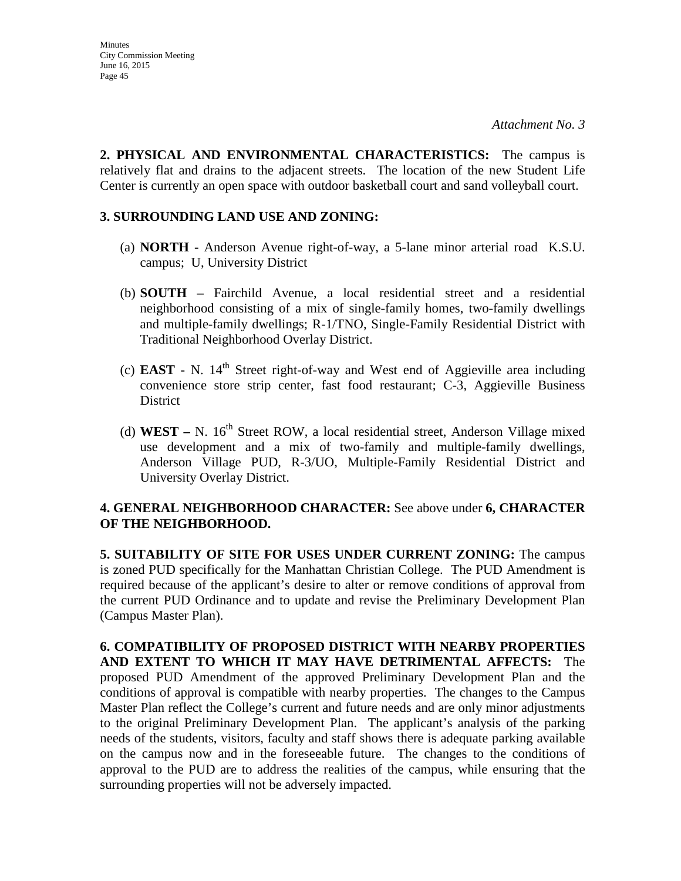*Attachment No. 3*

**2. PHYSICAL AND ENVIRONMENTAL CHARACTERISTICS:** The campus is relatively flat and drains to the adjacent streets. The location of the new Student Life Center is currently an open space with outdoor basketball court and sand volleyball court.

**3. SURROUNDING LAND USE AND ZONING:**

(a) **NORTH -** Anderson Avenue right-of-way, a 5-lane minor arterial road K.S.U. campus; U, University District

(b) **SOUTH –** Fairchild Avenue, a local residential street and a residential neighborhood consisting of a mix of single-family homes, two-family dwellings and multiple-family dwellings; R-1/TNO, Single-Family Residential District with Traditional Neighborhood Overlay District.

(c) **EAST -** N. 14th Street right-of-way and West end of Aggieville area including convenience store strip center, fast food restaurant; C-3, Aggieville Business District

(d) **WEST –** N. 16th Street ROW, a local residential street, Anderson Village mixed use development and a mix of two-family and multiple-family dwellings, Anderson Village PUD, R-3/UO, Multiple-Family Residential District and University Overlay District.

**4. GENERAL NEIGHBORHOOD CHARACTER:** See above under **6, CHARACTER OF THE NEIGHBORHOOD.**

**5. SUITABILITY OF SITE FOR USES UNDER CURRENT ZONING:** The campus is zoned PUD specifically for the Manhattan Christian College. The PUD Amendment is required because of the applicant's desire to alter or remove conditions of approval from the current PUD Ordinance and to update and revise the Preliminary Development Plan (Campus Master Plan).

**6. COMPATIBILITY OF PROPOSED DISTRICT WITH NEARBY PROPERTIES AND EXTENT TO WHICH IT MAY HAVE DETRIMENTAL AFFECTS:** The proposed PUD Amendment of the approved Preliminary Development Plan and the conditions of approval is compatible with nearby properties. The changes to the Campus Master Plan reflect the College's current and future needs and are only minor adjustments to the original Preliminary Development Plan. The applicant's analysis of the parking needs of the students, visitors, faculty and staff shows there is adequate parking available on the campus now and in the foreseeable future. The changes to the conditions of approval to the PUD are to address the realities of the campus, while ensuring that the surrounding properties will not be adversely impacted.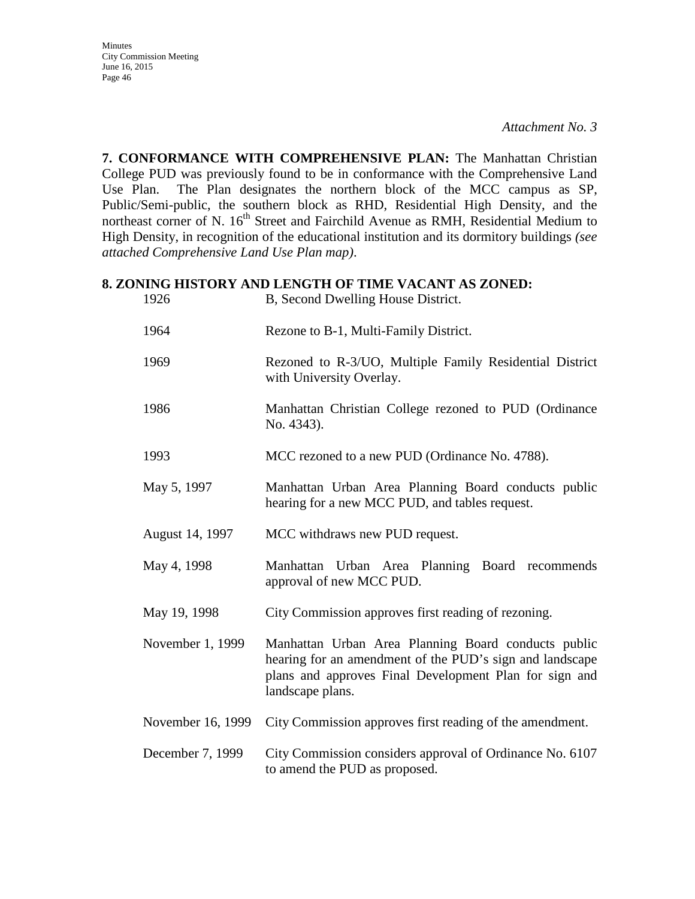*Attachment No. 3*

**7. CONFORMANCE WITH COMPREHENSIVE PLAN:** The Manhattan Christian College PUD was previously found to be in conformance with the Comprehensive Land Use Plan. The Plan designates the northern block of the MCC campus as SP, Public/Semi-public, the southern block as RHD, Residential High Density, and the northeast corner of N. 16th Street and Fairchild Avenue as RMH, Residential Medium to High Density, in recognition of the educational institution and its dormitory buildings *(see attached Comprehensive Land Use Plan map)*.

**8. ZONING HISTORY AND LENGTH OF TIME VACANT AS ZONED:**

| | |
|---|---|
| 1926 | B, Second Dwelling House District. |
| 1964 | Rezone to B-1, Multi-Family District. |
| 1969 | Rezoned to R-3/UO, Multiple Family Residential District with University Overlay. |
| 1986 | Manhattan Christian College rezoned to PUD (Ordinance No. 4343). |
| 1993 | MCC rezoned to a new PUD (Ordinance No. 4788). |
| May 5, 1997 | Manhattan Urban Area Planning Board conducts public hearing for a new MCC PUD, and tables request. |
| August 14, 1997 | MCC withdraws new PUD request. |
| May 4, 1998 | Manhattan Urban Area Planning Board recommends approval of new MCC PUD. |
| May 19, 1998 | City Commission approves first reading of rezoning. |
| November 1, 1999 | Manhattan Urban Area Planning Board conducts public hearing for an amendment of the PUD's sign and landscape plans and approves Final Development Plan for sign and landscape plans. |
| November 16, 1999 | City Commission approves first reading of the amendment. |
| December 7, 1999 | City Commission considers approval of Ordinance No. 6107 to amend the PUD as proposed. |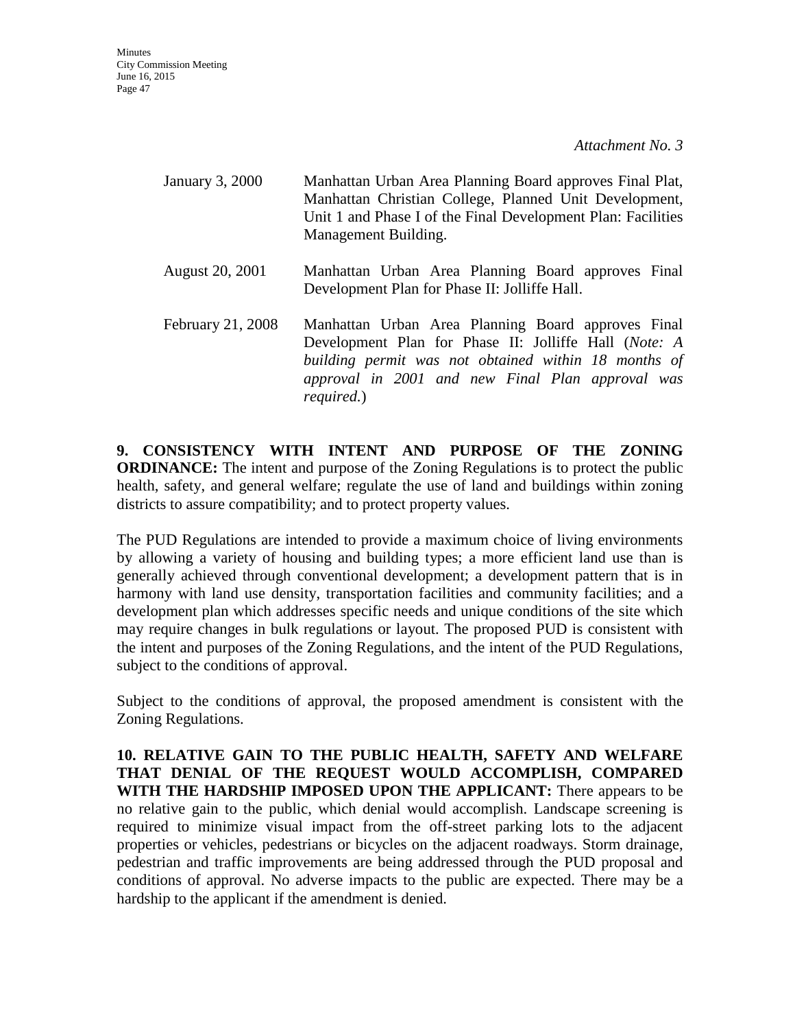*Attachment No. 3*

| | |
|---|---|
| January 3, 2000 | Manhattan Urban Area Planning Board approves Final Plat, Manhattan Christian College, Planned Unit Development, Unit 1 and Phase I of the Final Development Plan: Facilities Management Building. |
| August 20, 2001 | Manhattan Urban Area Planning Board approves Final Development Plan for Phase II: Jolliffe Hall. |
| February 21, 2008 | Manhattan Urban Area Planning Board approves Final Development Plan for Phase II: Jolliffe Hall (*Note: A building permit was not obtained within 18 months of approval in 2001 and new Final Plan approval was required.*) |

**9. CONSISTENCY WITH INTENT AND PURPOSE OF THE ZONING ORDINANCE:** The intent and purpose of the Zoning Regulations is to protect the public health, safety, and general welfare; regulate the use of land and buildings within zoning districts to assure compatibility; and to protect property values.

The PUD Regulations are intended to provide a maximum choice of living environments by allowing a variety of housing and building types; a more efficient land use than is generally achieved through conventional development; a development pattern that is in harmony with land use density, transportation facilities and community facilities; and a development plan which addresses specific needs and unique conditions of the site which may require changes in bulk regulations or layout. The proposed PUD is consistent with the intent and purposes of the Zoning Regulations, and the intent of the PUD Regulations, subject to the conditions of approval.

Subject to the conditions of approval, the proposed amendment is consistent with the Zoning Regulations.

**10. RELATIVE GAIN TO THE PUBLIC HEALTH, SAFETY AND WELFARE THAT DENIAL OF THE REQUEST WOULD ACCOMPLISH, COMPARED WITH THE HARDSHIP IMPOSED UPON THE APPLICANT:** There appears to be no relative gain to the public, which denial would accomplish. Landscape screening is required to minimize visual impact from the off-street parking lots to the adjacent properties or vehicles, pedestrians or bicycles on the adjacent roadways. Storm drainage, pedestrian and traffic improvements are being addressed through the PUD proposal and conditions of approval. No adverse impacts to the public are expected. There may be a hardship to the applicant if the amendment is denied.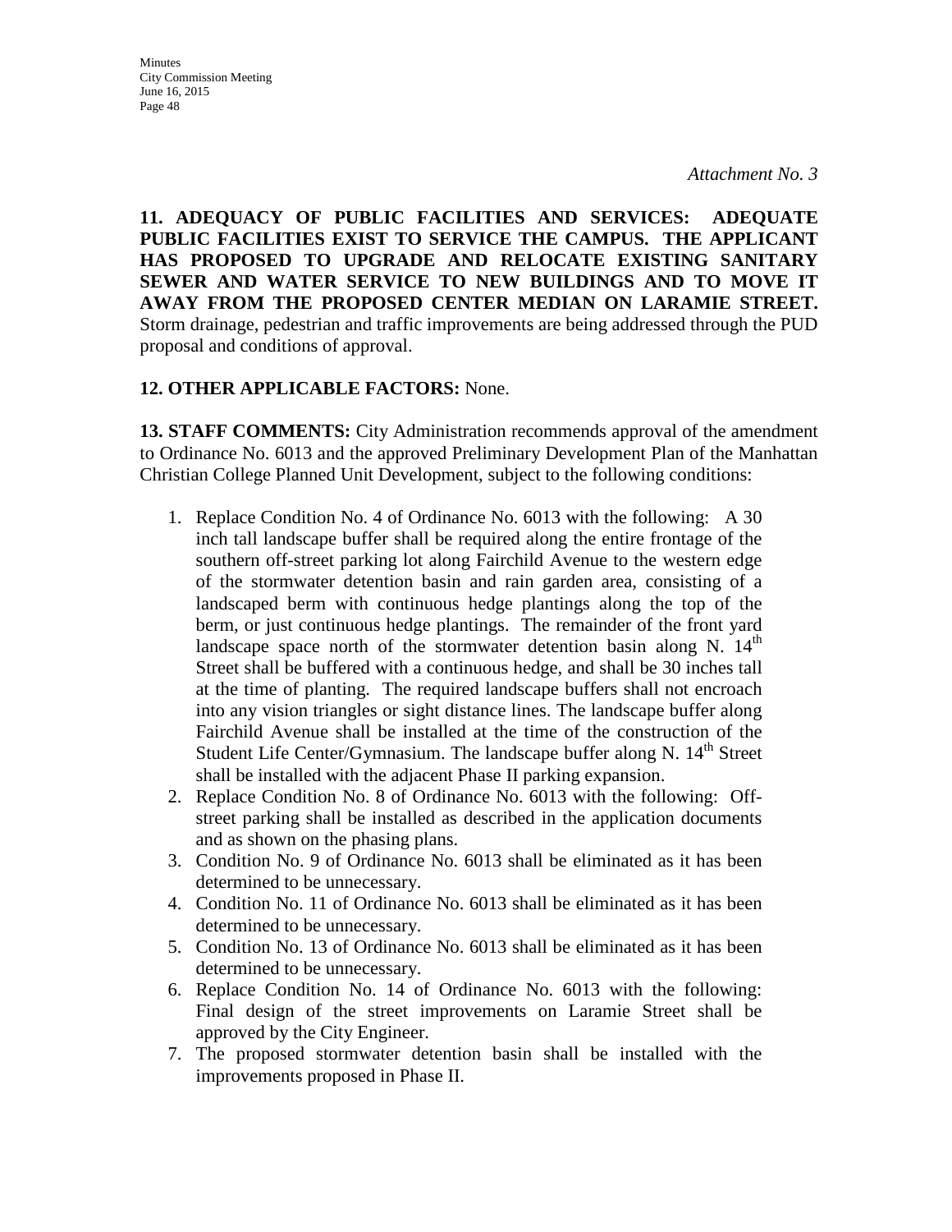*Attachment No. 3*

**11. ADEQUACY OF PUBLIC FACILITIES AND SERVICES: ADEQUATE PUBLIC FACILITIES EXIST TO SERVICE THE CAMPUS. THE APPLICANT HAS PROPOSED TO UPGRADE AND RELOCATE EXISTING SANITARY SEWER AND WATER SERVICE TO NEW BUILDINGS AND TO MOVE IT AWAY FROM THE PROPOSED CENTER MEDIAN ON LARAMIE STREET.** Storm drainage, pedestrian and traffic improvements are being addressed through the PUD proposal and conditions of approval.

**12. OTHER APPLICABLE FACTORS:** None.

**13. STAFF COMMENTS:** City Administration recommends approval of the amendment to Ordinance No. 6013 and the approved Preliminary Development Plan of the Manhattan Christian College Planned Unit Development, subject to the following conditions:

1. Replace Condition No. 4 of Ordinance No. 6013 with the following: A 30 inch tall landscape buffer shall be required along the entire frontage of the southern off-street parking lot along Fairchild Avenue to the western edge of the stormwater detention basin and rain garden area, consisting of a landscaped berm with continuous hedge plantings along the top of the berm, or just continuous hedge plantings. The remainder of the front yard landscape space north of the stormwater detention basin along N. 14th Street shall be buffered with a continuous hedge, and shall be 30 inches tall at the time of planting. The required landscape buffers shall not encroach into any vision triangles or sight distance lines. The landscape buffer along Fairchild Avenue shall be installed at the time of the construction of the Student Life Center/Gymnasium. The landscape buffer along N. 14th Street shall be installed with the adjacent Phase II parking expansion.
2. Replace Condition No. 8 of Ordinance No. 6013 with the following: Off-street parking shall be installed as described in the application documents and as shown on the phasing plans.
3. Condition No. 9 of Ordinance No. 6013 shall be eliminated as it has been determined to be unnecessary.
4. Condition No. 11 of Ordinance No. 6013 shall be eliminated as it has been determined to be unnecessary.
5. Condition No. 13 of Ordinance No. 6013 shall be eliminated as it has been determined to be unnecessary.
6. Replace Condition No. 14 of Ordinance No. 6013 with the following: Final design of the street improvements on Laramie Street shall be approved by the City Engineer.
7. The proposed stormwater detention basin shall be installed with the improvements proposed in Phase II.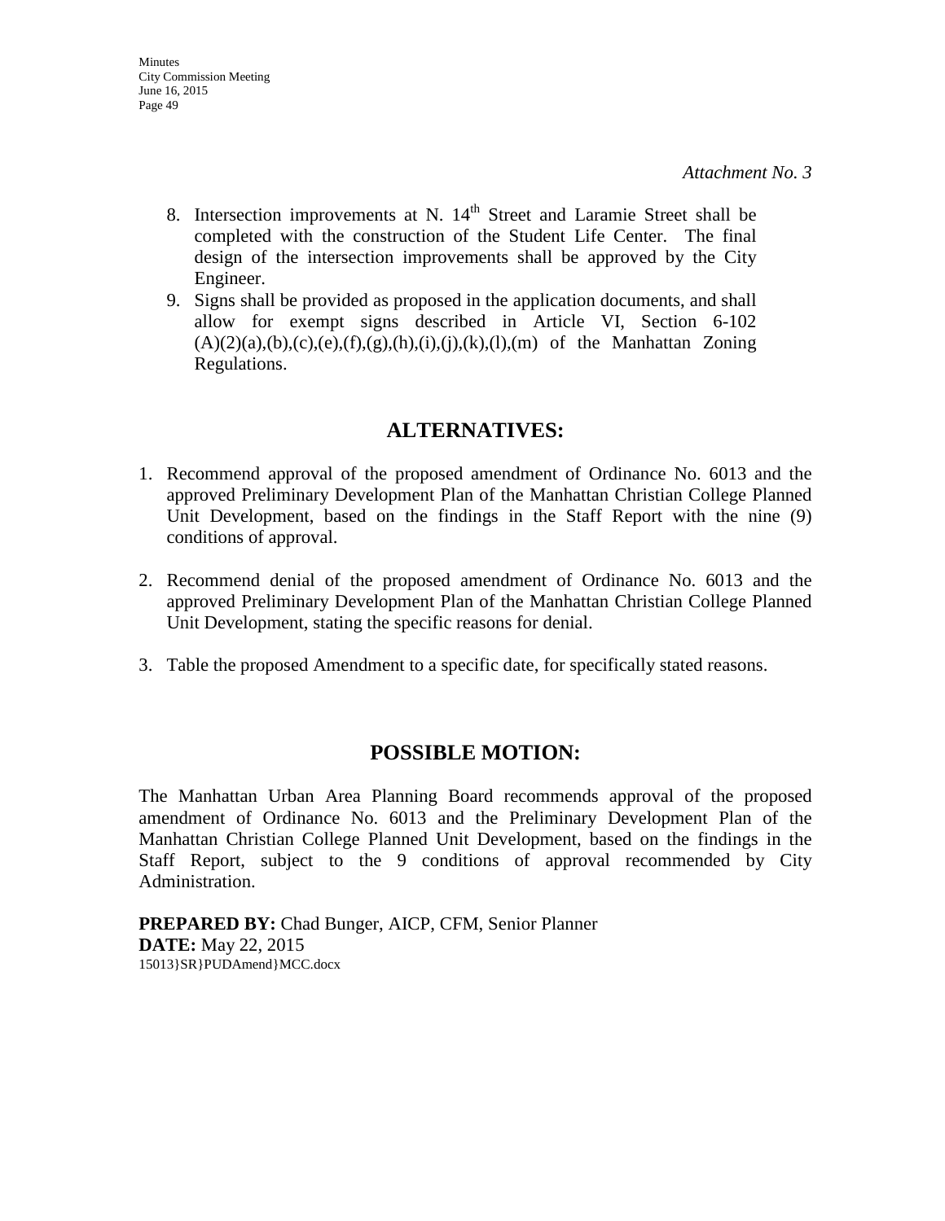*Attachment No. 3*

8. Intersection improvements at N. 14th Street and Laramie Street shall be completed with the construction of the Student Life Center. The final design of the intersection improvements shall be approved by the City Engineer.
9. Signs shall be provided as proposed in the application documents, and shall allow for exempt signs described in Article VI, Section 6-102 (A)(2)(a),(b),(c),(e),(f),(g),(h),(i),(j),(k),(l),(m) of the Manhattan Zoning Regulations.

## ALTERNATIVES:

1. Recommend approval of the proposed amendment of Ordinance No. 6013 and the approved Preliminary Development Plan of the Manhattan Christian College Planned Unit Development, based on the findings in the Staff Report with the nine (9) conditions of approval.

2. Recommend denial of the proposed amendment of Ordinance No. 6013 and the approved Preliminary Development Plan of the Manhattan Christian College Planned Unit Development, stating the specific reasons for denial.

3. Table the proposed Amendment to a specific date, for specifically stated reasons.

## POSSIBLE MOTION:

The Manhattan Urban Area Planning Board recommends approval of the proposed amendment of Ordinance No. 6013 and the Preliminary Development Plan of the Manhattan Christian College Planned Unit Development, based on the findings in the Staff Report, subject to the 9 conditions of approval recommended by City Administration.

**PREPARED BY:** Chad Bunger, AICP, CFM, Senior Planner
**DATE:** May 22, 2015
15013}SR}PUDAmend}MCC.docx